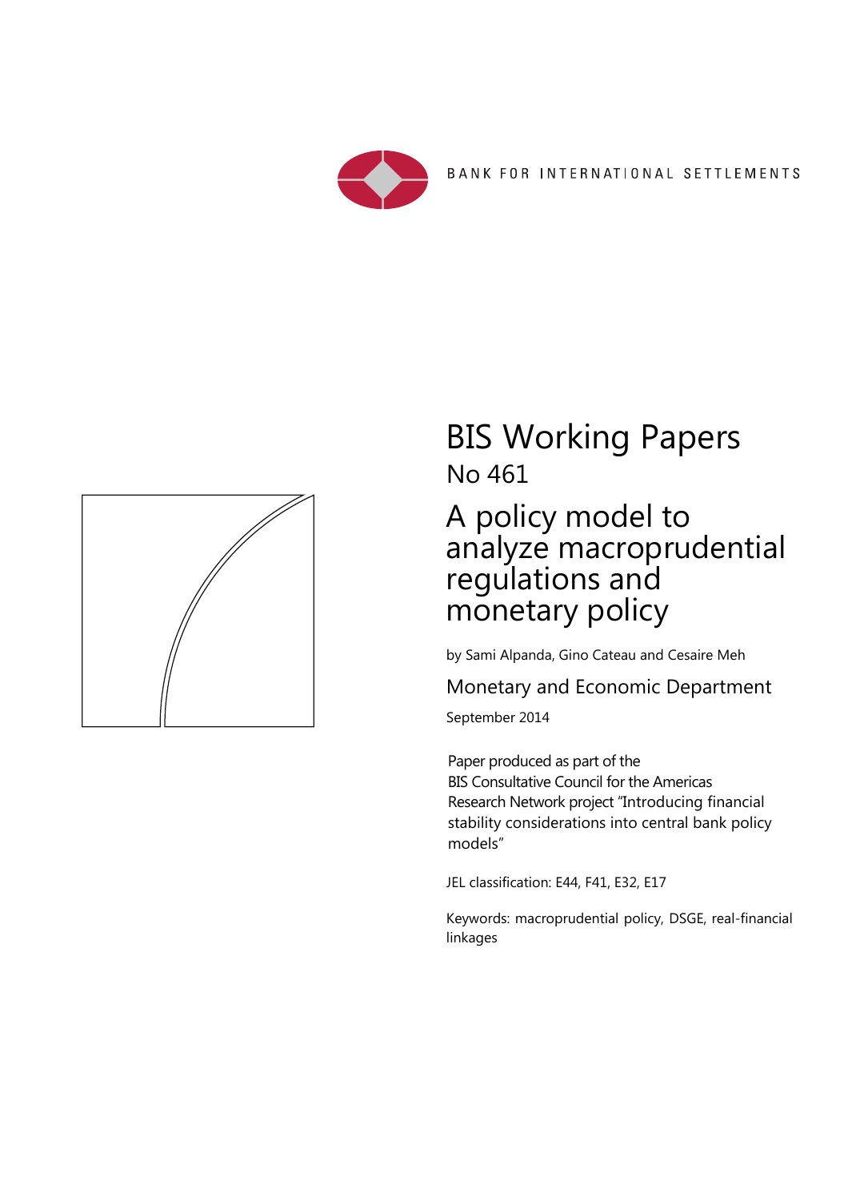BANK FOR INTERNATIONAL SETTLEMENTS

# BIS Working Papers

No 461

## A policy model to analyze macroprudential regulations and monetary policy

by Sami Alpanda, Gino Cateau and Cesaire Meh

Monetary and Economic Department

September 2014

Paper produced as part of the BIS Consultative Council for the Americas Research Network project "Introducing financial stability considerations into central bank policy models"

JEL classification: E44, F41, E32, E17

Keywords: macroprudential policy, DSGE, real-financial linkages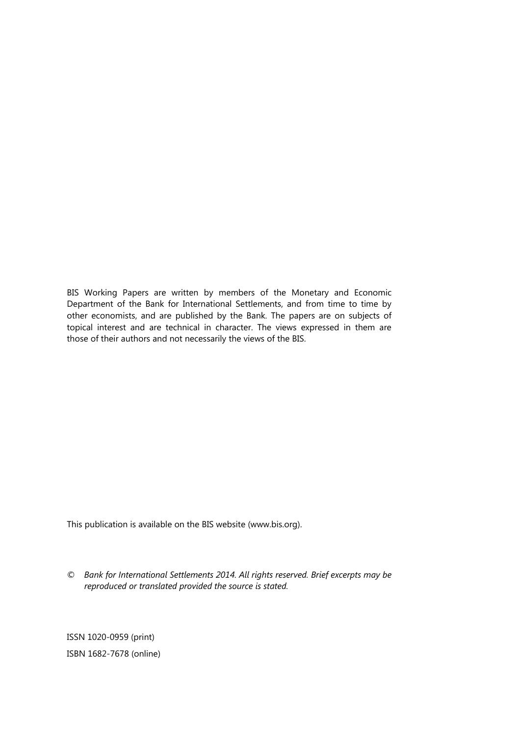BIS Working Papers are written by members of the Monetary and Economic Department of the Bank for International Settlements, and from time to time by other economists, and are published by the Bank. The papers are on subjects of topical interest and are technical in character. The views expressed in them are those of their authors and not necessarily the views of the BIS.

This publication is available on the BIS website (www.bis.org).

© *Bank for International Settlements 2014. All rights reserved. Brief excerpts may be reproduced or translated provided the source is stated.*

ISSN 1020-0959 (print)

ISBN 1682-7678 (online)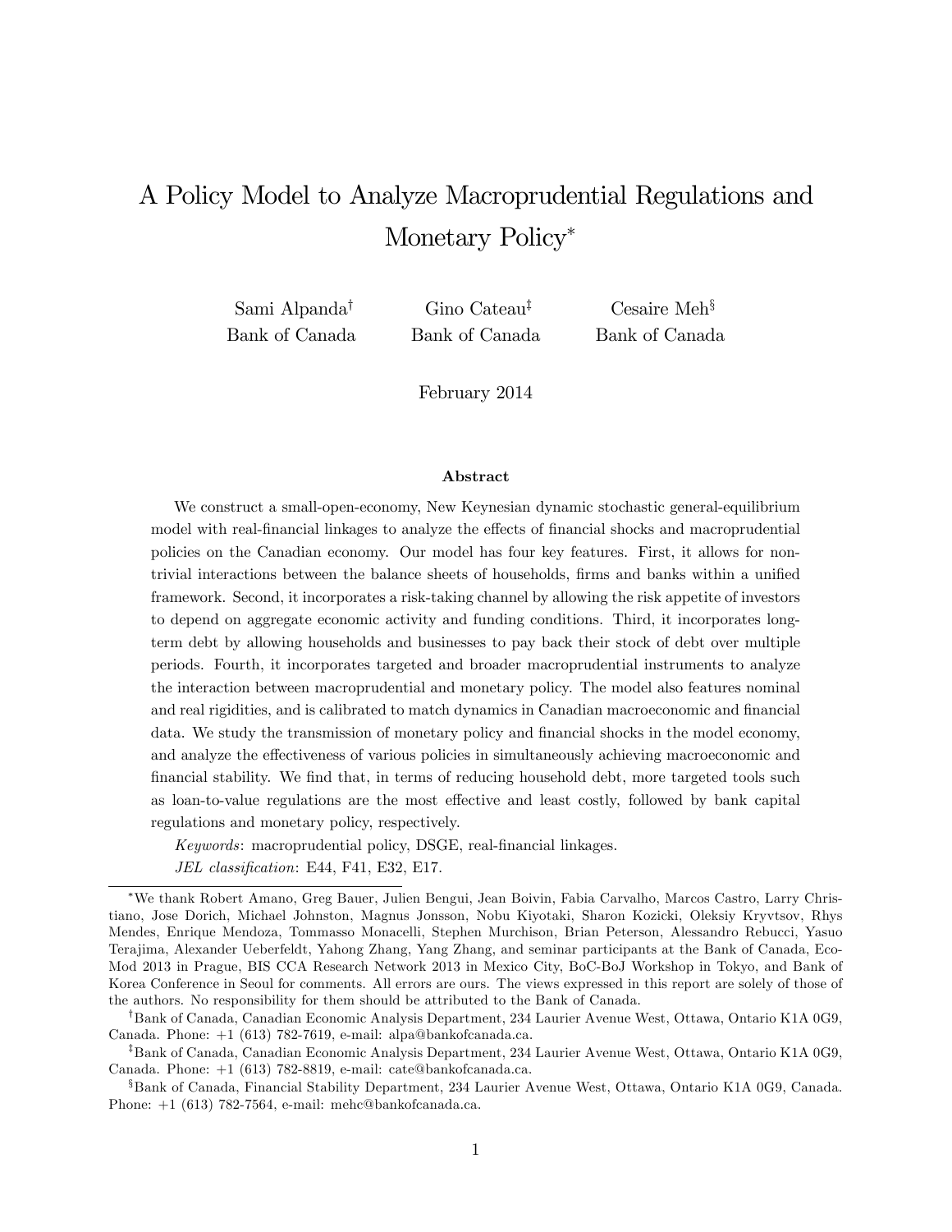# A Policy Model to Analyze Macroprudential Regulations and Monetary Policy*

Sami Alpanda[†] Bank of Canada

Gino Cateau[‡] Bank of Canada

Cesaire Meh[§] Bank of Canada

February 2014

### Abstract

We construct a small-open-economy, New Keynesian dynamic stochastic general-equilibrium model with real-financial linkages to analyze the effects of financial shocks and macroprudential policies on the Canadian economy. Our model has four key features. First, it allows for non-trivial interactions between the balance sheets of households, firms and banks within a unified framework. Second, it incorporates a risk-taking channel by allowing the risk appetite of investors to depend on aggregate economic activity and funding conditions. Third, it incorporates long-term debt by allowing households and businesses to pay back their stock of debt over multiple periods. Fourth, it incorporates targeted and broader macroprudential instruments to analyze the interaction between macroprudential and monetary policy. The model also features nominal and real rigidities, and is calibrated to match dynamics in Canadian macroeconomic and financial data. We study the transmission of monetary policy and financial shocks in the model economy, and analyze the effectiveness of various policies in simultaneously achieving macroeconomic and financial stability. We find that, in terms of reducing household debt, more targeted tools such as loan-to-value regulations are the most effective and least costly, followed by bank capital regulations and monetary policy, respectively.

*Keywords*: macroprudential policy, DSGE, real-financial linkages.

*JEL classification*: E44, F41, E32, E17.

---

*We thank Robert Amano, Greg Bauer, Julien Bengui, Jean Boivin, Fabia Carvalho, Marcos Castro, Larry Christiano, Jose Dorich, Michael Johnston, Magnus Jonsson, Nobu Kiyotaki, Sharon Kozicki, Oleksiy Kryvtsov, Rhys Mendes, Enrique Mendoza, Tommasso Monacelli, Stephen Murchison, Brian Peterson, Alessandro Rebucci, Yasuo Terajima, Alexander Ueberfeldt, Yahong Zhang, Yang Zhang, and seminar participants at the Bank of Canada, Eco-Mod 2013 in Prague, BIS CCA Research Network 2013 in Mexico City, BoC-BoJ Workshop in Tokyo, and Bank of Korea Conference in Seoul for comments. All errors are ours. The views expressed in this report are solely of those of the authors. No responsibility for them should be attributed to the Bank of Canada.

[†]Bank of Canada, Canadian Economic Analysis Department, 234 Laurier Avenue West, Ottawa, Ontario K1A 0G9, Canada. Phone: +1 (613) 782-7619, e-mail: alpa@bankofcanada.ca.

[‡]Bank of Canada, Canadian Economic Analysis Department, 234 Laurier Avenue West, Ottawa, Ontario K1A 0G9, Canada. Phone: +1 (613) 782-8819, e-mail: cate@bankofcanada.ca.

[§]Bank of Canada, Financial Stability Department, 234 Laurier Avenue West, Ottawa, Ontario K1A 0G9, Canada. Phone: +1 (613) 782-7564, e-mail: mehc@bankofcanada.ca.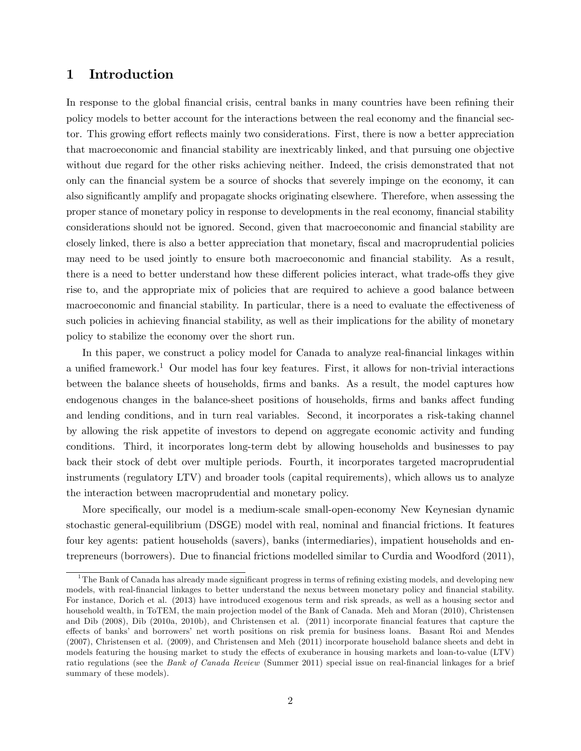# 1 Introduction

In response to the global financial crisis, central banks in many countries have been refining their policy models to better account for the interactions between the real economy and the financial sector. This growing effort reflects mainly two considerations. First, there is now a better appreciation that macroeconomic and financial stability are inextricably linked, and that pursuing one objective without due regard for the other risks achieving neither. Indeed, the crisis demonstrated that not only can the financial system be a source of shocks that severely impinge on the economy, it can also significantly amplify and propagate shocks originating elsewhere. Therefore, when assessing the proper stance of monetary policy in response to developments in the real economy, financial stability considerations should not be ignored. Second, given that macroeconomic and financial stability are closely linked, there is also a better appreciation that monetary, fiscal and macroprudential policies may need to be used jointly to ensure both macroeconomic and financial stability. As a result, there is a need to better understand how these different policies interact, what trade-offs they give rise to, and the appropriate mix of policies that are required to achieve a good balance between macroeconomic and financial stability. In particular, there is a need to evaluate the effectiveness of such policies in achieving financial stability, as well as their implications for the ability of monetary policy to stabilize the economy over the short run.

In this paper, we construct a policy model for Canada to analyze real-financial linkages within a unified framework.[1] Our model has four key features. First, it allows for non-trivial interactions between the balance sheets of households, firms and banks. As a result, the model captures how endogenous changes in the balance-sheet positions of households, firms and banks affect funding and lending conditions, and in turn real variables. Second, it incorporates a risk-taking channel by allowing the risk appetite of investors to depend on aggregate economic activity and funding conditions. Third, it incorporates long-term debt by allowing households and businesses to pay back their stock of debt over multiple periods. Fourth, it incorporates targeted macroprudential instruments (regulatory LTV) and broader tools (capital requirements), which allows us to analyze the interaction between macroprudential and monetary policy.

More specifically, our model is a medium-scale small-open-economy New Keynesian dynamic stochastic general-equilibrium (DSGE) model with real, nominal and financial frictions. It features four key agents: patient households (savers), banks (intermediaries), impatient households and entrepreneurs (borrowers). Due to financial frictions modelled similar to Curdia and Woodford (2011),

[1] The Bank of Canada has already made significant progress in terms of refining existing models, and developing new models, with real-financial linkages to better understand the nexus between monetary policy and financial stability. For instance, Dorich et al. (2013) have introduced exogenous term and risk spreads, as well as a housing sector and household wealth, in ToTEM, the main projection model of the Bank of Canada. Meh and Moran (2010), Christensen and Dib (2008), Dib (2010a, 2010b), and Christensen et al. (2011) incorporate financial features that capture the effects of banks' and borrowers' net worth positions on risk premia for business loans. Basant Roi and Mendes (2007), Christensen et al. (2009), and Christensen and Meh (2011) incorporate household balance sheets and debt in models featuring the housing market to study the effects of exuberance in housing markets and loan-to-value (LTV) ratio regulations (see the *Bank of Canada Review* (Summer 2011) special issue on real-financial linkages for a brief summary of these models).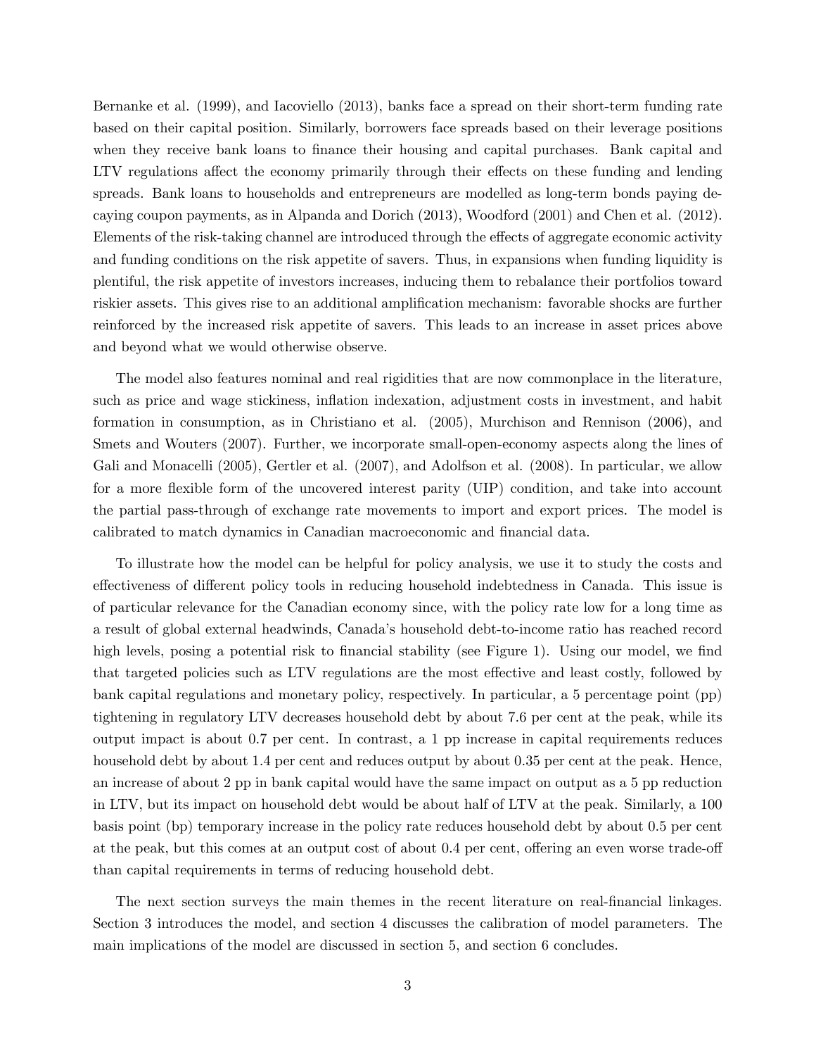Bernanke et al. (1999), and Iacoviello (2013), banks face a spread on their short-term funding rate based on their capital position. Similarly, borrowers face spreads based on their leverage positions when they receive bank loans to finance their housing and capital purchases. Bank capital and LTV regulations affect the economy primarily through their effects on these funding and lending spreads. Bank loans to households and entrepreneurs are modelled as long-term bonds paying decaying coupon payments, as in Alpanda and Dorich (2013), Woodford (2001) and Chen et al. (2012). Elements of the risk-taking channel are introduced through the effects of aggregate economic activity and funding conditions on the risk appetite of savers. Thus, in expansions when funding liquidity is plentiful, the risk appetite of investors increases, inducing them to rebalance their portfolios toward riskier assets. This gives rise to an additional amplification mechanism: favorable shocks are further reinforced by the increased risk appetite of savers. This leads to an increase in asset prices above and beyond what we would otherwise observe.

The model also features nominal and real rigidities that are now commonplace in the literature, such as price and wage stickiness, inflation indexation, adjustment costs in investment, and habit formation in consumption, as in Christiano et al. (2005), Murchison and Rennison (2006), and Smets and Wouters (2007). Further, we incorporate small-open-economy aspects along the lines of Gali and Monacelli (2005), Gertler et al. (2007), and Adolfson et al. (2008). In particular, we allow for a more flexible form of the uncovered interest parity (UIP) condition, and take into account the partial pass-through of exchange rate movements to import and export prices. The model is calibrated to match dynamics in Canadian macroeconomic and financial data.

To illustrate how the model can be helpful for policy analysis, we use it to study the costs and effectiveness of different policy tools in reducing household indebtedness in Canada. This issue is of particular relevance for the Canadian economy since, with the policy rate low for a long time as a result of global external headwinds, Canada's household debt-to-income ratio has reached record high levels, posing a potential risk to financial stability (see Figure 1). Using our model, we find that targeted policies such as LTV regulations are the most effective and least costly, followed by bank capital regulations and monetary policy, respectively. In particular, a 5 percentage point (pp) tightening in regulatory LTV decreases household debt by about 7.6 per cent at the peak, while its output impact is about 0.7 per cent. In contrast, a 1 pp increase in capital requirements reduces household debt by about 1.4 per cent and reduces output by about 0.35 per cent at the peak. Hence, an increase of about 2 pp in bank capital would have the same impact on output as a 5 pp reduction in LTV, but its impact on household debt would be about half of LTV at the peak. Similarly, a 100 basis point (bp) temporary increase in the policy rate reduces household debt by about 0.5 per cent at the peak, but this comes at an output cost of about 0.4 per cent, offering an even worse trade-off than capital requirements in terms of reducing household debt.

The next section surveys the main themes in the recent literature on real-financial linkages. Section 3 introduces the model, and section 4 discusses the calibration of model parameters. The main implications of the model are discussed in section 5, and section 6 concludes.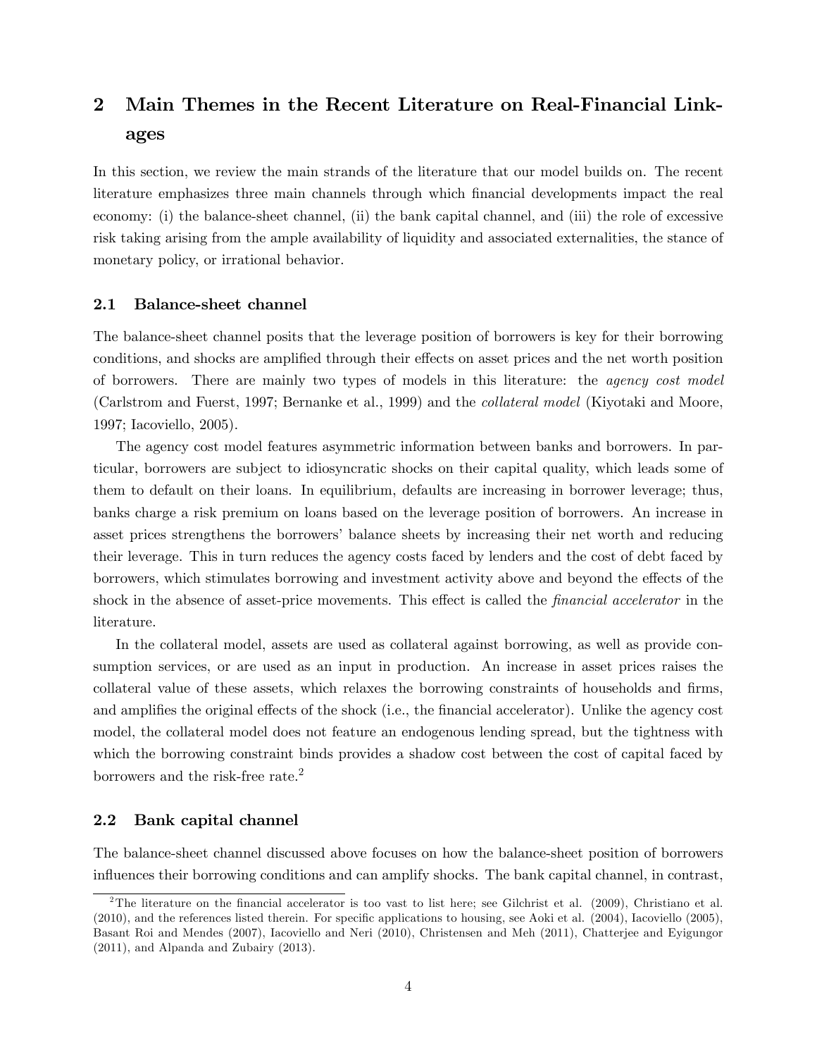## 2 Main Themes in the Recent Literature on Real-Financial Linkages

In this section, we review the main strands of the literature that our model builds on. The recent literature emphasizes three main channels through which financial developments impact the real economy: (i) the balance-sheet channel, (ii) the bank capital channel, and (iii) the role of excessive risk taking arising from the ample availability of liquidity and associated externalities, the stance of monetary policy, or irrational behavior.

### 2.1 Balance-sheet channel

The balance-sheet channel posits that the leverage position of borrowers is key for their borrowing conditions, and shocks are amplified through their effects on asset prices and the net worth position of borrowers. There are mainly two types of models in this literature: the *agency cost model* (Carlstrom and Fuerst, 1997; Bernanke et al., 1999) and the *collateral model* (Kiyotaki and Moore, 1997; Iacoviello, 2005).

The agency cost model features asymmetric information between banks and borrowers. In particular, borrowers are subject to idiosyncratic shocks on their capital quality, which leads some of them to default on their loans. In equilibrium, defaults are increasing in borrower leverage; thus, banks charge a risk premium on loans based on the leverage position of borrowers. An increase in asset prices strengthens the borrowers' balance sheets by increasing their net worth and reducing their leverage. This in turn reduces the agency costs faced by lenders and the cost of debt faced by borrowers, which stimulates borrowing and investment activity above and beyond the effects of the shock in the absence of asset-price movements. This effect is called the *financial accelerator* in the literature.

In the collateral model, assets are used as collateral against borrowing, as well as provide consumption services, or are used as an input in production. An increase in asset prices raises the collateral value of these assets, which relaxes the borrowing constraints of households and firms, and amplifies the original effects of the shock (i.e., the financial accelerator). Unlike the agency cost model, the collateral model does not feature an endogenous lending spread, but the tightness with which the borrowing constraint binds provides a shadow cost between the cost of capital faced by borrowers and the risk-free rate.[2]

### 2.2 Bank capital channel

The balance-sheet channel discussed above focuses on how the balance-sheet position of borrowers influences their borrowing conditions and can amplify shocks. The bank capital channel, in contrast,

[2] The literature on the financial accelerator is too vast to list here; see Gilchrist et al. (2009), Christiano et al. (2010), and the references listed therein. For specific applications to housing, see Aoki et al. (2004), Iacoviello (2005), Basant Roi and Mendes (2007), Iacoviello and Neri (2010), Christensen and Meh (2011), Chatterjee and Eyigungor (2011), and Alpanda and Zubairy (2013).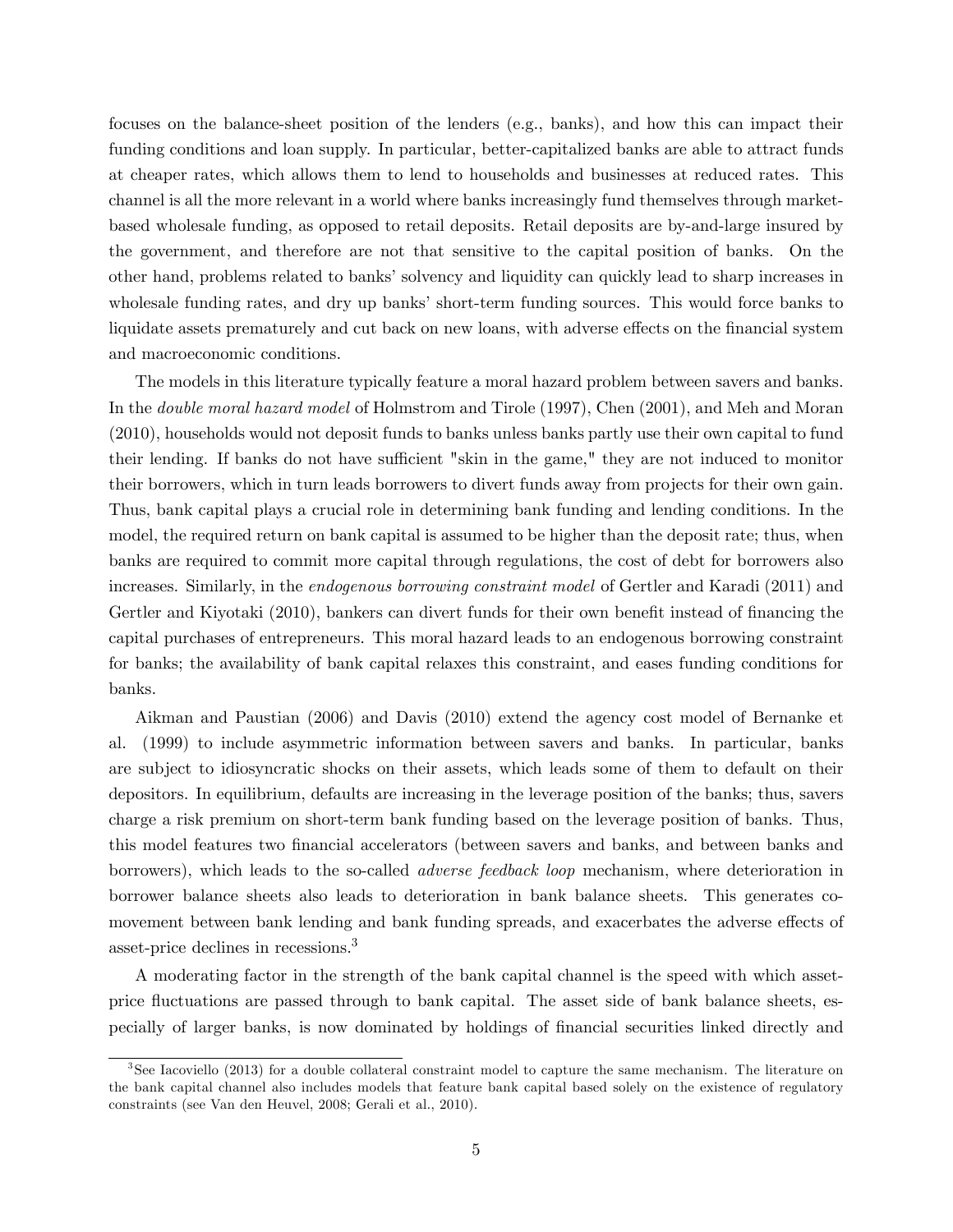focuses on the balance-sheet position of the lenders (e.g., banks), and how this can impact their funding conditions and loan supply. In particular, better-capitalized banks are able to attract funds at cheaper rates, which allows them to lend to households and businesses at reduced rates. This channel is all the more relevant in a world where banks increasingly fund themselves through market-based wholesale funding, as opposed to retail deposits. Retail deposits are by-and-large insured by the government, and therefore are not that sensitive to the capital position of banks. On the other hand, problems related to banks' solvency and liquidity can quickly lead to sharp increases in wholesale funding rates, and dry up banks' short-term funding sources. This would force banks to liquidate assets prematurely and cut back on new loans, with adverse effects on the financial system and macroeconomic conditions.

The models in this literature typically feature a moral hazard problem between savers and banks. In the *double moral hazard model* of Holmstrom and Tirole (1997), Chen (2001), and Meh and Moran (2010), households would not deposit funds to banks unless banks partly use their own capital to fund their lending. If banks do not have sufficient "skin in the game," they are not induced to monitor their borrowers, which in turn leads borrowers to divert funds away from projects for their own gain. Thus, bank capital plays a crucial role in determining bank funding and lending conditions. In the model, the required return on bank capital is assumed to be higher than the deposit rate; thus, when banks are required to commit more capital through regulations, the cost of debt for borrowers also increases. Similarly, in the *endogenous borrowing constraint model* of Gertler and Karadi (2011) and Gertler and Kiyotaki (2010), bankers can divert funds for their own benefit instead of financing the capital purchases of entrepreneurs. This moral hazard leads to an endogenous borrowing constraint for banks; the availability of bank capital relaxes this constraint, and eases funding conditions for banks.

Aikman and Paustian (2006) and Davis (2010) extend the agency cost model of Bernanke et al. (1999) to include asymmetric information between savers and banks. In particular, banks are subject to idiosyncratic shocks on their assets, which leads some of them to default on their depositors. In equilibrium, defaults are increasing in the leverage position of the banks; thus, savers charge a risk premium on short-term bank funding based on the leverage position of banks. Thus, this model features two financial accelerators (between savers and banks, and between banks and borrowers), which leads to the so-called *adverse feedback loop* mechanism, where deterioration in borrower balance sheets also leads to deterioration in bank balance sheets. This generates co-movement between bank lending and bank funding spreads, and exacerbates the adverse effects of asset-price declines in recessions.[3]

A moderating factor in the strength of the bank capital channel is the speed with which asset-price fluctuations are passed through to bank capital. The asset side of bank balance sheets, especially of larger banks, is now dominated by holdings of financial securities linked directly and

[3] See Iacoviello (2013) for a double collateral constraint model to capture the same mechanism. The literature on the bank capital channel also includes models that feature bank capital based solely on the existence of regulatory constraints (see Van den Heuvel, 2008; Gerali et al., 2010).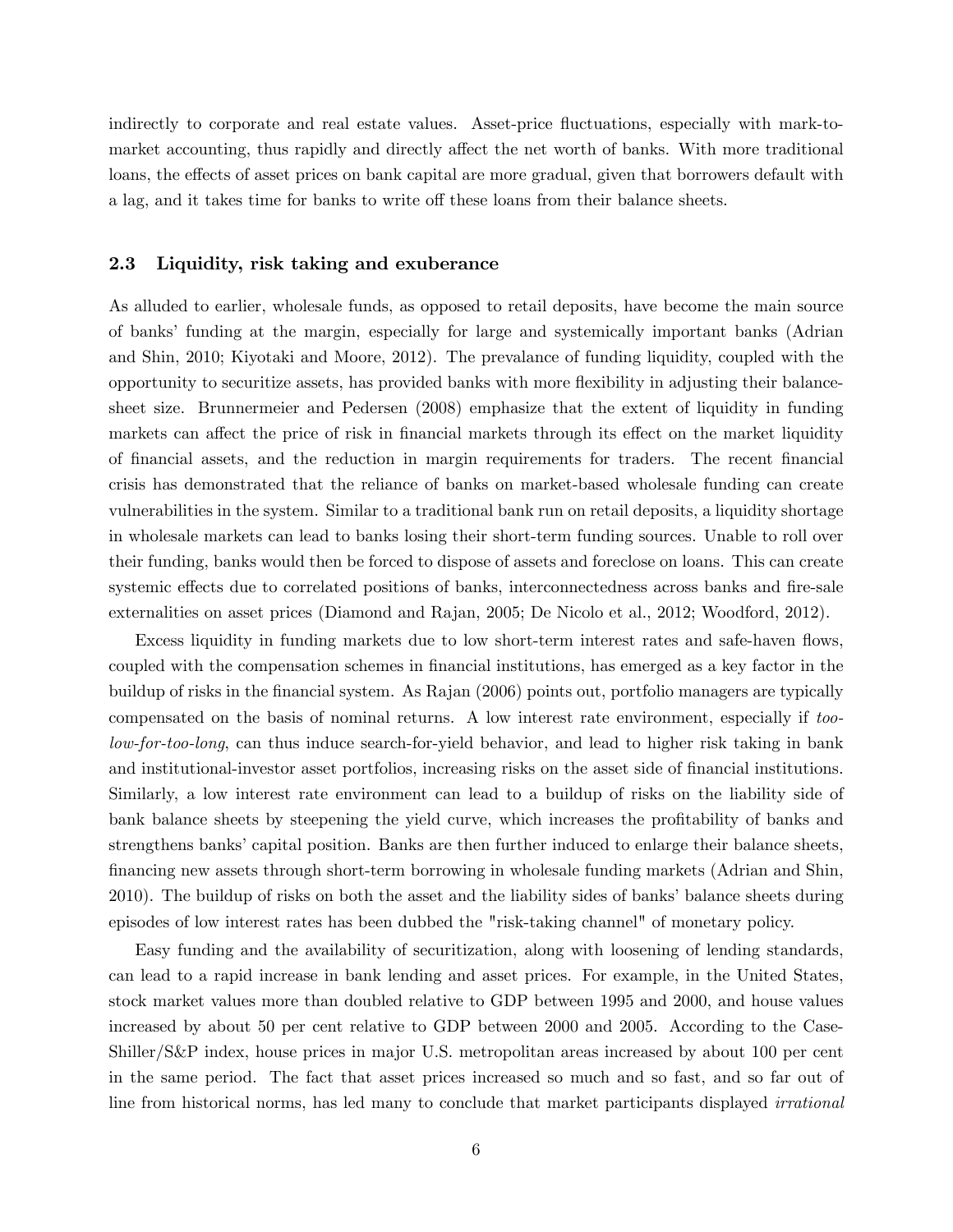indirectly to corporate and real estate values. Asset-price fluctuations, especially with mark-to-market accounting, thus rapidly and directly affect the net worth of banks. With more traditional loans, the effects of asset prices on bank capital are more gradual, given that borrowers default with a lag, and it takes time for banks to write off these loans from their balance sheets.

### 2.3 Liquidity, risk taking and exuberance

As alluded to earlier, wholesale funds, as opposed to retail deposits, have become the main source of banks' funding at the margin, especially for large and systemically important banks (Adrian and Shin, 2010; Kiyotaki and Moore, 2012). The prevalance of funding liquidity, coupled with the opportunity to securitize assets, has provided banks with more flexibility in adjusting their balance-sheet size. Brunnermeier and Pedersen (2008) emphasize that the extent of liquidity in funding markets can affect the price of risk in financial markets through its effect on the market liquidity of financial assets, and the reduction in margin requirements for traders. The recent financial crisis has demonstrated that the reliance of banks on market-based wholesale funding can create vulnerabilities in the system. Similar to a traditional bank run on retail deposits, a liquidity shortage in wholesale markets can lead to banks losing their short-term funding sources. Unable to roll over their funding, banks would then be forced to dispose of assets and foreclose on loans. This can create systemic effects due to correlated positions of banks, interconnectedness across banks and fire-sale externalities on asset prices (Diamond and Rajan, 2005; De Nicolo et al., 2012; Woodford, 2012).

Excess liquidity in funding markets due to low short-term interest rates and safe-haven flows, coupled with the compensation schemes in financial institutions, has emerged as a key factor in the buildup of risks in the financial system. As Rajan (2006) points out, portfolio managers are typically compensated on the basis of nominal returns. A low interest rate environment, especially if *too-low-for-too-long*, can thus induce search-for-yield behavior, and lead to higher risk taking in bank and institutional-investor asset portfolios, increasing risks on the asset side of financial institutions. Similarly, a low interest rate environment can lead to a buildup of risks on the liability side of bank balance sheets by steepening the yield curve, which increases the profitability of banks and strengthens banks' capital position. Banks are then further induced to enlarge their balance sheets, financing new assets through short-term borrowing in wholesale funding markets (Adrian and Shin, 2010). The buildup of risks on both the asset and the liability sides of banks' balance sheets during episodes of low interest rates has been dubbed the "risk-taking channel" of monetary policy.

Easy funding and the availability of securitization, along with loosening of lending standards, can lead to a rapid increase in bank lending and asset prices. For example, in the United States, stock market values more than doubled relative to GDP between 1995 and 2000, and house values increased by about 50 per cent relative to GDP between 2000 and 2005. According to the Case-Shiller/S&P index, house prices in major U.S. metropolitan areas increased by about 100 per cent in the same period. The fact that asset prices increased so much and so fast, and so far out of line from historical norms, has led many to conclude that market participants displayed *irrational*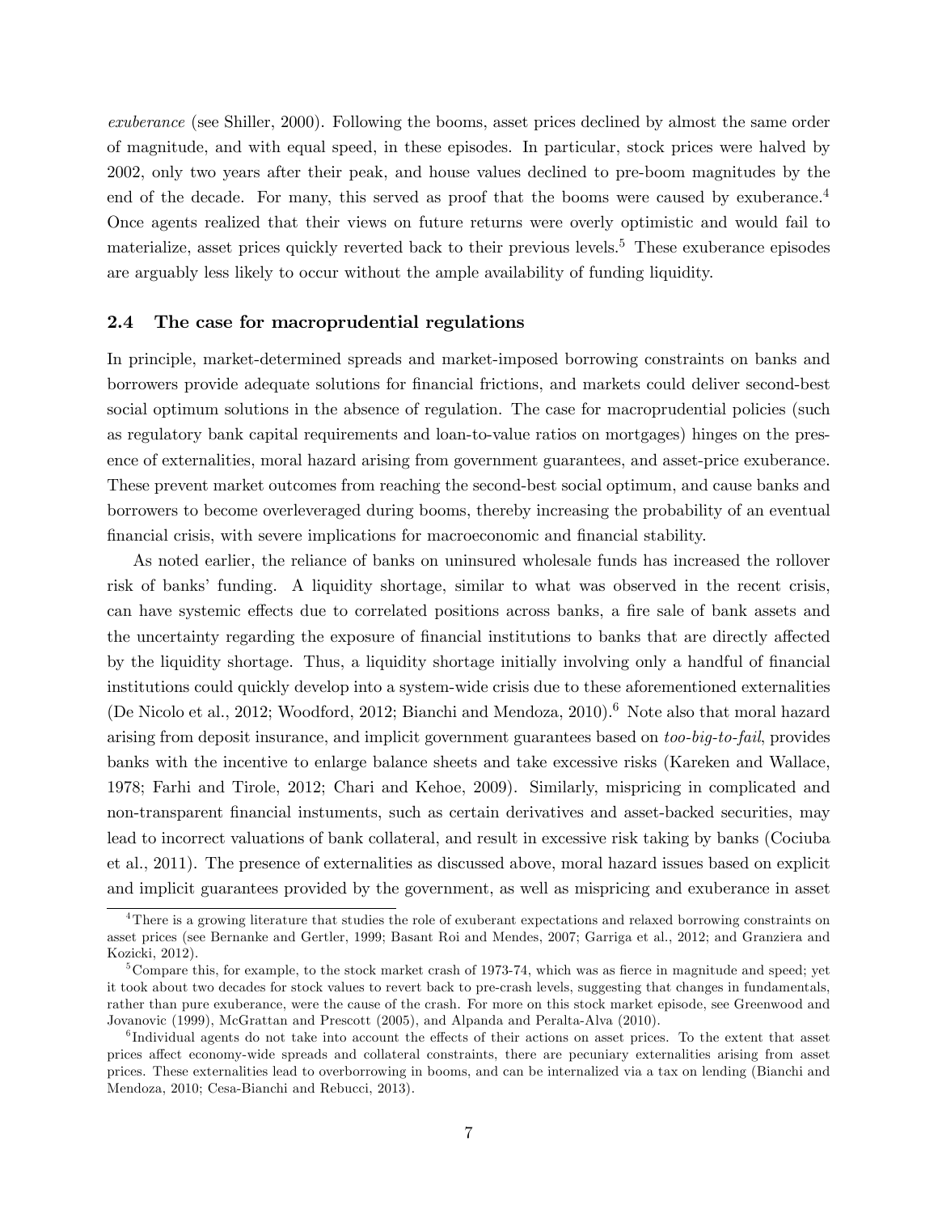*exuberance* (see Shiller, 2000). Following the booms, asset prices declined by almost the same order of magnitude, and with equal speed, in these episodes. In particular, stock prices were halved by 2002, only two years after their peak, and house values declined to pre-boom magnitudes by the end of the decade. For many, this served as proof that the booms were caused by exuberance.[4] Once agents realized that their views on future returns were overly optimistic and would fail to materialize, asset prices quickly reverted back to their previous levels.[5] These exuberance episodes are arguably less likely to occur without the ample availability of funding liquidity.

### 2.4 The case for macroprudential regulations

In principle, market-determined spreads and market-imposed borrowing constraints on banks and borrowers provide adequate solutions for financial frictions, and markets could deliver second-best social optimum solutions in the absence of regulation. The case for macroprudential policies (such as regulatory bank capital requirements and loan-to-value ratios on mortgages) hinges on the presence of externalities, moral hazard arising from government guarantees, and asset-price exuberance. These prevent market outcomes from reaching the second-best social optimum, and cause banks and borrowers to become overleveraged during booms, thereby increasing the probability of an eventual financial crisis, with severe implications for macroeconomic and financial stability.

As noted earlier, the reliance of banks on uninsured wholesale funds has increased the rollover risk of banks' funding. A liquidity shortage, similar to what was observed in the recent crisis, can have systemic effects due to correlated positions across banks, a fire sale of bank assets and the uncertainty regarding the exposure of financial institutions to banks that are directly affected by the liquidity shortage. Thus, a liquidity shortage initially involving only a handful of financial institutions could quickly develop into a system-wide crisis due to these aforementioned externalities (De Nicolo et al., 2012; Woodford, 2012; Bianchi and Mendoza, 2010).[6] Note also that moral hazard arising from deposit insurance, and implicit government guarantees based on *too-big-to-fail*, provides banks with the incentive to enlarge balance sheets and take excessive risks (Kareken and Wallace, 1978; Farhi and Tirole, 2012; Chari and Kehoe, 2009). Similarly, mispricing in complicated and non-transparent financial instuments, such as certain derivatives and asset-backed securities, may lead to incorrect valuations of bank collateral, and result in excessive risk taking by banks (Cociuba et al., 2011). The presence of externalities as discussed above, moral hazard issues based on explicit and implicit guarantees provided by the government, as well as mispricing and exuberance in asset

---

[4] There is a growing literature that studies the role of exuberant expectations and relaxed borrowing constraints on asset prices (see Bernanke and Gertler, 1999; Basant Roi and Mendes, 2007; Garriga et al., 2012; and Granziera and Kozicki, 2012).

[5] Compare this, for example, to the stock market crash of 1973-74, which was as fierce in magnitude and speed; yet it took about two decades for stock values to revert back to pre-crash levels, suggesting that changes in fundamentals, rather than pure exuberance, were the cause of the crash. For more on this stock market episode, see Greenwood and Jovanovic (1999), McGrattan and Prescott (2005), and Alpanda and Peralta-Alva (2010).

[6] Individual agents do not take into account the effects of their actions on asset prices. To the extent that asset prices affect economy-wide spreads and collateral constraints, there are pecuniary externalities arising from asset prices. These externalities lead to overborrowing in booms, and can be internalized via a tax on lending (Bianchi and Mendoza, 2010; Cesa-Bianchi and Rebucci, 2013).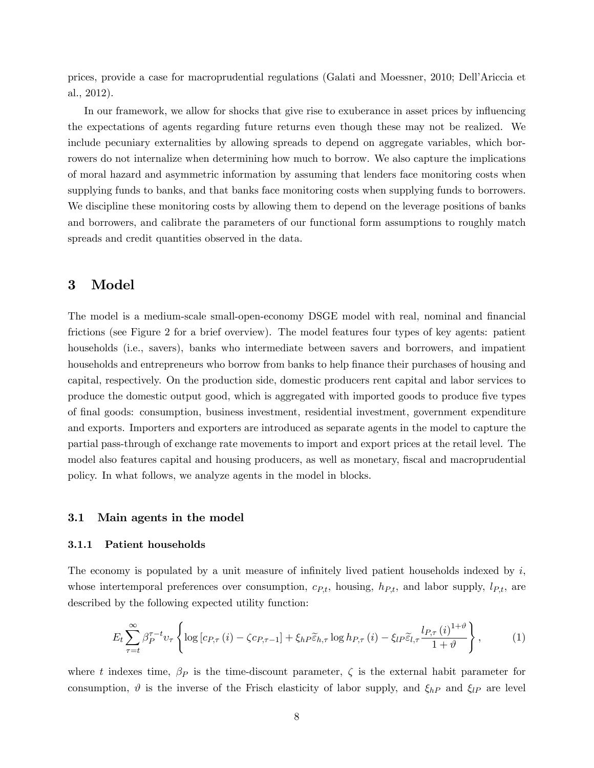prices, provide a case for macroprudential regulations (Galati and Moessner, 2010; Dell'Ariccia et al., 2012).

In our framework, we allow for shocks that give rise to exuberance in asset prices by influencing the expectations of agents regarding future returns even though these may not be realized. We include pecuniary externalities by allowing spreads to depend on aggregate variables, which borrowers do not internalize when determining how much to borrow. We also capture the implications of moral hazard and asymmetric information by assuming that lenders face monitoring costs when supplying funds to banks, and that banks face monitoring costs when supplying funds to borrowers. We discipline these monitoring costs by allowing them to depend on the leverage positions of banks and borrowers, and calibrate the parameters of our functional form assumptions to roughly match spreads and credit quantities observed in the data.

# 3 Model

The model is a medium-scale small-open-economy DSGE model with real, nominal and financial frictions (see Figure 2 for a brief overview). The model features four types of key agents: patient households (i.e., savers), banks who intermediate between savers and borrowers, and impatient households and entrepreneurs who borrow from banks to help finance their purchases of housing and capital, respectively. On the production side, domestic producers rent capital and labor services to produce the domestic output good, which is aggregated with imported goods to produce five types of final goods: consumption, business investment, residential investment, government expenditure and exports. Importers and exporters are introduced as separate agents in the model to capture the partial pass-through of exchange rate movements to import and export prices at the retail level. The model also features capital and housing producers, as well as monetary, fiscal and macroprudential policy. In what follows, we analyze agents in the model in blocks.

## 3.1 Main agents in the model

### 3.1.1 Patient households

The economy is populated by a unit measure of infinitely lived patient households indexed by $i$, whose intertemporal preferences over consumption, $c_{P,t}$, housing, $h_{P,t}$, and labor supply, $l_{P,t}$, are described by the following expected utility function:

$$E_t \sum_{\tau=t}^{\infty} \beta_P^{\tau-t} \upsilon_\tau \left\{ \log \left[ c_{P,\tau}(i) - \zeta c_{P,\tau-1} \right] + \xi_{hP} \widetilde{\varepsilon}_{h,\tau} \log h_{P,\tau}(i) - \xi_{lP} \widetilde{\varepsilon}_{l,\tau} \frac{l_{P,\tau}(i)^{1+\vartheta}}{1+\vartheta} \right\}, \tag{1}$$

where $t$ indexes time, $\beta_P$ is the time-discount parameter, $\zeta$ is the external habit parameter for consumption, $\vartheta$ is the inverse of the Frisch elasticity of labor supply, and $\xi_{hP}$ and $\xi_{lP}$ are level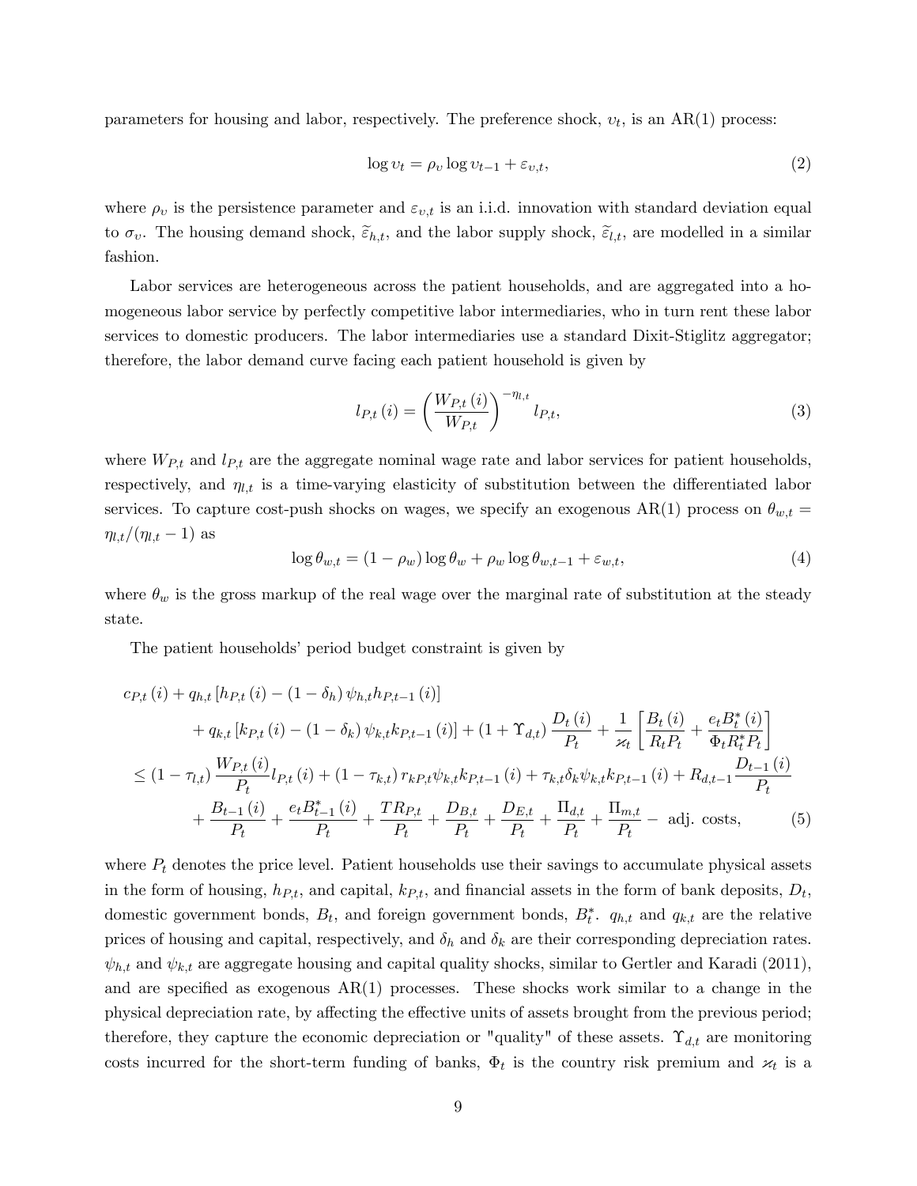parameters for housing and labor, respectively. The preference shock, $\upsilon_t$, is an AR(1) process:

$$\log \upsilon_t = \rho_\upsilon \log \upsilon_{t-1} + \varepsilon_{\upsilon,t}, \tag{2}$$

where $\rho_\upsilon$ is the persistence parameter and $\varepsilon_{\upsilon,t}$ is an i.i.d. innovation with standard deviation equal to $\sigma_\upsilon$. The housing demand shock, $\widetilde{\varepsilon}_{h,t}$, and the labor supply shock, $\widetilde{\varepsilon}_{l,t}$, are modelled in a similar fashion.

Labor services are heterogeneous across the patient households, and are aggregated into a homogeneous labor service by perfectly competitive labor intermediaries, who in turn rent these labor services to domestic producers. The labor intermediaries use a standard Dixit-Stiglitz aggregator; therefore, the labor demand curve facing each patient household is given by

$$l_{P,t}(i) = \left(\frac{W_{P,t}(i)}{W_{P,t}}\right)^{-\eta_{l,t}} l_{P,t}, \tag{3}$$

where $W_{P,t}$ and $l_{P,t}$ are the aggregate nominal wage rate and labor services for patient households, respectively, and $\eta_{l,t}$ is a time-varying elasticity of substitution between the differentiated labor services. To capture cost-push shocks on wages, we specify an exogenous AR(1) process on $\theta_{w,t} = \eta_{l,t}/(\eta_{l,t}-1)$ as

$$\log \theta_{w,t} = (1-\rho_w)\log \theta_w + \rho_w \log \theta_{w,t-1} + \varepsilon_{w,t}, \tag{4}$$

where $\theta_w$ is the gross markup of the real wage over the marginal rate of substitution at the steady state.

The patient households' period budget constraint is given by

$$\begin{aligned}
& c_{P,t}(i) + q_{h,t}\left[h_{P,t}(i) - (1-\delta_h)\psi_{h,t}h_{P,t-1}(i)\right] \\
& \quad + q_{k,t}\left[k_{P,t}(i) - (1-\delta_k)\psi_{k,t}k_{P,t-1}(i)\right] + (1+\Upsilon_{d,t})\frac{D_t(i)}{P_t} + \frac{1}{\varkappa_t}\left[\frac{B_t(i)}{R_tP_t} + \frac{e_tB_t^*(i)}{\Phi_tR_t^*P_t}\right] \\
& \leq (1-\tau_{l,t})\frac{W_{P,t}(i)}{P_t}l_{P,t}(i) + (1-\tau_{k,t})r_{kP,t}\psi_{k,t}k_{P,t-1}(i) + \tau_{k,t}\delta_k\psi_{k,t}k_{P,t-1}(i) + R_{d,t-1}\frac{D_{t-1}(i)}{P_t} \\
& \quad + \frac{B_{t-1}(i)}{P_t} + \frac{e_tB_{t-1}^*(i)}{P_t} + \frac{TR_{P,t}}{P_t} + \frac{D_{B,t}}{P_t} + \frac{D_{E,t}}{P_t} + \frac{\Pi_{d,t}}{P_t} + \frac{\Pi_{m,t}}{P_t} - \text{ adj. costs},
\end{aligned} \tag{5}$$

where $P_t$ denotes the price level. Patient households use their savings to accumulate physical assets in the form of housing, $h_{P,t}$, and capital, $k_{P,t}$, and financial assets in the form of bank deposits, $D_t$, domestic government bonds, $B_t$, and foreign government bonds, $B_t^*$. $q_{h,t}$ and $q_{k,t}$ are the relative prices of housing and capital, respectively, and $\delta_h$ and $\delta_k$ are their corresponding depreciation rates. $\psi_{h,t}$ and $\psi_{k,t}$ are aggregate housing and capital quality shocks, similar to Gertler and Karadi (2011), and are specified as exogenous AR(1) processes. These shocks work similar to a change in the physical depreciation rate, by affecting the effective units of assets brought from the previous period; therefore, they capture the economic depreciation or "quality" of these assets. $\Upsilon_{d,t}$ are monitoring costs incurred for the short-term funding of banks, $\Phi_t$ is the country risk premium and $\varkappa_t$ is a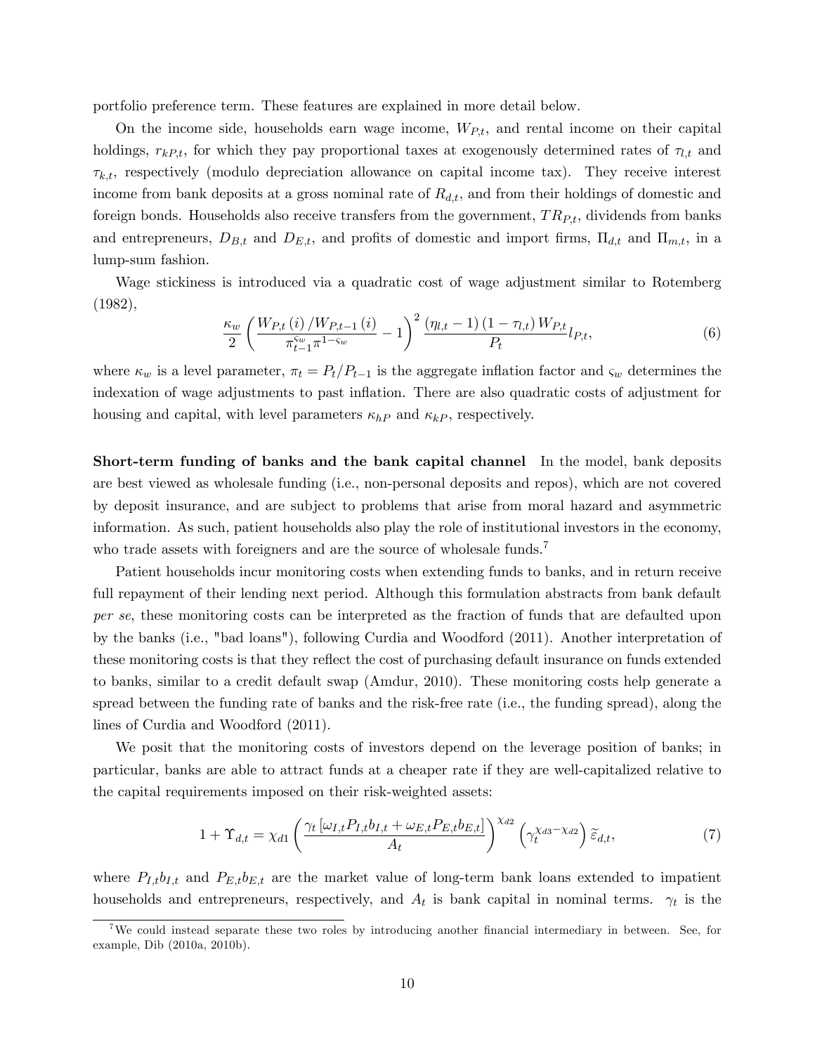portfolio preference term. These features are explained in more detail below.

On the income side, households earn wage income, $W_{P,t}$, and rental income on their capital holdings, $r_{kP,t}$, for which they pay proportional taxes at exogenously determined rates of $\tau_{l,t}$ and $\tau_{k,t}$, respectively (modulo depreciation allowance on capital income tax). They receive interest income from bank deposits at a gross nominal rate of $R_{d,t}$, and from their holdings of domestic and foreign bonds. Households also receive transfers from the government, $TR_{P,t}$, dividends from banks and entrepreneurs, $D_{B,t}$ and $D_{E,t}$, and profits of domestic and import firms, $\Pi_{d,t}$ and $\Pi_{m,t}$, in a lump-sum fashion.

Wage stickiness is introduced via a quadratic cost of wage adjustment similar to Rotemberg (1982),

$$\frac{\kappa_w}{2}\left(\frac{W_{P,t}(i)/W_{P,t-1}(i)}{\pi_{t-1}^{\varsigma_w}\pi^{1-\varsigma_w}}-1\right)^2\frac{(\eta_{l,t}-1)(1-\tau_{l,t})W_{P,t}}{P_t}l_{P,t}, \tag{6}$$

where $\kappa_w$ is a level parameter, $\pi_t = P_t/P_{t-1}$ is the aggregate inflation factor and $\varsigma_w$ determines the indexation of wage adjustments to past inflation. There are also quadratic costs of adjustment for housing and capital, with level parameters $\kappa_{hP}$ and $\kappa_{kP}$, respectively.

**Short-term funding of banks and the bank capital channel** In the model, bank deposits are best viewed as wholesale funding (i.e., non-personal deposits and repos), which are not covered by deposit insurance, and are subject to problems that arise from moral hazard and asymmetric information. As such, patient households also play the role of institutional investors in the economy, who trade assets with foreigners and are the source of wholesale funds.[7]

Patient households incur monitoring costs when extending funds to banks, and in return receive full repayment of their lending next period. Although this formulation abstracts from bank default *per se*, these monitoring costs can be interpreted as the fraction of funds that are defaulted upon by the banks (i.e., "bad loans"), following Curdia and Woodford (2011). Another interpretation of these monitoring costs is that they reflect the cost of purchasing default insurance on funds extended to banks, similar to a credit default swap (Amdur, 2010). These monitoring costs help generate a spread between the funding rate of banks and the risk-free rate (i.e., the funding spread), along the lines of Curdia and Woodford (2011).

We posit that the monitoring costs of investors depend on the leverage position of banks; in particular, banks are able to attract funds at a cheaper rate if they are well-capitalized relative to the capital requirements imposed on their risk-weighted assets:

$$1+\Upsilon_{d,t} = \chi_{d1}\left(\frac{\gamma_t\left[\omega_{I,t}P_{I,t}b_{I,t}+\omega_{E,t}P_{E,t}b_{E,t}\right]}{A_t}\right)^{\chi_{d2}}\left(\gamma_t^{\chi_{d3}-\chi_{d2}}\right)\widetilde{\varepsilon}_{d,t}, \tag{7}$$

where $P_{I,t}b_{I,t}$ and $P_{E,t}b_{E,t}$ are the market value of long-term bank loans extended to impatient households and entrepreneurs, respectively, and $A_t$ is bank capital in nominal terms. $\gamma_t$ is the

[7] We could instead separate these two roles by introducing another financial intermediary in between. See, for example, Dib (2010a, 2010b).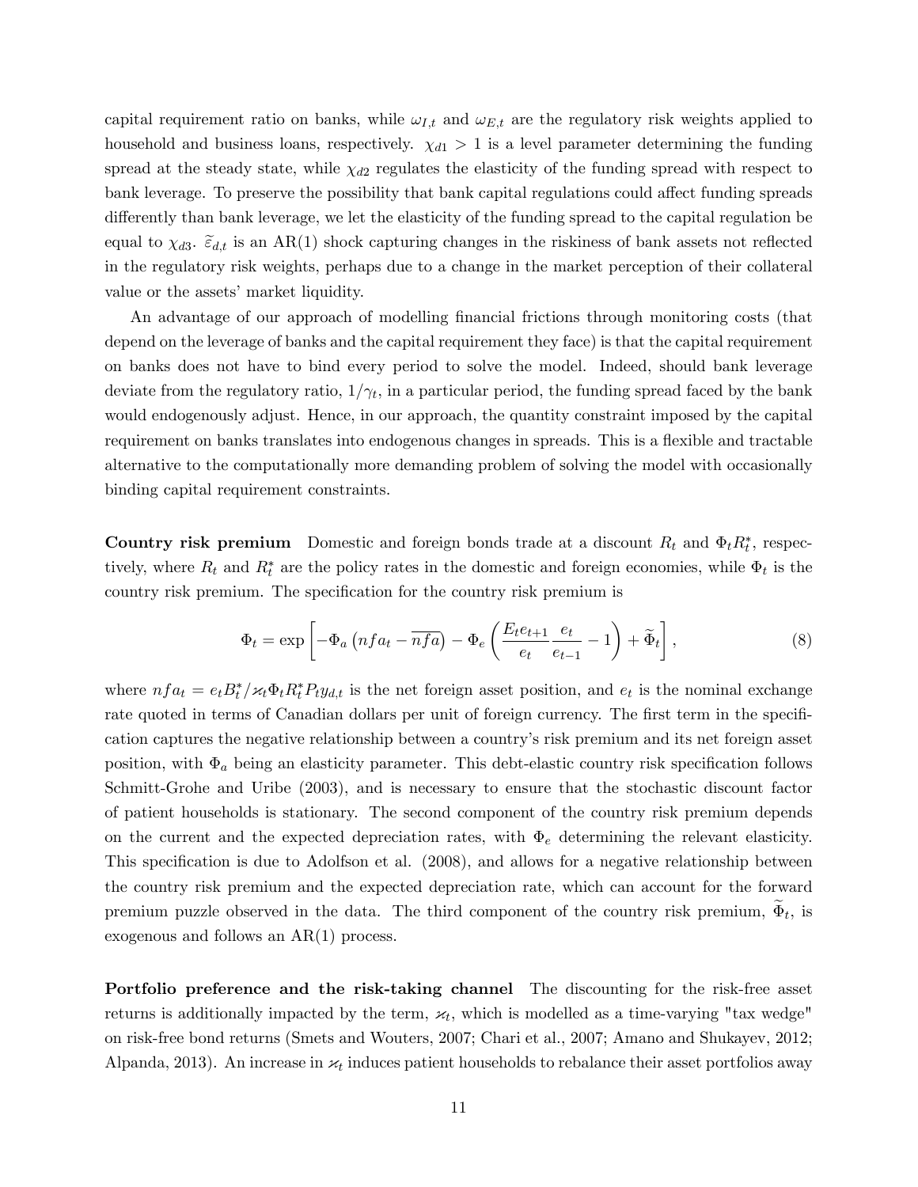capital requirement ratio on banks, while $\omega_{I,t}$ and $\omega_{E,t}$ are the regulatory risk weights applied to household and business loans, respectively. $\chi_{d1} > 1$ is a level parameter determining the funding spread at the steady state, while $\chi_{d2}$ regulates the elasticity of the funding spread with respect to bank leverage. To preserve the possibility that bank capital regulations could affect funding spreads differently than bank leverage, we let the elasticity of the funding spread to the capital regulation be equal to $\chi_{d3}$. $\widetilde{\varepsilon}_{d,t}$ is an AR(1) shock capturing changes in the riskiness of bank assets not reflected in the regulatory risk weights, perhaps due to a change in the market perception of their collateral value or the assets' market liquidity.

An advantage of our approach of modelling financial frictions through monitoring costs (that depend on the leverage of banks and the capital requirement they face) is that the capital requirement on banks does not have to bind every period to solve the model. Indeed, should bank leverage deviate from the regulatory ratio, $1/\gamma_t$, in a particular period, the funding spread faced by the bank would endogenously adjust. Hence, in our approach, the quantity constraint imposed by the capital requirement on banks translates into endogenous changes in spreads. This is a flexible and tractable alternative to the computationally more demanding problem of solving the model with occasionally binding capital requirement constraints.

**Country risk premium** Domestic and foreign bonds trade at a discount $R_t$ and $\Phi_t R_t^*$, respectively, where $R_t$ and $R_t^*$ are the policy rates in the domestic and foreign economies, while $\Phi_t$ is the country risk premium. The specification for the country risk premium is

$$\Phi_t = \exp\left[-\Phi_a\left(nfa_t - \overline{nfa}\right) - \Phi_e\left(\frac{E_t e_{t+1}}{e_t}\frac{e_t}{e_{t-1}} - 1\right) + \widetilde{\Phi}_t\right], \tag{8}$$

where $nfa_t = e_t B_t^* / \varkappa_t \Phi_t R_t^* P_t y_{d,t}$ is the net foreign asset position, and $e_t$ is the nominal exchange rate quoted in terms of Canadian dollars per unit of foreign currency. The first term in the specification captures the negative relationship between a country's risk premium and its net foreign asset position, with $\Phi_a$ being an elasticity parameter. This debt-elastic country risk specification follows Schmitt-Grohe and Uribe (2003), and is necessary to ensure that the stochastic discount factor of patient households is stationary. The second component of the country risk premium depends on the current and the expected depreciation rates, with $\Phi_e$ determining the relevant elasticity. This specification is due to Adolfson et al. (2008), and allows for a negative relationship between the country risk premium and the expected depreciation rate, which can account for the forward premium puzzle observed in the data. The third component of the country risk premium, $\widetilde{\Phi}_t$, is exogenous and follows an AR(1) process.

**Portfolio preference and the risk-taking channel** The discounting for the risk-free asset returns is additionally impacted by the term, $\varkappa_t$, which is modelled as a time-varying "tax wedge" on risk-free bond returns (Smets and Wouters, 2007; Chari et al., 2007; Amano and Shukayev, 2012; Alpanda, 2013). An increase in $\varkappa_t$ induces patient households to rebalance their asset portfolios away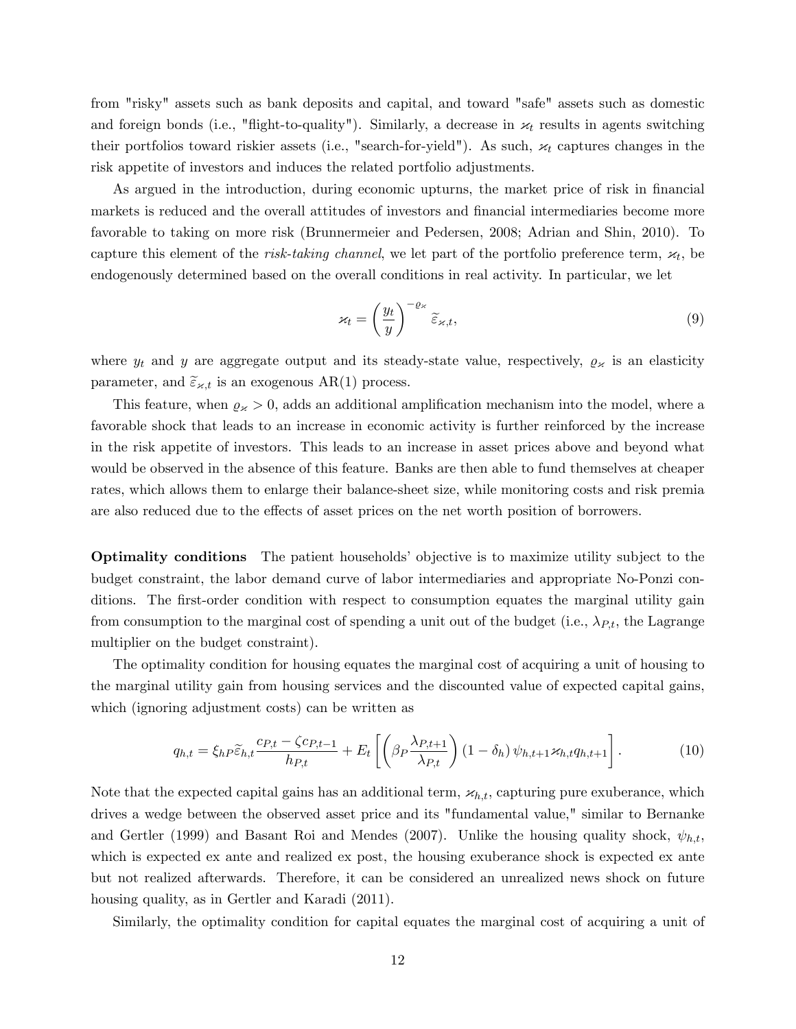from "risky" assets such as bank deposits and capital, and toward "safe" assets such as domestic and foreign bonds (i.e., "flight-to-quality"). Similarly, a decrease in $\varkappa_t$ results in agents switching their portfolios toward riskier assets (i.e., "search-for-yield"). As such, $\varkappa_t$ captures changes in the risk appetite of investors and induces the related portfolio adjustments.

As argued in the introduction, during economic upturns, the market price of risk in financial markets is reduced and the overall attitudes of investors and financial intermediaries become more favorable to taking on more risk (Brunnermeier and Pedersen, 2008; Adrian and Shin, 2010). To capture this element of the *risk-taking channel*, we let part of the portfolio preference term, $\varkappa_t$, be endogenously determined based on the overall conditions in real activity. In particular, we let

$$\varkappa_t = \left(\frac{y_t}{y}\right)^{-\varrho_\varkappa} \widetilde{\varepsilon}_{\varkappa,t}, \tag{9}$$

where $y_t$ and $y$ are aggregate output and its steady-state value, respectively, $\varrho_\varkappa$ is an elasticity parameter, and $\widetilde{\varepsilon}_{\varkappa,t}$ is an exogenous AR(1) process.

This feature, when $\varrho_\varkappa > 0$, adds an additional amplification mechanism into the model, where a favorable shock that leads to an increase in economic activity is further reinforced by the increase in the risk appetite of investors. This leads to an increase in asset prices above and beyond what would be observed in the absence of this feature. Banks are then able to fund themselves at cheaper rates, which allows them to enlarge their balance-sheet size, while monitoring costs and risk premia are also reduced due to the effects of asset prices on the net worth position of borrowers.

**Optimality conditions** The patient households' objective is to maximize utility subject to the budget constraint, the labor demand curve of labor intermediaries and appropriate No-Ponzi conditions. The first-order condition with respect to consumption equates the marginal utility gain from consumption to the marginal cost of spending a unit out of the budget (i.e., $\lambda_{P,t}$, the Lagrange multiplier on the budget constraint).

The optimality condition for housing equates the marginal cost of acquiring a unit of housing to the marginal utility gain from housing services and the discounted value of expected capital gains, which (ignoring adjustment costs) can be written as

$$q_{h,t} = \xi_{hP}\widetilde{\varepsilon}_{h,t}\frac{c_{P,t} - \zeta c_{P,t-1}}{h_{P,t}} + E_t\left[\left(\beta_P\frac{\lambda_{P,t+1}}{\lambda_{P,t}}\right)(1-\delta_h)\,\psi_{h,t+1}\varkappa_{h,t}q_{h,t+1}\right]. \tag{10}$$

Note that the expected capital gains has an additional term, $\varkappa_{h,t}$, capturing pure exuberance, which drives a wedge between the observed asset price and its "fundamental value," similar to Bernanke and Gertler (1999) and Basant Roi and Mendes (2007). Unlike the housing quality shock, $\psi_{h,t}$, which is expected ex ante and realized ex post, the housing exuberance shock is expected ex ante but not realized afterwards. Therefore, it can be considered an unrealized news shock on future housing quality, as in Gertler and Karadi (2011).

Similarly, the optimality condition for capital equates the marginal cost of acquiring a unit of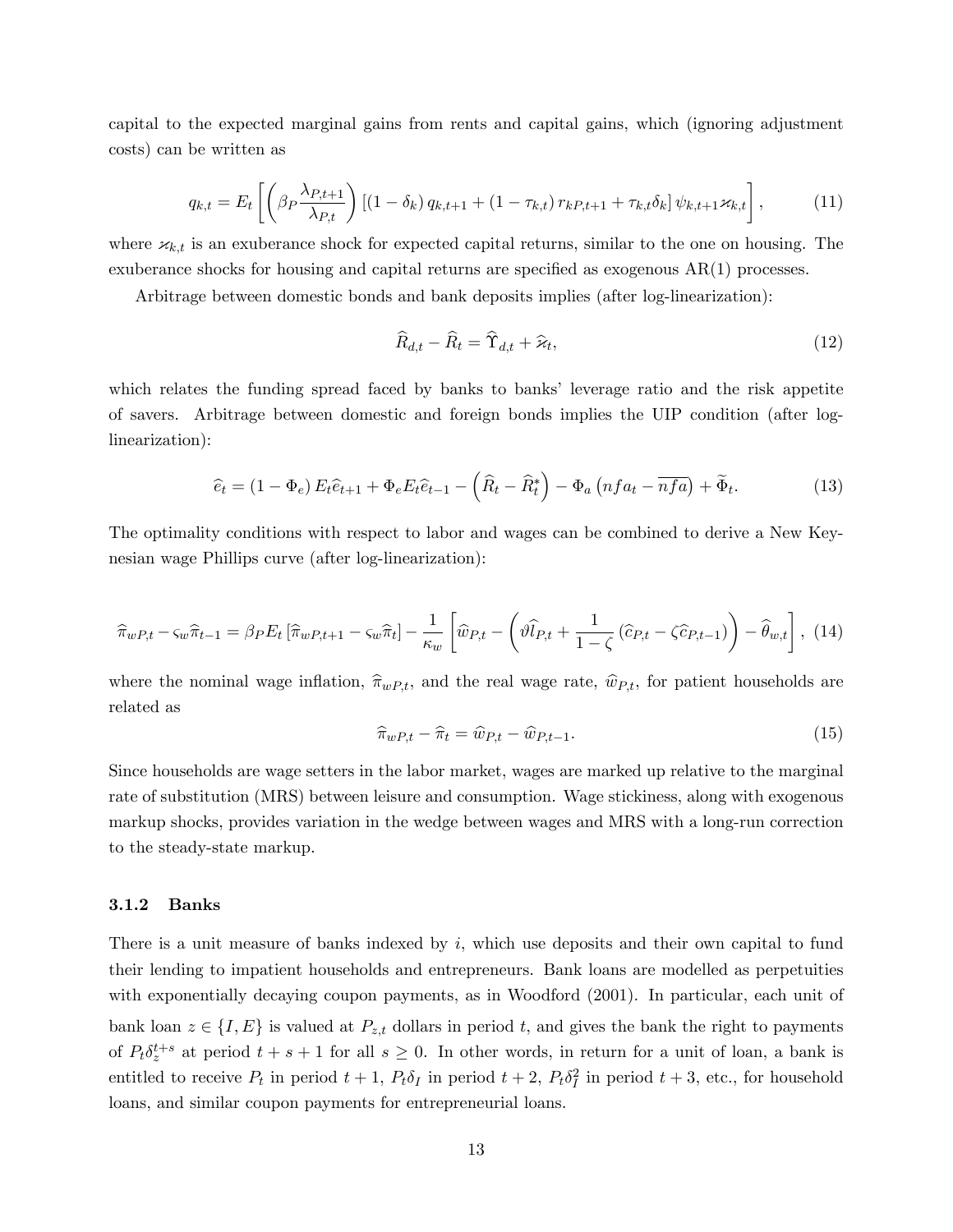capital to the expected marginal gains from rents and capital gains, which (ignoring adjustment costs) can be written as

$$q_{k,t} = E_t\left[\left(\beta_P \frac{\lambda_{P,t+1}}{\lambda_{P,t}}\right)\left[(1-\delta_k)\, q_{k,t+1} + (1-\tau_{k,t})\, r_{kP,t+1} + \tau_{k,t}\delta_k\right]\psi_{k,t+1}\varkappa_{k,t}\right], \tag{11}$$

where $\varkappa_{k,t}$ is an exuberance shock for expected capital returns, similar to the one on housing. The exuberance shocks for housing and capital returns are specified as exogenous AR(1) processes.

Arbitrage between domestic bonds and bank deposits implies (after log-linearization):

$$\widehat{R}_{d,t} - \widehat{R}_t = \widehat{\Upsilon}_{d,t} + \widehat{\varkappa}_t, \tag{12}$$

which relates the funding spread faced by banks to banks' leverage ratio and the risk appetite of savers. Arbitrage between domestic and foreign bonds implies the UIP condition (after log-linearization):

$$\widehat{e}_t = (1-\Phi_e)\, E_t\widehat{e}_{t+1} + \Phi_e E_t\widehat{e}_{t-1} - \left(\widehat{R}_t - \widehat{R}^*_t\right) - \Phi_a\left(nfa_t - \overline{nfa}\right) + \widetilde{\Phi}_t. \tag{13}$$

The optimality conditions with respect to labor and wages can be combined to derive a New Keynesian wage Phillips curve (after log-linearization):

$$\widehat{\pi}_{wP,t} - \varsigma_w\widehat{\pi}_{t-1} = \beta_P E_t\left[\widehat{\pi}_{wP,t+1} - \varsigma_w\widehat{\pi}_t\right] - \frac{1}{\kappa_w}\left[\widehat{w}_{P,t} - \left(\vartheta\widehat{l}_{P,t} + \frac{1}{1-\zeta}\left(\widehat{c}_{P,t} - \zeta\widehat{c}_{P,t-1}\right)\right) - \widehat{\theta}_{w,t}\right], \tag{14}$$

where the nominal wage inflation, $\widehat{\pi}_{wP,t}$, and the real wage rate, $\widehat{w}_{P,t}$, for patient households are related as

$$\widehat{\pi}_{wP,t} - \widehat{\pi}_t = \widehat{w}_{P,t} - \widehat{w}_{P,t-1}. \tag{15}$$

Since households are wage setters in the labor market, wages are marked up relative to the marginal rate of substitution (MRS) between leisure and consumption. Wage stickiness, along with exogenous markup shocks, provides variation in the wedge between wages and MRS with a long-run correction to the steady-state markup.

### 3.1.2 Banks

There is a unit measure of banks indexed by $i$, which use deposits and their own capital to fund their lending to impatient households and entrepreneurs. Bank loans are modelled as perpetuities with exponentially decaying coupon payments, as in Woodford (2001). In particular, each unit of bank loan $z \in \{I, E\}$ is valued at $P_{z,t}$ dollars in period $t$, and gives the bank the right to payments of $P_t\delta_z^{t+s}$ at period $t+s+1$ for all $s \geq 0$. In other words, in return for a unit of loan, a bank is entitled to receive $P_t$ in period $t+1$, $P_t\delta_I$ in period $t+2$, $P_t\delta_I^2$ in period $t+3$, etc., for household loans, and similar coupon payments for entrepreneurial loans.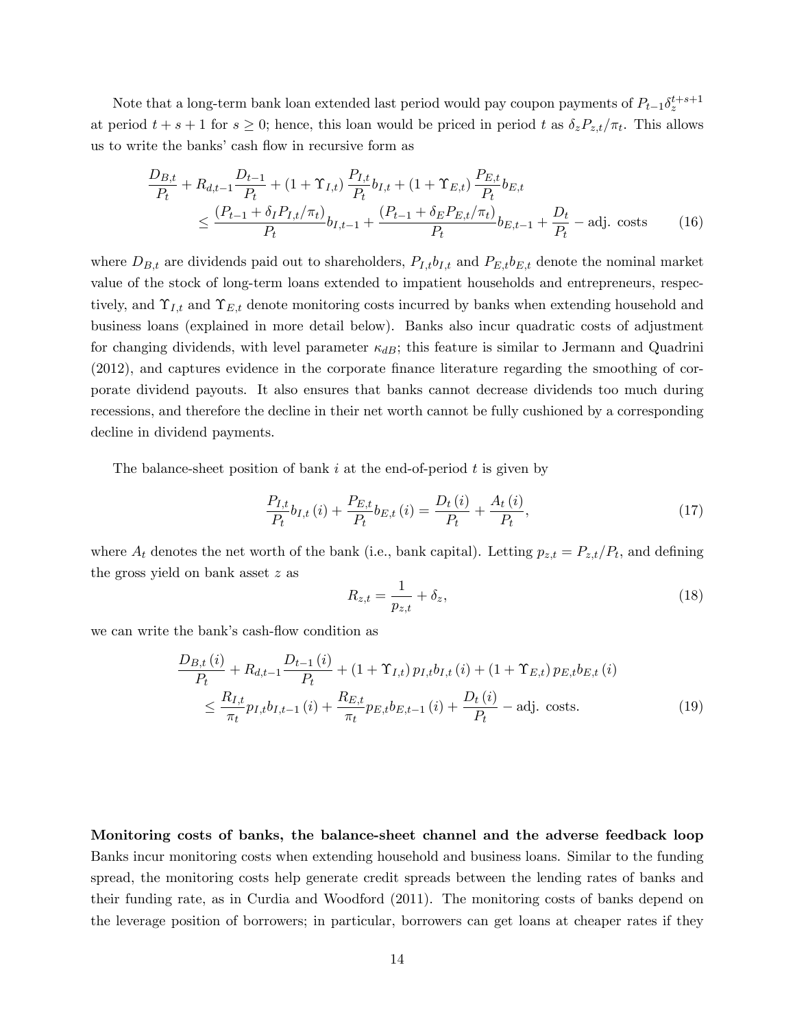Note that a long-term bank loan extended last period would pay coupon payments of $P_{t-1}\delta_z^{t+s+1}$ at period $t+s+1$ for $s \geq 0$; hence, this loan would be priced in period $t$ as $\delta_z P_{z,t}/\pi_t$. This allows us to write the banks' cash flow in recursive form as

$$\frac{D_{B,t}}{P_t} + R_{d,t-1}\frac{D_{t-1}}{P_t} + (1+\Upsilon_{I,t})\frac{P_{I,t}}{P_t}b_{I,t} + (1+\Upsilon_{E,t})\frac{P_{E,t}}{P_t}b_{E,t} \\ \leq \frac{(P_{t-1}+\delta_I P_{I,t}/\pi_t)}{P_t}b_{I,t-1} + \frac{(P_{t-1}+\delta_E P_{E,t}/\pi_t)}{P_t}b_{E,t-1} + \frac{D_t}{P_t} - \text{adj. costs} \tag{16}$$

where $D_{B,t}$ are dividends paid out to shareholders, $P_{I,t}b_{I,t}$ and $P_{E,t}b_{E,t}$ denote the nominal market value of the stock of long-term loans extended to impatient households and entrepreneurs, respectively, and $\Upsilon_{I,t}$ and $\Upsilon_{E,t}$ denote monitoring costs incurred by banks when extending household and business loans (explained in more detail below). Banks also incur quadratic costs of adjustment for changing dividends, with level parameter $\kappa_{dB}$; this feature is similar to Jermann and Quadrini (2012), and captures evidence in the corporate finance literature regarding the smoothing of corporate dividend payouts. It also ensures that banks cannot decrease dividends too much during recessions, and therefore the decline in their net worth cannot be fully cushioned by a corresponding decline in dividend payments.

The balance-sheet position of bank $i$ at the end-of-period $t$ is given by

$$\frac{P_{I,t}}{P_t}b_{I,t}(i) + \frac{P_{E,t}}{P_t}b_{E,t}(i) = \frac{D_t(i)}{P_t} + \frac{A_t(i)}{P_t}, \tag{17}$$

where $A_t$ denotes the net worth of the bank (i.e., bank capital). Letting $p_{z,t} = P_{z,t}/P_t$, and defining the gross yield on bank asset $z$ as

$$R_{z,t} = \frac{1}{p_{z,t}} + \delta_z, \tag{18}$$

we can write the bank's cash-flow condition as

$$\frac{D_{B,t}(i)}{P_t} + R_{d,t-1}\frac{D_{t-1}(i)}{P_t} + (1+\Upsilon_{I,t})\,p_{I,t}b_{I,t}(i) + (1+\Upsilon_{E,t})\,p_{E,t}b_{E,t}(i) \\ \leq \frac{R_{I,t}}{\pi_t}p_{I,t}b_{I,t-1}(i) + \frac{R_{E,t}}{\pi_t}p_{E,t}b_{E,t-1}(i) + \frac{D_t(i)}{P_t} - \text{adj. costs.} \tag{19}$$

**Monitoring costs of banks, the balance-sheet channel and the adverse feedback loop** Banks incur monitoring costs when extending household and business loans. Similar to the funding spread, the monitoring costs help generate credit spreads between the lending rates of banks and their funding rate, as in Curdia and Woodford (2011). The monitoring costs of banks depend on the leverage position of borrowers; in particular, borrowers can get loans at cheaper rates if they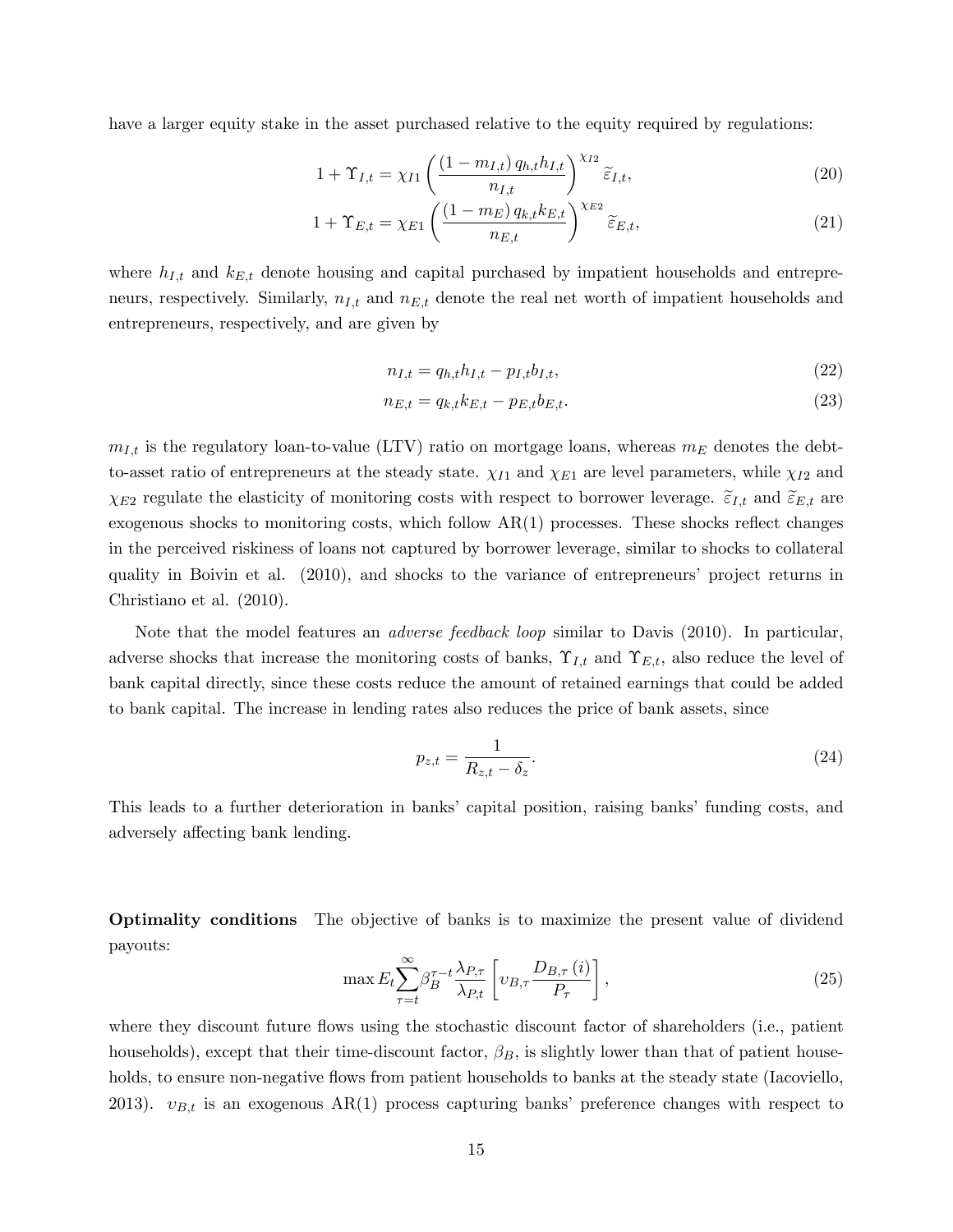have a larger equity stake in the asset purchased relative to the equity required by regulations:

$$1 + \Upsilon_{I,t} = \chi_{I1} \left( \frac{(1 - m_{I,t})\, q_{h,t} h_{I,t}}{n_{I,t}} \right)^{\chi_{I2}} \widetilde{\varepsilon}_{I,t}, \tag{20}$$

$$1 + \Upsilon_{E,t} = \chi_{E1} \left( \frac{(1 - m_{E})\, q_{k,t} k_{E,t}}{n_{E,t}} \right)^{\chi_{E2}} \widetilde{\varepsilon}_{E,t}, \tag{21}$$

where $h_{I,t}$ and $k_{E,t}$ denote housing and capital purchased by impatient households and entrepreneurs, respectively. Similarly, $n_{I,t}$ and $n_{E,t}$ denote the real net worth of impatient households and entrepreneurs, respectively, and are given by

$$n_{I,t} = q_{h,t} h_{I,t} - p_{I,t} b_{I,t}, \tag{22}$$

$$n_{E,t} = q_{k,t} k_{E,t} - p_{E,t} b_{E,t}. \tag{23}$$

$m_{I,t}$ is the regulatory loan-to-value (LTV) ratio on mortgage loans, whereas $m_E$ denotes the debt-to-asset ratio of entrepreneurs at the steady state. $\chi_{I1}$ and $\chi_{E1}$ are level parameters, while $\chi_{I2}$ and $\chi_{E2}$ regulate the elasticity of monitoring costs with respect to borrower leverage. $\widetilde{\varepsilon}_{I,t}$ and $\widetilde{\varepsilon}_{E,t}$ are exogenous shocks to monitoring costs, which follow AR(1) processes. These shocks reflect changes in the perceived riskiness of loans not captured by borrower leverage, similar to shocks to collateral quality in Boivin et al. (2010), and shocks to the variance of entrepreneurs' project returns in Christiano et al. (2010).

Note that the model features an *adverse feedback loop* similar to Davis (2010). In particular, adverse shocks that increase the monitoring costs of banks, $\Upsilon_{I,t}$ and $\Upsilon_{E,t}$, also reduce the level of bank capital directly, since these costs reduce the amount of retained earnings that could be added to bank capital. The increase in lending rates also reduces the price of bank assets, since

$$p_{z,t} = \frac{1}{R_{z,t} - \delta_z}. \tag{24}$$

This leads to a further deterioration in banks' capital position, raising banks' funding costs, and adversely affecting bank lending.

**Optimality conditions** The objective of banks is to maximize the present value of dividend payouts:

$$\max E_t \sum_{\tau=t}^{\infty} \beta_B^{\tau-t} \frac{\lambda_{P,\tau}}{\lambda_{P,t}} \left[ \upsilon_{B,\tau} \frac{D_{B,\tau}(i)}{P_\tau} \right], \tag{25}$$

where they discount future flows using the stochastic discount factor of shareholders (i.e., patient households), except that their time-discount factor, $\beta_B$, is slightly lower than that of patient households, to ensure non-negative flows from patient households to banks at the steady state (Iacoviello, 2013). $\upsilon_{B,t}$ is an exogenous AR(1) process capturing banks' preference changes with respect to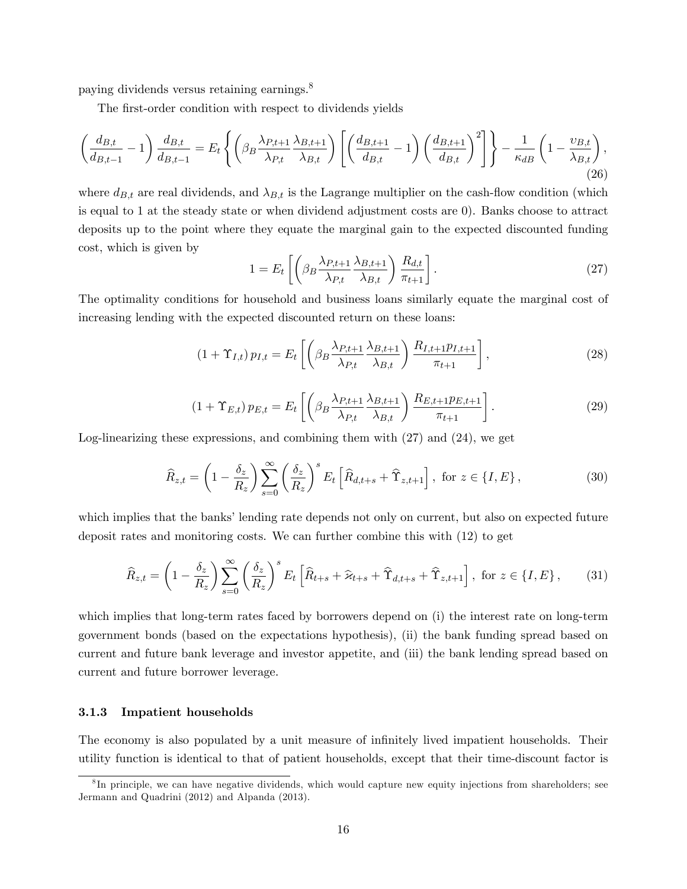paying dividends versus retaining earnings.[8]

The first-order condition with respect to dividends yields

$$\left(\frac{d_{B,t}}{d_{B,t-1}}-1\right)\frac{d_{B,t}}{d_{B,t-1}}=E_t\left\{\left(\beta_B\frac{\lambda_{P,t+1}}{\lambda_{P,t}}\frac{\lambda_{B,t+1}}{\lambda_{B,t}}\right)\left[\left(\frac{d_{B,t+1}}{d_{B,t}}-1\right)\left(\frac{d_{B,t+1}}{d_{B,t}}\right)^2\right]\right\}-\frac{1}{\kappa_{dB}}\left(1-\frac{\upsilon_{B,t}}{\lambda_{B,t}}\right), \tag{26}$$

where $d_{B,t}$ are real dividends, and $\lambda_{B,t}$ is the Lagrange multiplier on the cash-flow condition (which is equal to 1 at the steady state or when dividend adjustment costs are 0). Banks choose to attract deposits up to the point where they equate the marginal gain to the expected discounted funding cost, which is given by

$$1=E_t\left[\left(\beta_B\frac{\lambda_{P,t+1}}{\lambda_{P,t}}\frac{\lambda_{B,t+1}}{\lambda_{B,t}}\right)\frac{R_{d,t}}{\pi_{t+1}}\right]. \tag{27}$$

The optimality conditions for household and business loans similarly equate the marginal cost of increasing lending with the expected discounted return on these loans:

$$(1+\Upsilon_{I,t})\,p_{I,t}=E_t\left[\left(\beta_B\frac{\lambda_{P,t+1}}{\lambda_{P,t}}\frac{\lambda_{B,t+1}}{\lambda_{B,t}}\right)\frac{R_{I,t+1}p_{I,t+1}}{\pi_{t+1}}\right], \tag{28}$$

$$(1+\Upsilon_{E,t})\,p_{E,t}=E_t\left[\left(\beta_B\frac{\lambda_{P,t+1}}{\lambda_{P,t}}\frac{\lambda_{B,t+1}}{\lambda_{B,t}}\right)\frac{R_{E,t+1}p_{E,t+1}}{\pi_{t+1}}\right]. \tag{29}$$

Log-linearizing these expressions, and combining them with (27) and (24), we get

$$\widehat{R}_{z,t}=\left(1-\frac{\delta_z}{R_z}\right)\sum_{s=0}^{\infty}\left(\frac{\delta_z}{R_z}\right)^s E_t\left[\widehat{R}_{d,t+s}+\widehat{\Upsilon}_{z,t+1}\right],\ \text{for } z\in\{I,E\}, \tag{30}$$

which implies that the banks' lending rate depends not only on current, but also on expected future deposit rates and monitoring costs. We can further combine this with (12) to get

$$\widehat{R}_{z,t}=\left(1-\frac{\delta_z}{R_z}\right)\sum_{s=0}^{\infty}\left(\frac{\delta_z}{R_z}\right)^s E_t\left[\widehat{R}_{t+s}+\widehat{\varkappa}_{t+s}+\widehat{\Upsilon}_{d,t+s}+\widehat{\Upsilon}_{z,t+1}\right],\ \text{for } z\in\{I,E\}, \tag{31}$$

which implies that long-term rates faced by borrowers depend on (i) the interest rate on long-term government bonds (based on the expectations hypothesis), (ii) the bank funding spread based on current and future bank leverage and investor appetite, and (iii) the bank lending spread based on current and future borrower leverage.

### 3.1.3 Impatient households

The economy is also populated by a unit measure of infinitely lived impatient households. Their utility function is identical to that of patient households, except that their time-discount factor is

[8] In principle, we can have negative dividends, which would capture new equity injections from shareholders; see Jermann and Quadrini (2012) and Alpanda (2013).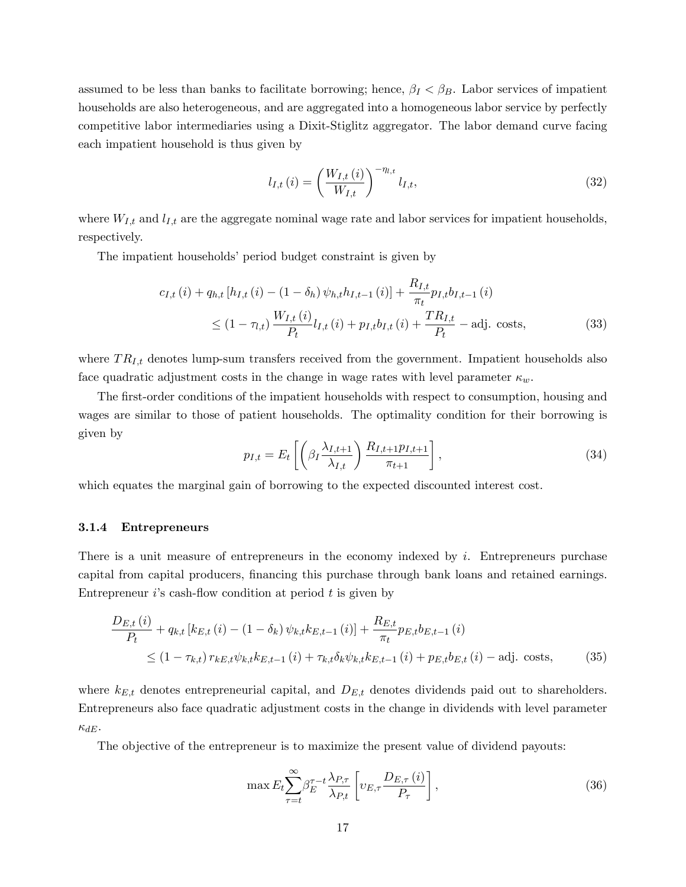assumed to be less than banks to facilitate borrowing; hence, $\beta_I < \beta_B$. Labor services of impatient households are also heterogeneous, and are aggregated into a homogeneous labor service by perfectly competitive labor intermediaries using a Dixit-Stiglitz aggregator. The labor demand curve facing each impatient household is thus given by

$$l_{I,t}(i) = \left(\frac{W_{I,t}(i)}{W_{I,t}}\right)^{-\eta_{l,t}} l_{I,t}, \tag{32}$$

where $W_{I,t}$ and $l_{I,t}$ are the aggregate nominal wage rate and labor services for impatient households, respectively.

The impatient households' period budget constraint is given by

$$\begin{aligned} c_{I,t}(i) + q_{h,t}\left[h_{I,t}(i) - (1-\delta_h)\psi_{h,t}h_{I,t-1}(i)\right] + \frac{R_{I,t}}{\pi_t}p_{I,t}b_{I,t-1}(i) \\ \leq (1-\tau_{l,t})\frac{W_{I,t}(i)}{P_t}l_{I,t}(i) + p_{I,t}b_{I,t}(i) + \frac{TR_{I,t}}{P_t} - \text{adj. costs}, \end{aligned} \tag{33}$$

where $TR_{I,t}$ denotes lump-sum transfers received from the government. Impatient households also face quadratic adjustment costs in the change in wage rates with level parameter $\kappa_w$.

The first-order conditions of the impatient households with respect to consumption, housing and wages are similar to those of patient households. The optimality condition for their borrowing is given by

$$p_{I,t} = E_t\left[\left(\beta_I \frac{\lambda_{I,t+1}}{\lambda_{I,t}}\right)\frac{R_{I,t+1}p_{I,t+1}}{\pi_{t+1}}\right], \tag{34}$$

which equates the marginal gain of borrowing to the expected discounted interest cost.

#### 3.1.4 Entrepreneurs

There is a unit measure of entrepreneurs in the economy indexed by $i$. Entrepreneurs purchase capital from capital producers, financing this purchase through bank loans and retained earnings. Entrepreneur $i$'s cash-flow condition at period $t$ is given by

$$\begin{aligned} \frac{D_{E,t}(i)}{P_t} + q_{k,t}\left[k_{E,t}(i) - (1-\delta_k)\psi_{k,t}k_{E,t-1}(i)\right] + \frac{R_{E,t}}{\pi_t}p_{E,t}b_{E,t-1}(i) \\ \leq (1-\tau_{k,t})r_{kE,t}\psi_{k,t}k_{E,t-1}(i) + \tau_{k,t}\delta_k\psi_{k,t}k_{E,t-1}(i) + p_{E,t}b_{E,t}(i) - \text{adj. costs}, \end{aligned} \tag{35}$$

where $k_{E,t}$ denotes entrepreneurial capital, and $D_{E,t}$ denotes dividends paid out to shareholders. Entrepreneurs also face quadratic adjustment costs in the change in dividends with level parameter $\kappa_{dE}$.

The objective of the entrepreneur is to maximize the present value of dividend payouts:

$$\max E_t \sum_{\tau=t}^{\infty} \beta_E^{\tau-t}\frac{\lambda_{P,\tau}}{\lambda_{P,t}}\left[\upsilon_{E,\tau}\frac{D_{E,\tau}(i)}{P_\tau}\right], \tag{36}$$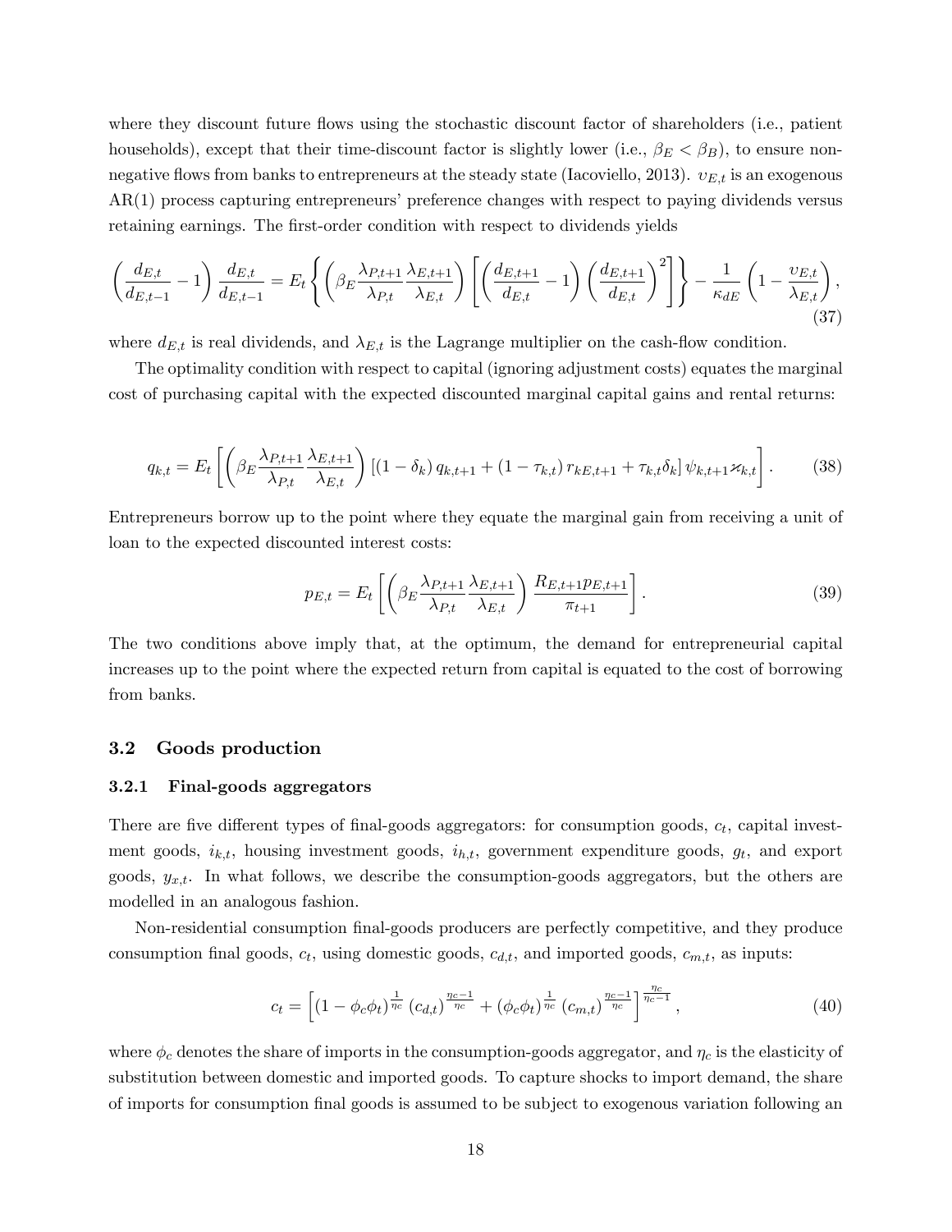where they discount future flows using the stochastic discount factor of shareholders (i.e., patient households), except that their time-discount factor is slightly lower (i.e., $\beta_E < \beta_B$), to ensure non-negative flows from banks to entrepreneurs at the steady state (Iacoviello, 2013). $\upsilon_{E,t}$ is an exogenous AR(1) process capturing entrepreneurs' preference changes with respect to paying dividends versus retaining earnings. The first-order condition with respect to dividends yields

$$\left(\frac{d_{E,t}}{d_{E,t-1}}-1\right)\frac{d_{E,t}}{d_{E,t-1}} = E_t\left\{\left(\beta_E\frac{\lambda_{P,t+1}}{\lambda_{P,t}}\frac{\lambda_{E,t+1}}{\lambda_{E,t}}\right)\left[\left(\frac{d_{E,t+1}}{d_{E,t}}-1\right)\left(\frac{d_{E,t+1}}{d_{E,t}}\right)^2\right]\right\} - \frac{1}{\kappa_{dE}}\left(1-\frac{\upsilon_{E,t}}{\lambda_{E,t}}\right), \tag{37}$$

where $d_{E,t}$ is real dividends, and $\lambda_{E,t}$ is the Lagrange multiplier on the cash-flow condition.

The optimality condition with respect to capital (ignoring adjustment costs) equates the marginal cost of purchasing capital with the expected discounted marginal capital gains and rental returns:

$$q_{k,t} = E_t\left[\left(\beta_E\frac{\lambda_{P,t+1}}{\lambda_{P,t}}\frac{\lambda_{E,t+1}}{\lambda_{E,t}}\right)\left[(1-\delta_k)\,q_{k,t+1} + (1-\tau_{k,t})\,r_{kE,t+1} + \tau_{k,t}\delta_k\right]\psi_{k,t+1}\varkappa_{k,t}\right]. \tag{38}$$

Entrepreneurs borrow up to the point where they equate the marginal gain from receiving a unit of loan to the expected discounted interest costs:

$$p_{E,t} = E_t\left[\left(\beta_E\frac{\lambda_{P,t+1}}{\lambda_{P,t}}\frac{\lambda_{E,t+1}}{\lambda_{E,t}}\right)\frac{R_{E,t+1}p_{E,t+1}}{\pi_{t+1}}\right]. \tag{39}$$

The two conditions above imply that, at the optimum, the demand for entrepreneurial capital increases up to the point where the expected return from capital is equated to the cost of borrowing from banks.

## 3.2 Goods production

### 3.2.1 Final-goods aggregators

There are five different types of final-goods aggregators: for consumption goods, $c_t$, capital investment goods, $i_{k,t}$, housing investment goods, $i_{h,t}$, government expenditure goods, $g_t$, and export goods, $y_{x,t}$. In what follows, we describe the consumption-goods aggregators, but the others are modelled in an analogous fashion.

Non-residential consumption final-goods producers are perfectly competitive, and they produce consumption final goods, $c_t$, using domestic goods, $c_{d,t}$, and imported goods, $c_{m,t}$, as inputs:

$$c_t = \left[(1-\phi_c\phi_t)^{\frac{1}{\eta_c}}\,(c_{d,t})^{\frac{\eta_c-1}{\eta_c}} + (\phi_c\phi_t)^{\frac{1}{\eta_c}}\,(c_{m,t})^{\frac{\eta_c-1}{\eta_c}}\right]^{\frac{\eta_c}{\eta_c-1}}, \tag{40}$$

where $\phi_c$ denotes the share of imports in the consumption-goods aggregator, and $\eta_c$ is the elasticity of substitution between domestic and imported goods. To capture shocks to import demand, the share of imports for consumption final goods is assumed to be subject to exogenous variation following an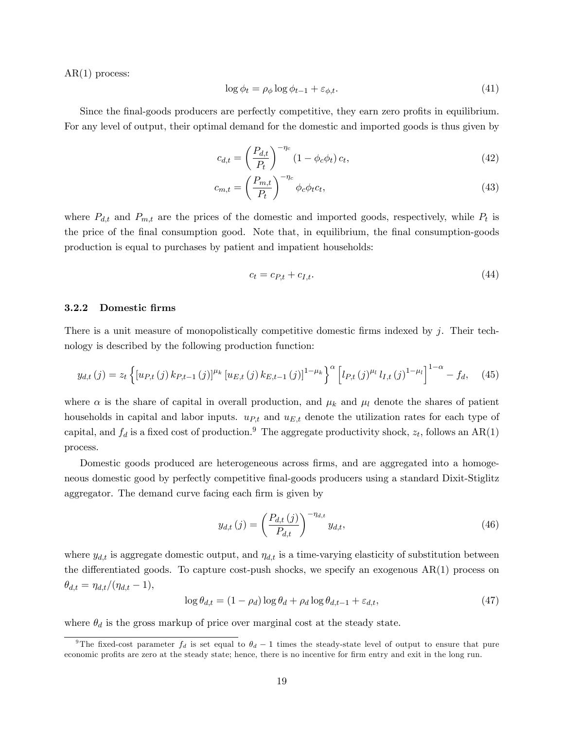AR(1) process:

$$\log \phi_t = \rho_\phi \log \phi_{t-1} + \varepsilon_{\phi,t}. \tag{41}$$

Since the final-goods producers are perfectly competitive, they earn zero profits in equilibrium. For any level of output, their optimal demand for the domestic and imported goods is thus given by

$$c_{d,t} = \left(\frac{P_{d,t}}{P_t}\right)^{-\eta_c} (1 - \phi_c \phi_t)\, c_t, \tag{42}$$

$$c_{m,t} = \left(\frac{P_{m,t}}{P_t}\right)^{-\eta_c} \phi_c \phi_t c_t, \tag{43}$$

where $P_{d,t}$ and $P_{m,t}$ are the prices of the domestic and imported goods, respectively, while $P_t$ is the price of the final consumption good. Note that, in equilibrium, the final consumption-goods production is equal to purchases by patient and impatient households:

$$c_t = c_{P,t} + c_{I,t}. \tag{44}$$

### 3.2.2 Domestic firms

There is a unit measure of monopolistically competitive domestic firms indexed by $j$. Their technology is described by the following production function:

$$y_{d,t}(j) = z_t \left\{ \left[u_{P,t}(j)\, k_{P,t-1}(j)\right]^{\mu_k} \left[u_{E,t}(j)\, k_{E,t-1}(j)\right]^{1-\mu_k} \right\}^{\alpha} \left[ l_{P,t}(j)^{\mu_l}\, l_{I,t}(j)^{1-\mu_l} \right]^{1-\alpha} - f_d, \tag{45}$$

where $\alpha$ is the share of capital in overall production, and $\mu_k$ and $\mu_l$ denote the shares of patient households in capital and labor inputs. $u_{P,t}$ and $u_{E,t}$ denote the utilization rates for each type of capital, and $f_d$ is a fixed cost of production.[9] The aggregate productivity shock, $z_t$, follows an AR(1) process.

Domestic goods produced are heterogeneous across firms, and are aggregated into a homogeneous domestic good by perfectly competitive final-goods producers using a standard Dixit-Stiglitz aggregator. The demand curve facing each firm is given by

$$y_{d,t}(j) = \left(\frac{P_{d,t}(j)}{P_{d,t}}\right)^{-\eta_{d,t}} y_{d,t}, \tag{46}$$

where $y_{d,t}$ is aggregate domestic output, and $\eta_{d,t}$ is a time-varying elasticity of substitution between the differentiated goods. To capture cost-push shocks, we specify an exogenous AR(1) process on $\theta_{d,t} = \eta_{d,t}/(\eta_{d,t} - 1)$,

$$\log \theta_{d,t} = (1 - \rho_d) \log \theta_d + \rho_d \log \theta_{d,t-1} + \varepsilon_{d,t}, \tag{47}$$

where $\theta_d$ is the gross markup of price over marginal cost at the steady state.

[9] The fixed-cost parameter $f_d$ is set equal to $\theta_d - 1$ times the steady-state level of output to ensure that pure economic profits are zero at the steady state; hence, there is no incentive for firm entry and exit in the long run.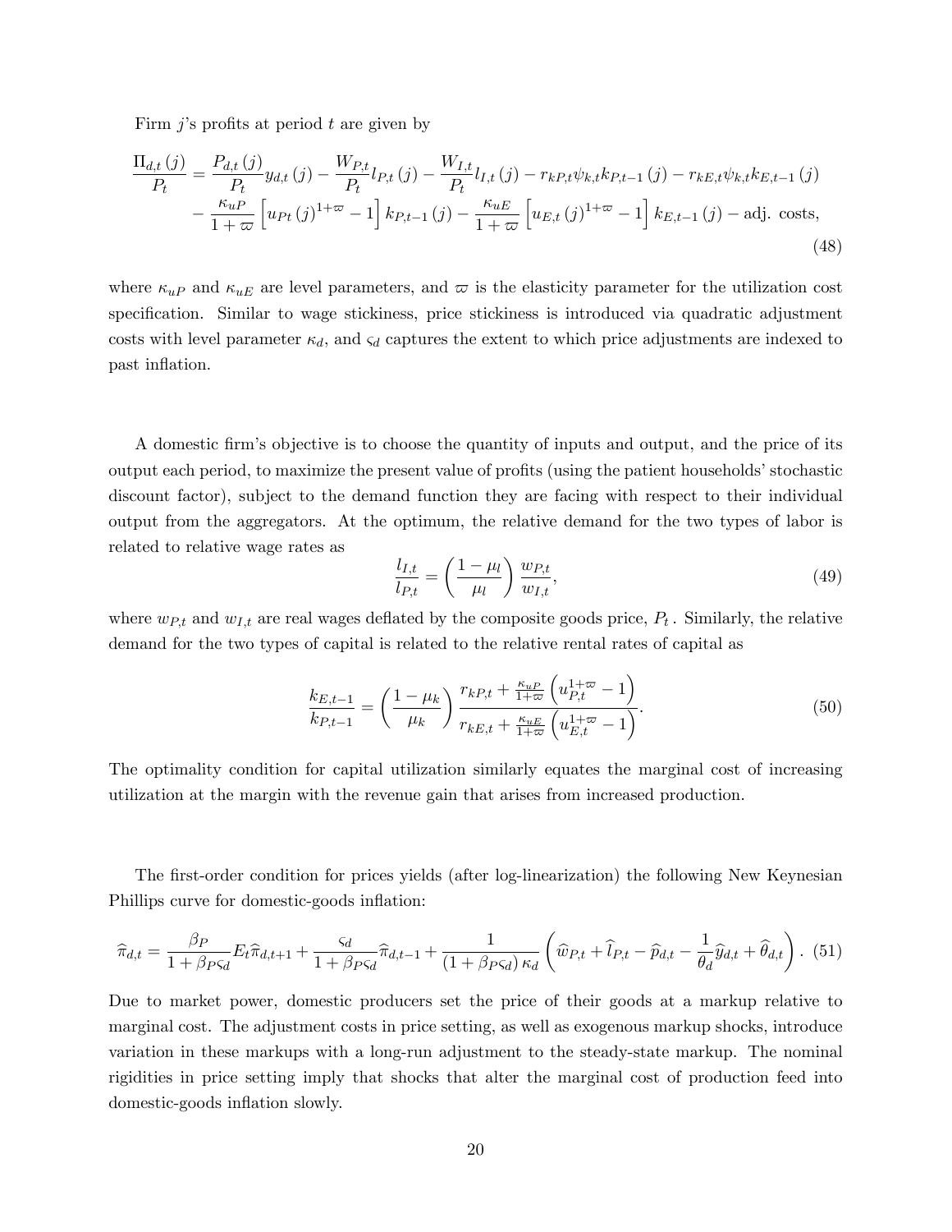Firm $j$'s profits at period $t$ are given by

$$
\begin{aligned}
\frac{\Pi_{d,t}(j)}{P_t} = & \frac{P_{d,t}(j)}{P_t} y_{d,t}(j) - \frac{W_{P,t}}{P_t} l_{P,t}(j) - \frac{W_{I,t}}{P_t} l_{I,t}(j) - r_{kP,t}\psi_{k,t}k_{P,t-1}(j) - r_{kE,t}\psi_{k,t}k_{E,t-1}(j) \\
& - \frac{\kappa_{uP}}{1+\varpi}\left[u_{Pt}(j)^{1+\varpi} - 1\right] k_{P,t-1}(j) - \frac{\kappa_{uE}}{1+\varpi}\left[u_{E,t}(j)^{1+\varpi} - 1\right] k_{E,t-1}(j) - \text{adj. costs},
\end{aligned} \tag{48}
$$

where $\kappa_{uP}$ and $\kappa_{uE}$ are level parameters, and $\varpi$ is the elasticity parameter for the utilization cost specification. Similar to wage stickiness, price stickiness is introduced via quadratic adjustment costs with level parameter $\kappa_d$, and $\varsigma_d$ captures the extent to which price adjustments are indexed to past inflation.

A domestic firm's objective is to choose the quantity of inputs and output, and the price of its output each period, to maximize the present value of profits (using the patient households' stochastic discount factor), subject to the demand function they are facing with respect to their individual output from the aggregators. At the optimum, the relative demand for the two types of labor is related to relative wage rates as

$$
\frac{l_{I,t}}{l_{P,t}} = \left(\frac{1-\mu_l}{\mu_l}\right)\frac{w_{P,t}}{w_{I,t}}, \tag{49}
$$

where $w_{P,t}$ and $w_{I,t}$ are real wages deflated by the composite goods price, $P_t$. Similarly, the relative demand for the two types of capital is related to the relative rental rates of capital as

$$
\frac{k_{E,t-1}}{k_{P,t-1}} = \left(\frac{1-\mu_k}{\mu_k}\right)\frac{r_{kP,t} + \frac{\kappa_{uP}}{1+\varpi}\left(u_{P,t}^{1+\varpi} - 1\right)}{r_{kE,t} + \frac{\kappa_{uE}}{1+\varpi}\left(u_{E,t}^{1+\varpi} - 1\right)}. \tag{50}
$$

The optimality condition for capital utilization similarly equates the marginal cost of increasing utilization at the margin with the revenue gain that arises from increased production.

The first-order condition for prices yields (after log-linearization) the following New Keynesian Phillips curve for domestic-goods inflation:

$$
\widehat{\pi}_{d,t} = \frac{\beta_P}{1+\beta_P\varsigma_d}E_t\widehat{\pi}_{d,t+1} + \frac{\varsigma_d}{1+\beta_P\varsigma_d}\widehat{\pi}_{d,t-1} + \frac{1}{(1+\beta_P\varsigma_d)\,\kappa_d}\left(\widehat{w}_{P,t} + \widehat{l}_{P,t} - \widehat{p}_{d,t} - \frac{1}{\theta_d}\widehat{y}_{d,t} + \widehat{\theta}_{d,t}\right). \tag{51}
$$

Due to market power, domestic producers set the price of their goods at a markup relative to marginal cost. The adjustment costs in price setting, as well as exogenous markup shocks, introduce variation in these markups with a long-run adjustment to the steady-state markup. The nominal rigidities in price setting imply that shocks that alter the marginal cost of production feed into domestic-goods inflation slowly.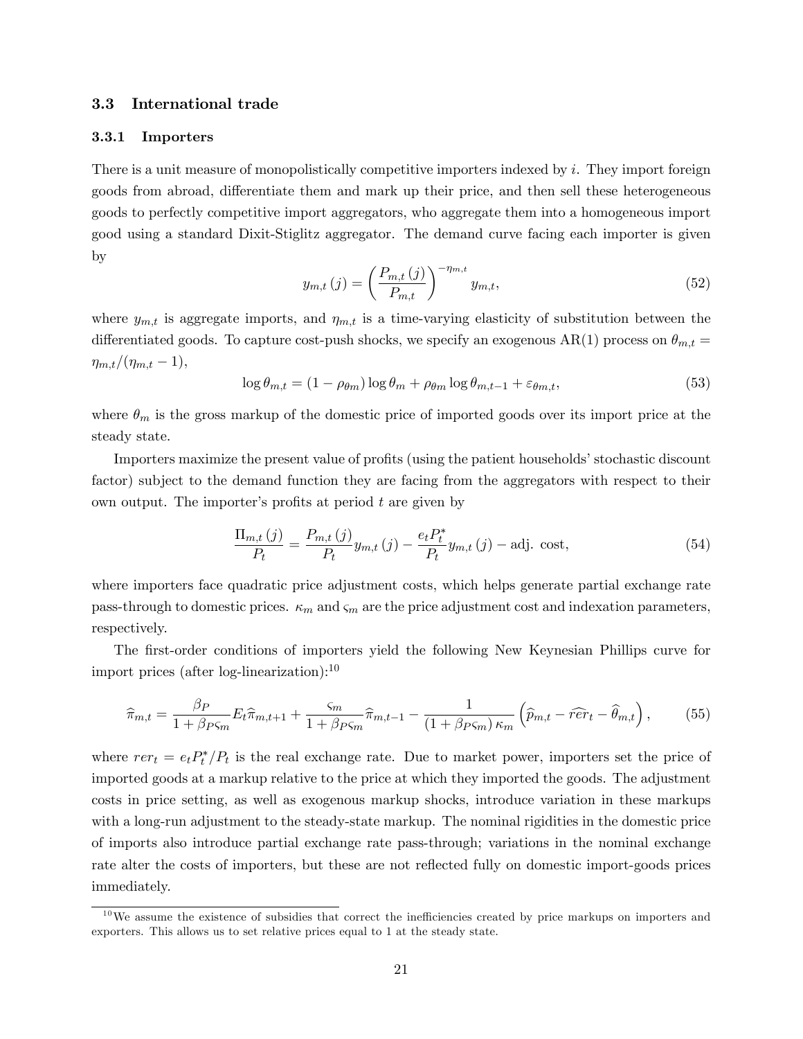### 3.3 International trade

#### 3.3.1 Importers

There is a unit measure of monopolistically competitive importers indexed by $i$. They import foreign goods from abroad, differentiate them and mark up their price, and then sell these heterogeneous goods to perfectly competitive import aggregators, who aggregate them into a homogeneous import good using a standard Dixit-Stiglitz aggregator. The demand curve facing each importer is given by

$$y_{m,t}(j) = \left(\frac{P_{m,t}(j)}{P_{m,t}}\right)^{-\eta_{m,t}} y_{m,t}, \tag{52}$$

where $y_{m,t}$ is aggregate imports, and $\eta_{m,t}$ is a time-varying elasticity of substitution between the differentiated goods. To capture cost-push shocks, we specify an exogenous AR(1) process on $\theta_{m,t} = \eta_{m,t}/(\eta_{m,t}-1)$,

$$\log\theta_{m,t} = (1-\rho_{\theta m})\log\theta_m + \rho_{\theta m}\log\theta_{m,t-1} + \varepsilon_{\theta m,t}, \tag{53}$$

where $\theta_m$ is the gross markup of the domestic price of imported goods over its import price at the steady state.

Importers maximize the present value of profits (using the patient households' stochastic discount factor) subject to the demand function they are facing from the aggregators with respect to their own output. The importer's profits at period $t$ are given by

$$\frac{\Pi_{m,t}(j)}{P_t} = \frac{P_{m,t}(j)}{P_t} y_{m,t}(j) - \frac{e_t P_t^*}{P_t} y_{m,t}(j) - \text{adj. cost}, \tag{54}$$

where importers face quadratic price adjustment costs, which helps generate partial exchange rate pass-through to domestic prices. $\kappa_m$ and $\varsigma_m$ are the price adjustment cost and indexation parameters, respectively.

The first-order conditions of importers yield the following New Keynesian Phillips curve for import prices (after log-linearization):[10]

$$\widehat{\pi}_{m,t} = \frac{\beta_P}{1+\beta_P\varsigma_m} E_t\widehat{\pi}_{m,t+1} + \frac{\varsigma_m}{1+\beta_P\varsigma_m}\widehat{\pi}_{m,t-1} - \frac{1}{(1+\beta_P\varsigma_m)\kappa_m}\left(\widehat{p}_{m,t} - \widehat{rer}_t - \widehat{\theta}_{m,t}\right), \tag{55}$$

where $rer_t = e_t P_t^*/P_t$ is the real exchange rate. Due to market power, importers set the price of imported goods at a markup relative to the price at which they imported the goods. The adjustment costs in price setting, as well as exogenous markup shocks, introduce variation in these markups with a long-run adjustment to the steady-state markup. The nominal rigidities in the domestic price of imports also introduce partial exchange rate pass-through; variations in the nominal exchange rate alter the costs of importers, but these are not reflected fully on domestic import-goods prices immediately.

[10] We assume the existence of subsidies that correct the inefficiencies created by price markups on importers and exporters. This allows us to set relative prices equal to 1 at the steady state.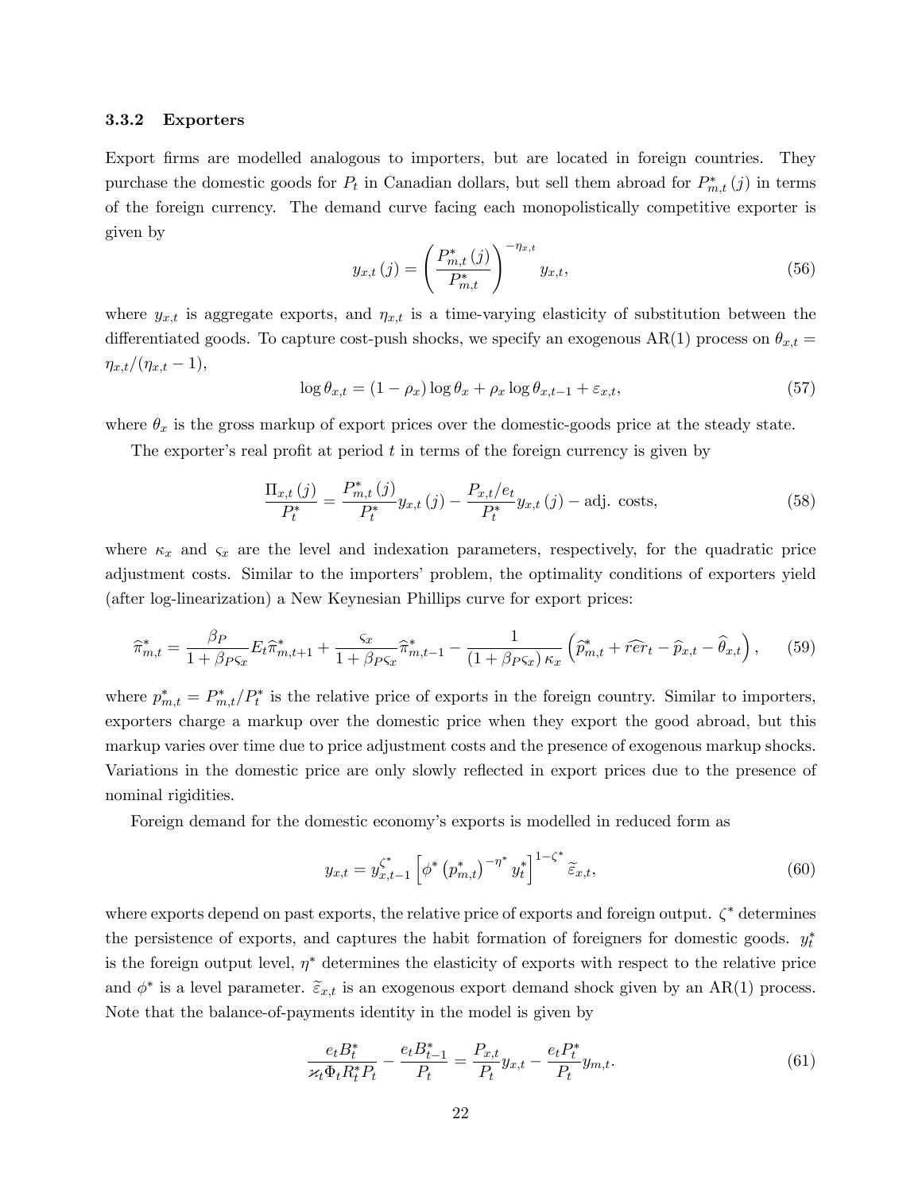### 3.3.2 Exporters

Export firms are modelled analogous to importers, but are located in foreign countries. They purchase the domestic goods for $P_t$ in Canadian dollars, but sell them abroad for $P^*_{m,t}(j)$ in terms of the foreign currency. The demand curve facing each monopolistically competitive exporter is given by

$$y_{x,t}(j) = \left( \frac{P^*_{m,t}(j)}{P^*_{m,t}} \right)^{-\eta_{x,t}} y_{x,t}, \tag{56}$$

where $y_{x,t}$ is aggregate exports, and $\eta_{x,t}$ is a time-varying elasticity of substitution between the differentiated goods. To capture cost-push shocks, we specify an exogenous AR(1) process on $\theta_{x,t} = \eta_{x,t}/(\eta_{x,t} - 1)$,

$$\log \theta_{x,t} = (1 - \rho_x) \log \theta_x + \rho_x \log \theta_{x,t-1} + \varepsilon_{x,t}, \tag{57}$$

where $\theta_x$ is the gross markup of export prices over the domestic-goods price at the steady state.

The exporter's real profit at period $t$ in terms of the foreign currency is given by

$$\frac{\Pi_{x,t}(j)}{P^*_t} = \frac{P^*_{m,t}(j)}{P^*_t} y_{x,t}(j) - \frac{P_{x,t}/e_t}{P^*_t} y_{x,t}(j) - \text{adj. costs}, \tag{58}$$

where $\kappa_x$ and $\varsigma_x$ are the level and indexation parameters, respectively, for the quadratic price adjustment costs. Similar to the importers' problem, the optimality conditions of exporters yield (after log-linearization) a New Keynesian Phillips curve for export prices:

$$\widehat{\pi}^*_{m,t} = \frac{\beta_P}{1 + \beta_P \varsigma_x} E_t \widehat{\pi}^*_{m,t+1} + \frac{\varsigma_x}{1 + \beta_P \varsigma_x} \widehat{\pi}^*_{m,t-1} - \frac{1}{(1 + \beta_P \varsigma_x) \kappa_x} \left( \widehat{p}^*_{m,t} + \widehat{rer}_t - \widehat{p}_{x,t} - \widehat{\theta}_{x,t} \right), \tag{59}$$

where $p^*_{m,t} = P^*_{m,t}/P^*_t$ is the relative price of exports in the foreign country. Similar to importers, exporters charge a markup over the domestic price when they export the good abroad, but this markup varies over time due to price adjustment costs and the presence of exogenous markup shocks. Variations in the domestic price are only slowly reflected in export prices due to the presence of nominal rigidities.

Foreign demand for the domestic economy's exports is modelled in reduced form as

$$y_{x,t} = y_{x,t-1}^{\zeta^*} \left[ \phi^* \left( p^*_{m,t} \right)^{-\eta^*} y^*_t \right]^{1-\zeta^*} \widetilde{\varepsilon}_{x,t}, \tag{60}$$

where exports depend on past exports, the relative price of exports and foreign output. $\zeta^*$ determines the persistence of exports, and captures the habit formation of foreigners for domestic goods. $y^*_t$ is the foreign output level, $\eta^*$ determines the elasticity of exports with respect to the relative price and $\phi^*$ is a level parameter. $\widetilde{\varepsilon}_{x,t}$ is an exogenous export demand shock given by an AR(1) process. Note that the balance-of-payments identity in the model is given by

$$\frac{e_t B^*_t}{\varkappa_t \Phi_t R^*_t P_t} - \frac{e_t B^*_{t-1}}{P_t} = \frac{P_{x,t}}{P_t} y_{x,t} - \frac{e_t P^*_t}{P_t} y_{m,t}. \tag{61}$$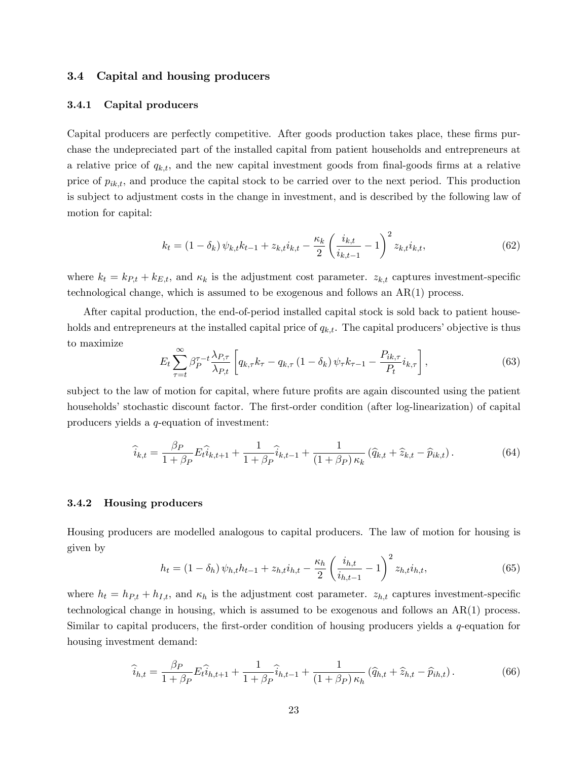### 3.4 Capital and housing producers

#### 3.4.1 Capital producers

Capital producers are perfectly competitive. After goods production takes place, these firms purchase the undepreciated part of the installed capital from patient households and entrepreneurs at a relative price of $q_{k,t}$, and the new capital investment goods from final-goods firms at a relative price of $p_{ik,t}$, and produce the capital stock to be carried over to the next period. This production is subject to adjustment costs in the change in investment, and is described by the following law of motion for capital:

$$k_t = (1 - \delta_k)\, \psi_{k,t} k_{t-1} + z_{k,t} i_{k,t} - \frac{\kappa_k}{2} \left( \frac{i_{k,t}}{i_{k,t-1}} - 1 \right)^2 z_{k,t} i_{k,t}, \tag{62}$$

where $k_t = k_{P,t} + k_{E,t}$, and $\kappa_k$ is the adjustment cost parameter. $z_{k,t}$ captures investment-specific technological change, which is assumed to be exogenous and follows an AR(1) process.

After capital production, the end-of-period installed capital stock is sold back to patient households and entrepreneurs at the installed capital price of $q_{k,t}$. The capital producers' objective is thus to maximize

$$E_t \sum_{\tau=t}^{\infty} \beta_P^{\tau-t} \frac{\lambda_{P,\tau}}{\lambda_{P,t}} \left[ q_{k,\tau} k_\tau - q_{k,\tau} (1 - \delta_k)\, \psi_\tau k_{\tau-1} - \frac{P_{ik,\tau}}{P_t} i_{k,\tau} \right], \tag{63}$$

subject to the law of motion for capital, where future profits are again discounted using the patient households' stochastic discount factor. The first-order condition (after log-linearization) of capital producers yields a $q$-equation of investment:

$$\widehat{i}_{k,t} = \frac{\beta_P}{1+\beta_P} E_t \widehat{i}_{k,t+1} + \frac{1}{1+\beta_P} \widehat{i}_{k,t-1} + \frac{1}{(1+\beta_P)\, \kappa_k} \left( \widehat{q}_{k,t} + \widehat{z}_{k,t} - \widehat{p}_{ik,t} \right). \tag{64}$$

#### 3.4.2 Housing producers

Housing producers are modelled analogous to capital producers. The law of motion for housing is given by

$$h_t = (1 - \delta_h)\, \psi_{h,t} h_{t-1} + z_{h,t} i_{h,t} - \frac{\kappa_h}{2} \left( \frac{i_{h,t}}{i_{h,t-1}} - 1 \right)^2 z_{h,t} i_{h,t}, \tag{65}$$

where $h_t = h_{P,t} + h_{I,t}$, and $\kappa_h$ is the adjustment cost parameter. $z_{h,t}$ captures investment-specific technological change in housing, which is assumed to be exogenous and follows an AR(1) process. Similar to capital producers, the first-order condition of housing producers yields a $q$-equation for housing investment demand:

$$\widehat{i}_{h,t} = \frac{\beta_P}{1+\beta_P} E_t \widehat{i}_{h,t+1} + \frac{1}{1+\beta_P} \widehat{i}_{h,t-1} + \frac{1}{(1+\beta_P)\, \kappa_h} \left( \widehat{q}_{h,t} + \widehat{z}_{h,t} - \widehat{p}_{ih,t} \right). \tag{66}$$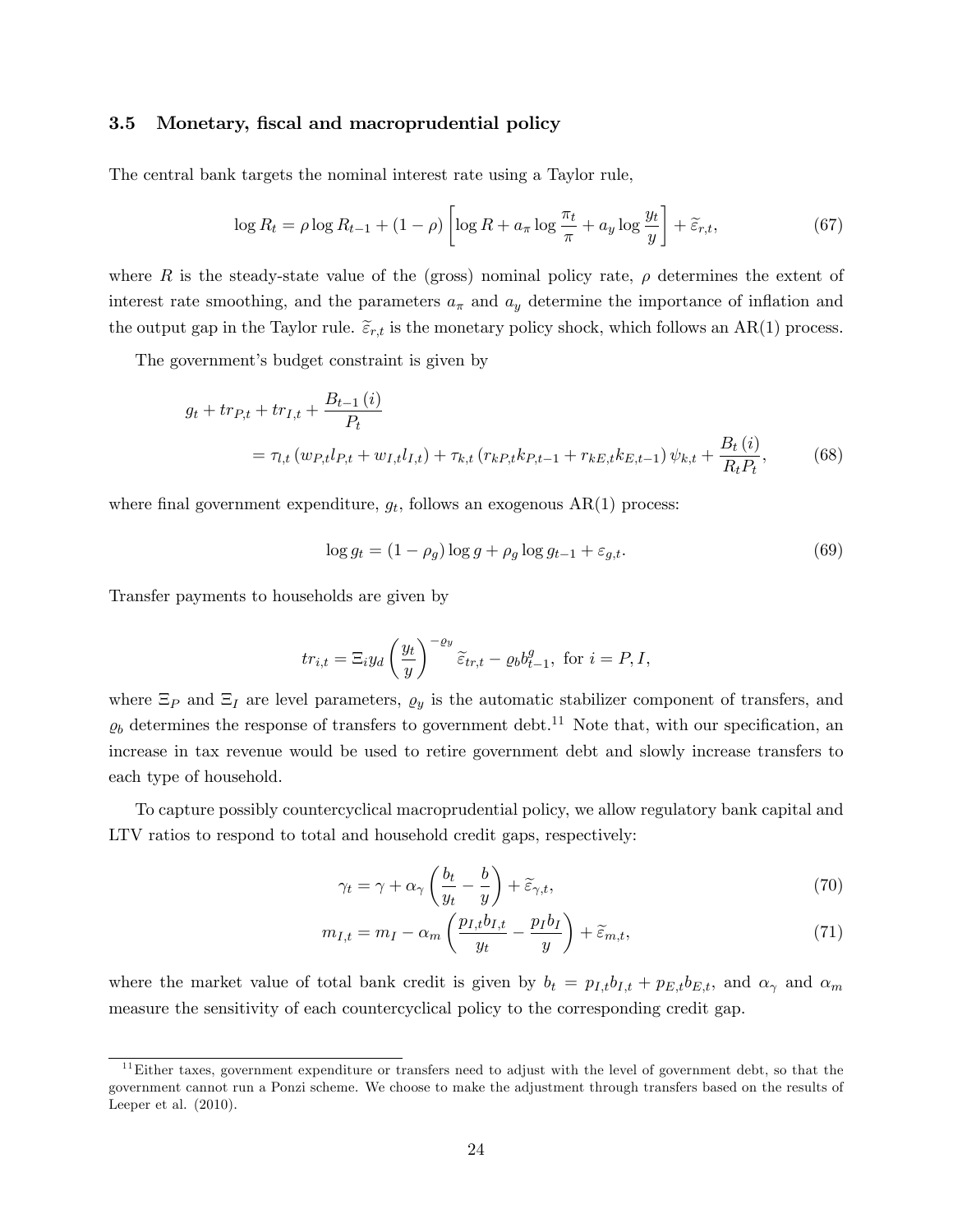### 3.5 Monetary, fiscal and macroprudential policy

The central bank targets the nominal interest rate using a Taylor rule,

$$\log R_t = \rho \log R_{t-1} + (1-\rho)\left[\log R + a_\pi \log \frac{\pi_t}{\pi} + a_y \log \frac{y_t}{y}\right] + \widetilde{\varepsilon}_{r,t}, \tag{67}$$

where $R$ is the steady-state value of the (gross) nominal policy rate, $\rho$ determines the extent of interest rate smoothing, and the parameters $a_\pi$ and $a_y$ determine the importance of inflation and the output gap in the Taylor rule. $\widetilde{\varepsilon}_{r,t}$ is the monetary policy shock, which follows an AR(1) process.

The government's budget constraint is given by

$$\begin{aligned} g_t + tr_{P,t} + tr_{I,t} + \frac{B_{t-1}(i)}{P_t} \\ = \tau_{l,t}\left(w_{P,t} l_{P,t} + w_{I,t} l_{I,t}\right) + \tau_{k,t}\left(r_{kP,t} k_{P,t-1} + r_{kE,t} k_{E,t-1}\right)\psi_{k,t} + \frac{B_t(i)}{R_t P_t}, \end{aligned} \tag{68}$$

where final government expenditure, $g_t$, follows an exogenous AR(1) process:

$$\log g_t = (1-\rho_g)\log g + \rho_g \log g_{t-1} + \varepsilon_{g,t}. \tag{69}$$

Transfer payments to households are given by

$$tr_{i,t} = \Xi_i y_d \left(\frac{y_t}{y}\right)^{-\varrho_y} \widetilde{\varepsilon}_{tr,t} - \varrho_b b^g_{t-1}, \text{ for } i = P, I,$$

where $\Xi_P$ and $\Xi_I$ are level parameters, $\varrho_y$ is the automatic stabilizer component of transfers, and $\varrho_b$ determines the response of transfers to government debt.[11] Note that, with our specification, an increase in tax revenue would be used to retire government debt and slowly increase transfers to each type of household.

To capture possibly countercyclical macroprudential policy, we allow regulatory bank capital and LTV ratios to respond to total and household credit gaps, respectively:

$$\gamma_t = \gamma + \alpha_\gamma \left(\frac{b_t}{y_t} - \frac{b}{y}\right) + \widetilde{\varepsilon}_{\gamma,t}, \tag{70}$$

$$m_{I,t} = m_I - \alpha_m \left(\frac{p_{I,t} b_{I,t}}{y_t} - \frac{p_I b_I}{y}\right) + \widetilde{\varepsilon}_{m,t}, \tag{71}$$

where the market value of total bank credit is given by $b_t = p_{I,t} b_{I,t} + p_{E,t} b_{E,t}$, and $\alpha_\gamma$ and $\alpha_m$ measure the sensitivity of each countercyclical policy to the corresponding credit gap.

[11] Either taxes, government expenditure or transfers need to adjust with the level of government debt, so that the government cannot run a Ponzi scheme. We choose to make the adjustment through transfers based on the results of Leeper et al. (2010).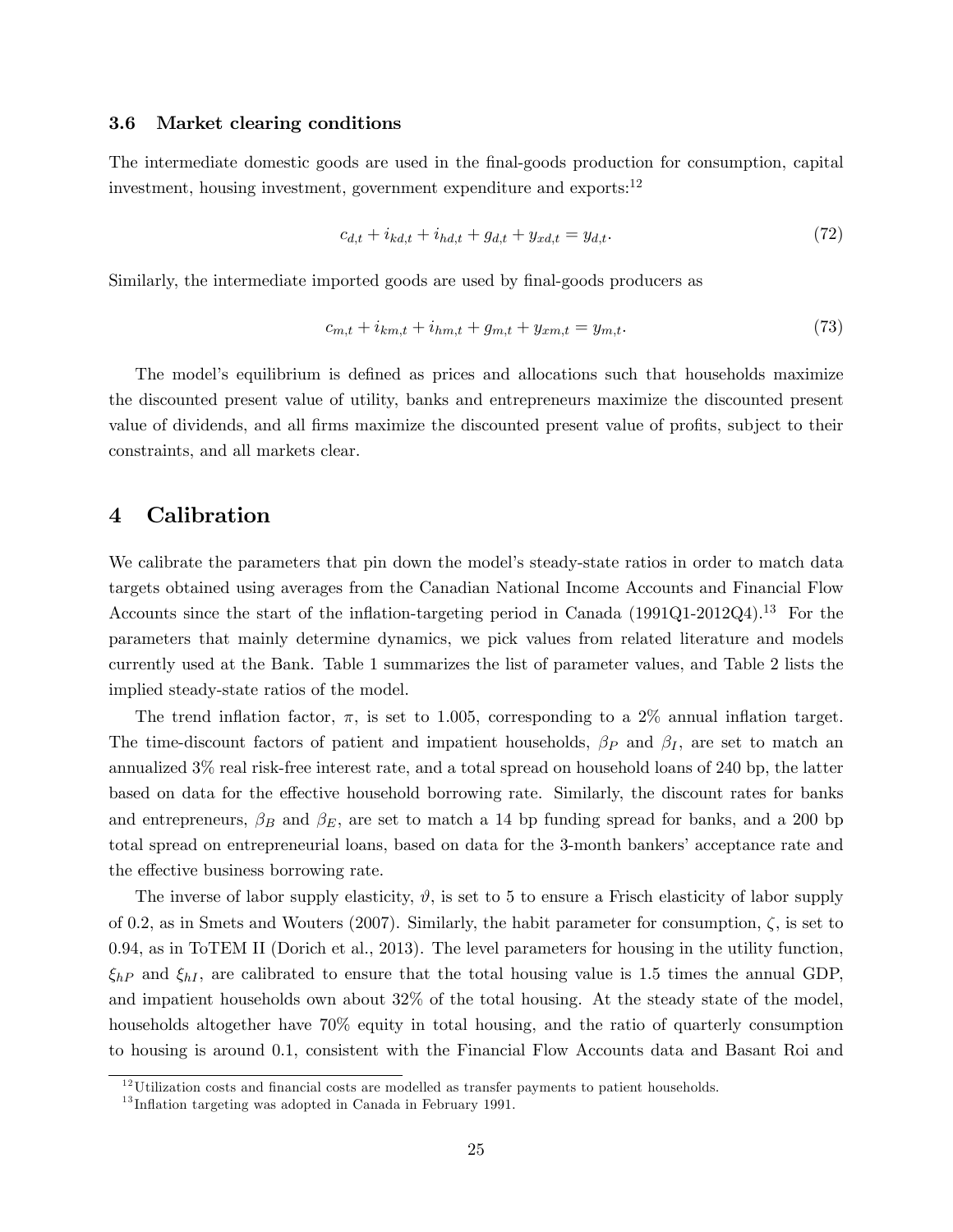### 3.6 Market clearing conditions

The intermediate domestic goods are used in the final-goods production for consumption, capital investment, housing investment, government expenditure and exports:[12]

$$c_{d,t} + i_{kd,t} + i_{hd,t} + g_{d,t} + y_{xd,t} = y_{d,t}. \tag{72}$$

Similarly, the intermediate imported goods are used by final-goods producers as

$$c_{m,t} + i_{km,t} + i_{hm,t} + g_{m,t} + y_{xm,t} = y_{m,t}. \tag{73}$$

The model's equilibrium is defined as prices and allocations such that households maximize the discounted present value of utility, banks and entrepreneurs maximize the discounted present value of dividends, and all firms maximize the discounted present value of profits, subject to their constraints, and all markets clear.

# 4 Calibration

We calibrate the parameters that pin down the model's steady-state ratios in order to match data targets obtained using averages from the Canadian National Income Accounts and Financial Flow Accounts since the start of the inflation-targeting period in Canada (1991Q1-2012Q4).[13] For the parameters that mainly determine dynamics, we pick values from related literature and models currently used at the Bank. Table 1 summarizes the list of parameter values, and Table 2 lists the implied steady-state ratios of the model.

The trend inflation factor, $\pi$, is set to 1.005, corresponding to a 2% annual inflation target. The time-discount factors of patient and impatient households, $\beta_P$ and $\beta_I$, are set to match an annualized 3% real risk-free interest rate, and a total spread on household loans of 240 bp, the latter based on data for the effective household borrowing rate. Similarly, the discount rates for banks and entrepreneurs, $\beta_B$ and $\beta_E$, are set to match a 14 bp funding spread for banks, and a 200 bp total spread on entrepreneurial loans, based on data for the 3-month bankers' acceptance rate and the effective business borrowing rate.

The inverse of labor supply elasticity, $\vartheta$, is set to 5 to ensure a Frisch elasticity of labor supply of 0.2, as in Smets and Wouters (2007). Similarly, the habit parameter for consumption, $\zeta$, is set to 0.94, as in ToTEM II (Dorich et al., 2013). The level parameters for housing in the utility function, $\xi_{hP}$ and $\xi_{hI}$, are calibrated to ensure that the total housing value is 1.5 times the annual GDP, and impatient households own about 32% of the total housing. At the steady state of the model, households altogether have 70% equity in total housing, and the ratio of quarterly consumption to housing is around 0.1, consistent with the Financial Flow Accounts data and Basant Roi and

[12] Utilization costs and financial costs are modelled as transfer payments to patient households.

[13] Inflation targeting was adopted in Canada in February 1991.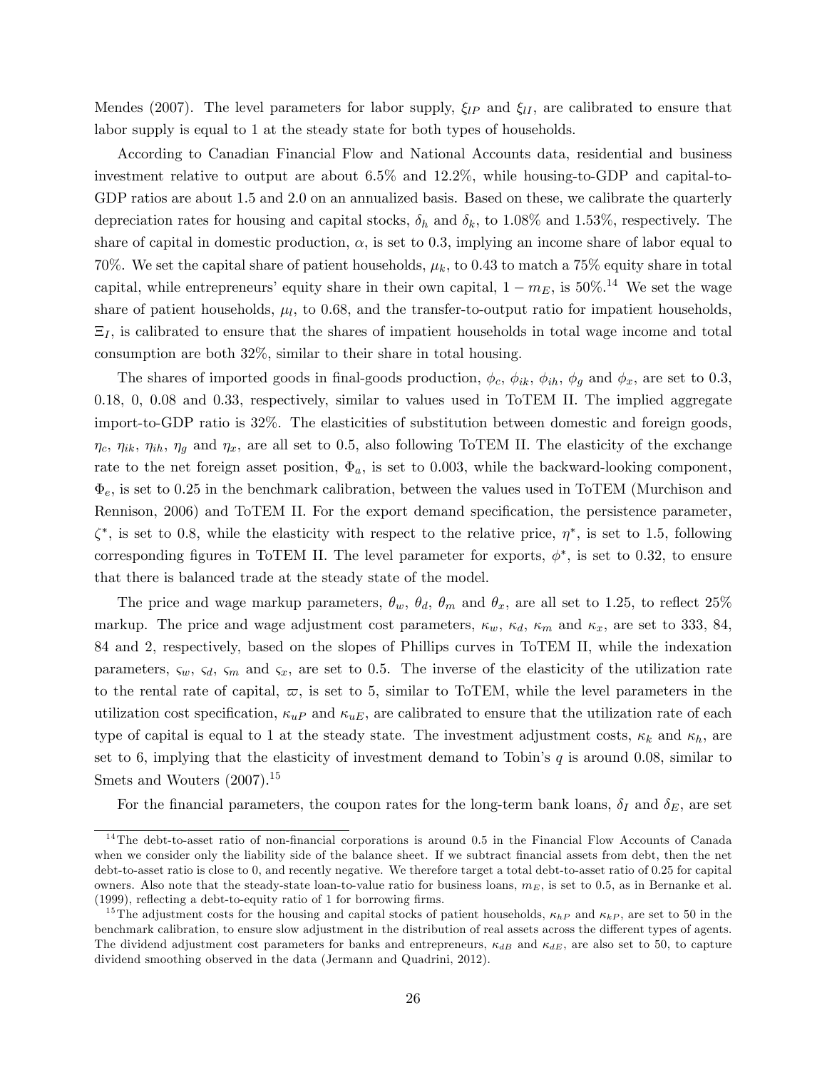Mendes (2007). The level parameters for labor supply, $\xi_{lP}$ and $\xi_{lI}$, are calibrated to ensure that labor supply is equal to 1 at the steady state for both types of households.

According to Canadian Financial Flow and National Accounts data, residential and business investment relative to output are about 6.5% and 12.2%, while housing-to-GDP and capital-to-GDP ratios are about 1.5 and 2.0 on an annualized basis. Based on these, we calibrate the quarterly depreciation rates for housing and capital stocks, $\delta_h$ and $\delta_k$, to 1.08% and 1.53%, respectively. The share of capital in domestic production, $\alpha$, is set to 0.3, implying an income share of labor equal to 70%. We set the capital share of patient households, $\mu_k$, to 0.43 to match a 75% equity share in total capital, while entrepreneurs' equity share in their own capital, $1 - m_E$, is 50%.[14] We set the wage share of patient households, $\mu_l$, to 0.68, and the transfer-to-output ratio for impatient households, $\Xi_I$, is calibrated to ensure that the shares of impatient households in total wage income and total consumption are both 32%, similar to their share in total housing.

The shares of imported goods in final-goods production, $\phi_c$, $\phi_{ik}$, $\phi_{ih}$, $\phi_g$ and $\phi_x$, are set to 0.3, 0.18, 0, 0.08 and 0.33, respectively, similar to values used in ToTEM II. The implied aggregate import-to-GDP ratio is 32%. The elasticities of substitution between domestic and foreign goods, $\eta_c$, $\eta_{ik}$, $\eta_{ih}$, $\eta_g$ and $\eta_x$, are all set to 0.5, also following ToTEM II. The elasticity of the exchange rate to the net foreign asset position, $\Phi_a$, is set to 0.003, while the backward-looking component, $\Phi_e$, is set to 0.25 in the benchmark calibration, between the values used in ToTEM (Murchison and Rennison, 2006) and ToTEM II. For the export demand specification, the persistence parameter, $\zeta^*$, is set to 0.8, while the elasticity with respect to the relative price, $\eta^*$, is set to 1.5, following corresponding figures in ToTEM II. The level parameter for exports, $\phi^*$, is set to 0.32, to ensure that there is balanced trade at the steady state of the model.

The price and wage markup parameters, $\theta_w$, $\theta_d$, $\theta_m$ and $\theta_x$, are all set to 1.25, to reflect 25% markup. The price and wage adjustment cost parameters, $\kappa_w$, $\kappa_d$, $\kappa_m$ and $\kappa_x$, are set to 333, 84, 84 and 2, respectively, based on the slopes of Phillips curves in ToTEM II, while the indexation parameters, $\varsigma_w$, $\varsigma_d$, $\varsigma_m$ and $\varsigma_x$, are set to 0.5. The inverse of the elasticity of the utilization rate to the rental rate of capital, $\varpi$, is set to 5, similar to ToTEM, while the level parameters in the utilization cost specification, $\kappa_{uP}$ and $\kappa_{uE}$, are calibrated to ensure that the utilization rate of each type of capital is equal to 1 at the steady state. The investment adjustment costs, $\kappa_k$ and $\kappa_h$, are set to 6, implying that the elasticity of investment demand to Tobin's $q$ is around 0.08, similar to Smets and Wouters (2007).[15]

For the financial parameters, the coupon rates for the long-term bank loans, $\delta_I$ and $\delta_E$, are set

---

[14] The debt-to-asset ratio of non-financial corporations is around 0.5 in the Financial Flow Accounts of Canada when we consider only the liability side of the balance sheet. If we subtract financial assets from debt, then the net debt-to-asset ratio is close to 0, and recently negative. We therefore target a total debt-to-asset ratio of 0.25 for capital owners. Also note that the steady-state loan-to-value ratio for business loans, $m_E$, is set to 0.5, as in Bernanke et al. (1999), reflecting a debt-to-equity ratio of 1 for borrowing firms.

[15] The adjustment costs for the housing and capital stocks of patient households, $\kappa_{hP}$ and $\kappa_{kP}$, are set to 50 in the benchmark calibration, to ensure slow adjustment in the distribution of real assets across the different types of agents. The dividend adjustment cost parameters for banks and entrepreneurs, $\kappa_{dB}$ and $\kappa_{dE}$, are also set to 50, to capture dividend smoothing observed in the data (Jermann and Quadrini, 2012).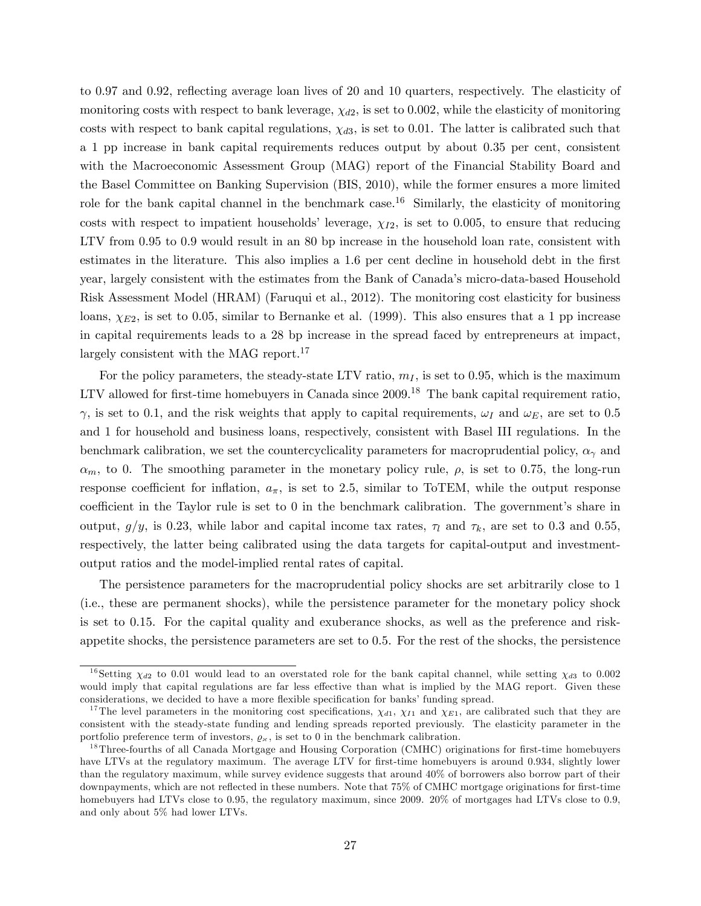to 0.97 and 0.92, reflecting average loan lives of 20 and 10 quarters, respectively. The elasticity of monitoring costs with respect to bank leverage, $\chi_{d2}$, is set to 0.002, while the elasticity of monitoring costs with respect to bank capital regulations, $\chi_{d3}$, is set to 0.01. The latter is calibrated such that a 1 pp increase in bank capital requirements reduces output by about 0.35 per cent, consistent with the Macroeconomic Assessment Group (MAG) report of the Financial Stability Board and the Basel Committee on Banking Supervision (BIS, 2010), while the former ensures a more limited role for the bank capital channel in the benchmark case.[16] Similarly, the elasticity of monitoring costs with respect to impatient households' leverage, $\chi_{I2}$, is set to 0.005, to ensure that reducing LTV from 0.95 to 0.9 would result in an 80 bp increase in the household loan rate, consistent with estimates in the literature. This also implies a 1.6 per cent decline in household debt in the first year, largely consistent with the estimates from the Bank of Canada's micro-data-based Household Risk Assessment Model (HRAM) (Faruqui et al., 2012). The monitoring cost elasticity for business loans, $\chi_{E2}$, is set to 0.05, similar to Bernanke et al. (1999). This also ensures that a 1 pp increase in capital requirements leads to a 28 bp increase in the spread faced by entrepreneurs at impact, largely consistent with the MAG report.[17]

For the policy parameters, the steady-state LTV ratio, $m_I$, is set to 0.95, which is the maximum LTV allowed for first-time homebuyers in Canada since 2009.[18] The bank capital requirement ratio, $\gamma$, is set to 0.1, and the risk weights that apply to capital requirements, $\omega_I$ and $\omega_E$, are set to 0.5 and 1 for household and business loans, respectively, consistent with Basel III regulations. In the benchmark calibration, we set the countercyclicality parameters for macroprudential policy, $\alpha_\gamma$ and $\alpha_m$, to 0. The smoothing parameter in the monetary policy rule, $\rho$, is set to 0.75, the long-run response coefficient for inflation, $a_\pi$, is set to 2.5, similar to ToTEM, while the output response coefficient in the Taylor rule is set to 0 in the benchmark calibration. The government's share in output, $g/y$, is 0.23, while labor and capital income tax rates, $\tau_l$ and $\tau_k$, are set to 0.3 and 0.55, respectively, the latter being calibrated using the data targets for capital-output and investment-output ratios and the model-implied rental rates of capital.

The persistence parameters for the macroprudential policy shocks are set arbitrarily close to 1 (i.e., these are permanent shocks), while the persistence parameter for the monetary policy shock is set to 0.15. For the capital quality and exuberance shocks, as well as the preference and risk-appetite shocks, the persistence parameters are set to 0.5. For the rest of the shocks, the persistence

[16] Setting $\chi_{d2}$ to 0.01 would lead to an overstated role for the bank capital channel, while setting $\chi_{d3}$ to 0.002 would imply that capital regulations are far less effective than what is implied by the MAG report. Given these considerations, we decided to have a more flexible specification for banks' funding spread.

[17] The level parameters in the monitoring cost specifications, $\chi_{d1}$, $\chi_{I1}$ and $\chi_{E1}$, are calibrated such that they are consistent with the steady-state funding and lending spreads reported previously. The elasticity parameter in the portfolio preference term of investors, $\varrho_{\varkappa}$, is set to 0 in the benchmark calibration.

[18] Three-fourths of all Canada Mortgage and Housing Corporation (CMHC) originations for first-time homebuyers have LTVs at the regulatory maximum. The average LTV for first-time homebuyers is around 0.934, slightly lower than the regulatory maximum, while survey evidence suggests that around 40% of borrowers also borrow part of their downpayments, which are not reflected in these numbers. Note that 75% of CMHC mortgage originations for first-time homebuyers had LTVs close to 0.95, the regulatory maximum, since 2009. 20% of mortgages had LTVs close to 0.9, and only about 5% had lower LTVs.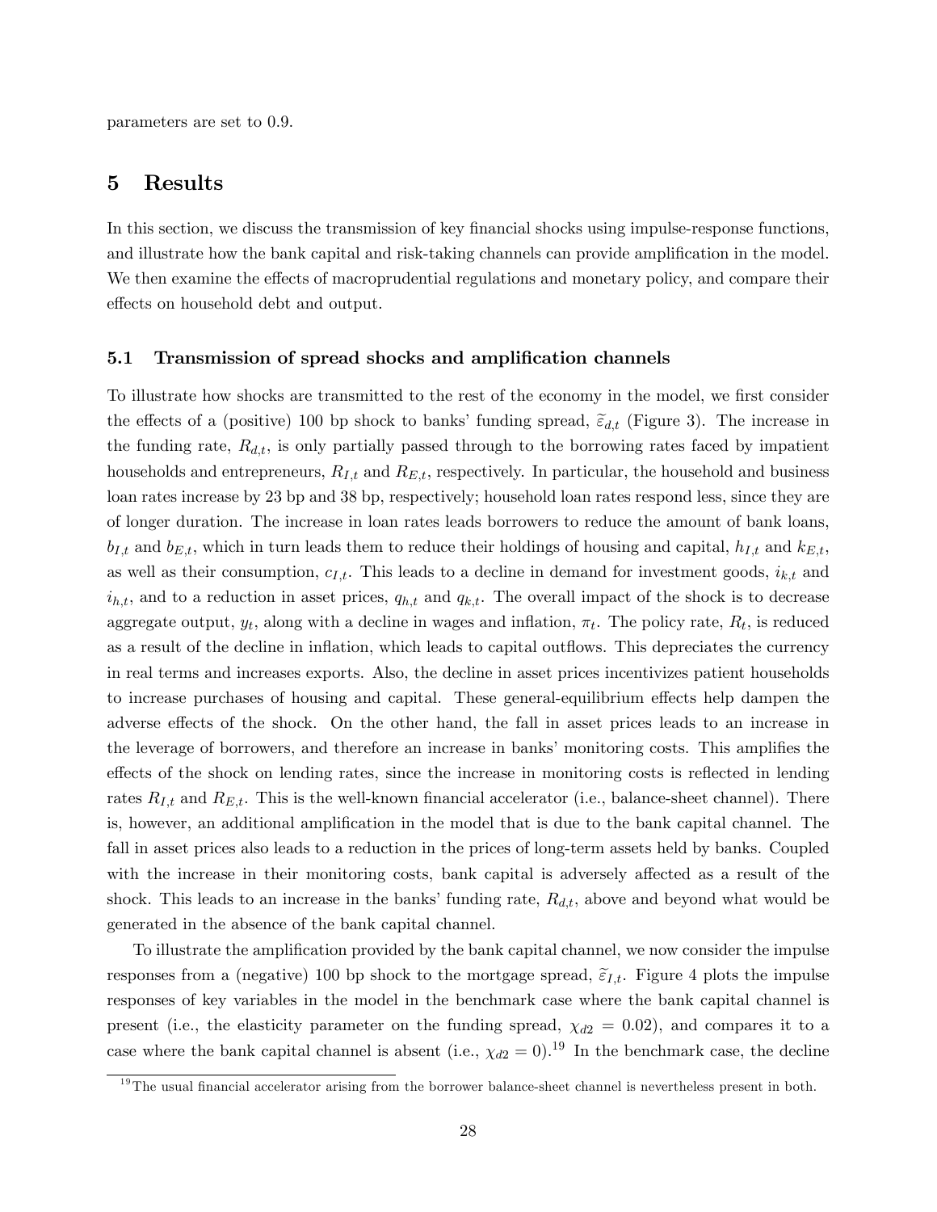parameters are set to 0.9.

# 5 Results

In this section, we discuss the transmission of key financial shocks using impulse-response functions, and illustrate how the bank capital and risk-taking channels can provide amplification in the model. We then examine the effects of macroprudential regulations and monetary policy, and compare their effects on household debt and output.

## 5.1 Transmission of spread shocks and amplification channels

To illustrate how shocks are transmitted to the rest of the economy in the model, we first consider the effects of a (positive) 100 bp shock to banks' funding spread, $\widetilde{\varepsilon}_{d,t}$ (Figure 3). The increase in the funding rate, $R_{d,t}$, is only partially passed through to the borrowing rates faced by impatient households and entrepreneurs, $R_{I,t}$ and $R_{E,t}$, respectively. In particular, the household and business loan rates increase by 23 bp and 38 bp, respectively; household loan rates respond less, since they are of longer duration. The increase in loan rates leads borrowers to reduce the amount of bank loans, $b_{I,t}$ and $b_{E,t}$, which in turn leads them to reduce their holdings of housing and capital, $h_{I,t}$ and $k_{E,t}$, as well as their consumption, $c_{I,t}$. This leads to a decline in demand for investment goods, $i_{k,t}$ and $i_{h,t}$, and to a reduction in asset prices, $q_{h,t}$ and $q_{k,t}$. The overall impact of the shock is to decrease aggregate output, $y_t$, along with a decline in wages and inflation, $\pi_t$. The policy rate, $R_t$, is reduced as a result of the decline in inflation, which leads to capital outflows. This depreciates the currency in real terms and increases exports. Also, the decline in asset prices incentivizes patient households to increase purchases of housing and capital. These general-equilibrium effects help dampen the adverse effects of the shock. On the other hand, the fall in asset prices leads to an increase in the leverage of borrowers, and therefore an increase in banks' monitoring costs. This amplifies the effects of the shock on lending rates, since the increase in monitoring costs is reflected in lending rates $R_{I,t}$ and $R_{E,t}$. This is the well-known financial accelerator (i.e., balance-sheet channel). There is, however, an additional amplification in the model that is due to the bank capital channel. The fall in asset prices also leads to a reduction in the prices of long-term assets held by banks. Coupled with the increase in their monitoring costs, bank capital is adversely affected as a result of the shock. This leads to an increase in the banks' funding rate, $R_{d,t}$, above and beyond what would be generated in the absence of the bank capital channel.

To illustrate the amplification provided by the bank capital channel, we now consider the impulse responses from a (negative) 100 bp shock to the mortgage spread, $\widetilde{\varepsilon}_{I,t}$. Figure 4 plots the impulse responses of key variables in the model in the benchmark case where the bank capital channel is present (i.e., the elasticity parameter on the funding spread, $\chi_{d2} = 0.02$), and compares it to a case where the bank capital channel is absent (i.e., $\chi_{d2} = 0$).[19] In the benchmark case, the decline

[19] The usual financial accelerator arising from the borrower balance-sheet channel is nevertheless present in both.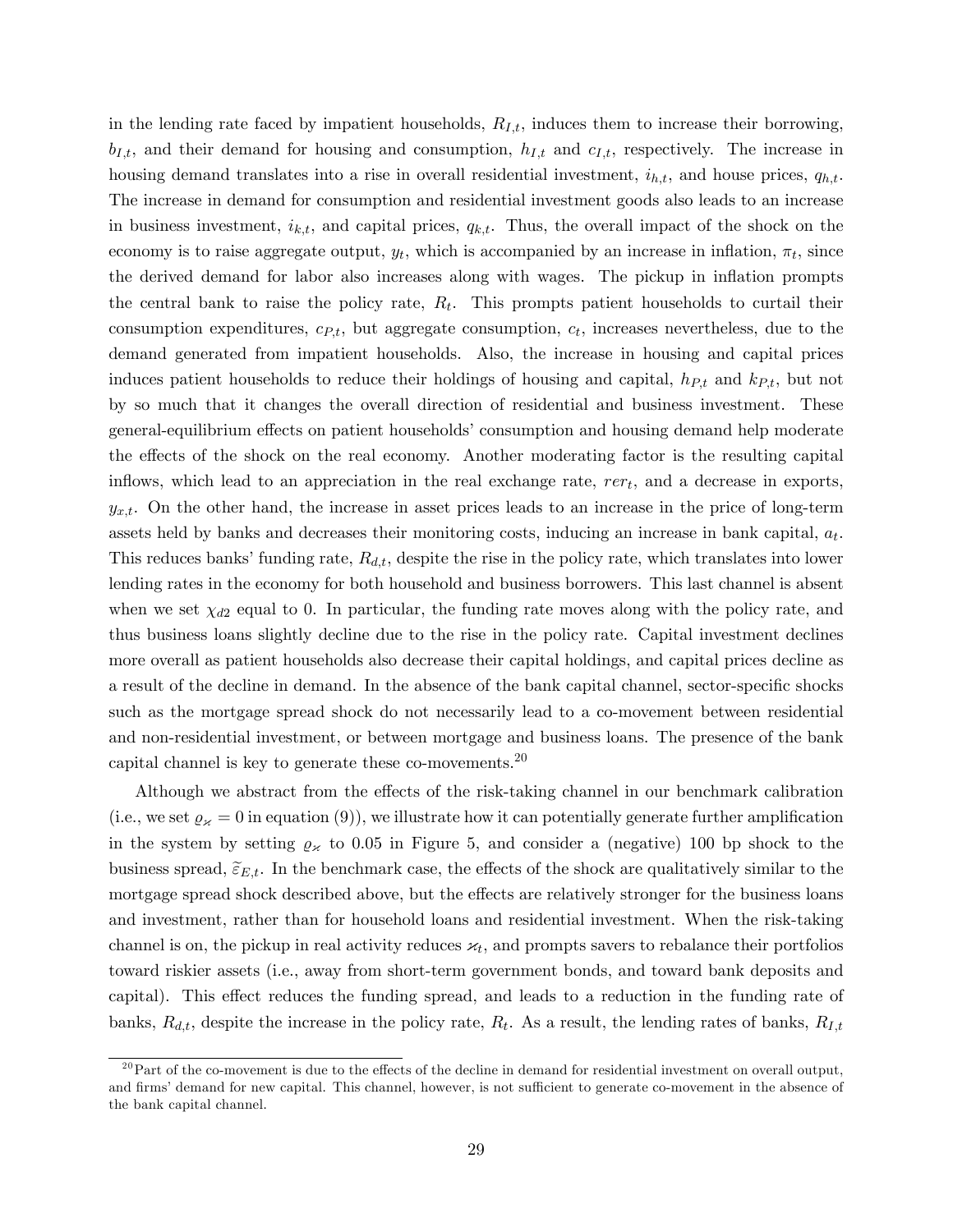in the lending rate faced by impatient households, $R_{I,t}$, induces them to increase their borrowing, $b_{I,t}$, and their demand for housing and consumption, $h_{I,t}$ and $c_{I,t}$, respectively. The increase in housing demand translates into a rise in overall residential investment, $i_{h,t}$, and house prices, $q_{h,t}$. The increase in demand for consumption and residential investment goods also leads to an increase in business investment, $i_{k,t}$, and capital prices, $q_{k,t}$. Thus, the overall impact of the shock on the economy is to raise aggregate output, $y_t$, which is accompanied by an increase in inflation, $\pi_t$, since the derived demand for labor also increases along with wages. The pickup in inflation prompts the central bank to raise the policy rate, $R_t$. This prompts patient households to curtail their consumption expenditures, $c_{P,t}$, but aggregate consumption, $c_t$, increases nevertheless, due to the demand generated from impatient households. Also, the increase in housing and capital prices induces patient households to reduce their holdings of housing and capital, $h_{P,t}$ and $k_{P,t}$, but not by so much that it changes the overall direction of residential and business investment. These general-equilibrium effects on patient households' consumption and housing demand help moderate the effects of the shock on the real economy. Another moderating factor is the resulting capital inflows, which lead to an appreciation in the real exchange rate, $rer_t$, and a decrease in exports, $y_{x,t}$. On the other hand, the increase in asset prices leads to an increase in the price of long-term assets held by banks and decreases their monitoring costs, inducing an increase in bank capital, $a_t$. This reduces banks' funding rate, $R_{d,t}$, despite the rise in the policy rate, which translates into lower lending rates in the economy for both household and business borrowers. This last channel is absent when we set $\chi_{d2}$ equal to 0. In particular, the funding rate moves along with the policy rate, and thus business loans slightly decline due to the rise in the policy rate. Capital investment declines more overall as patient households also decrease their capital holdings, and capital prices decline as a result of the decline in demand. In the absence of the bank capital channel, sector-specific shocks such as the mortgage spread shock do not necessarily lead to a co-movement between residential and non-residential investment, or between mortgage and business loans. The presence of the bank capital channel is key to generate these co-movements.[20]

Although we abstract from the effects of the risk-taking channel in our benchmark calibration (i.e., we set $\varrho_{\varkappa} = 0$ in equation (9)), we illustrate how it can potentially generate further amplification in the system by setting $\varrho_{\varkappa}$ to 0.05 in Figure 5, and consider a (negative) 100 bp shock to the business spread, $\widetilde{\varepsilon}_{E,t}$. In the benchmark case, the effects of the shock are qualitatively similar to the mortgage spread shock described above, but the effects are relatively stronger for the business loans and investment, rather than for household loans and residential investment. When the risk-taking channel is on, the pickup in real activity reduces $\varkappa_t$, and prompts savers to rebalance their portfolios toward riskier assets (i.e., away from short-term government bonds, and toward bank deposits and capital). This effect reduces the funding spread, and leads to a reduction in the funding rate of banks, $R_{d,t}$, despite the increase in the policy rate, $R_t$. As a result, the lending rates of banks, $R_{I,t}$

[20] Part of the co-movement is due to the effects of the decline in demand for residential investment on overall output, and firms' demand for new capital. This channel, however, is not sufficient to generate co-movement in the absence of the bank capital channel.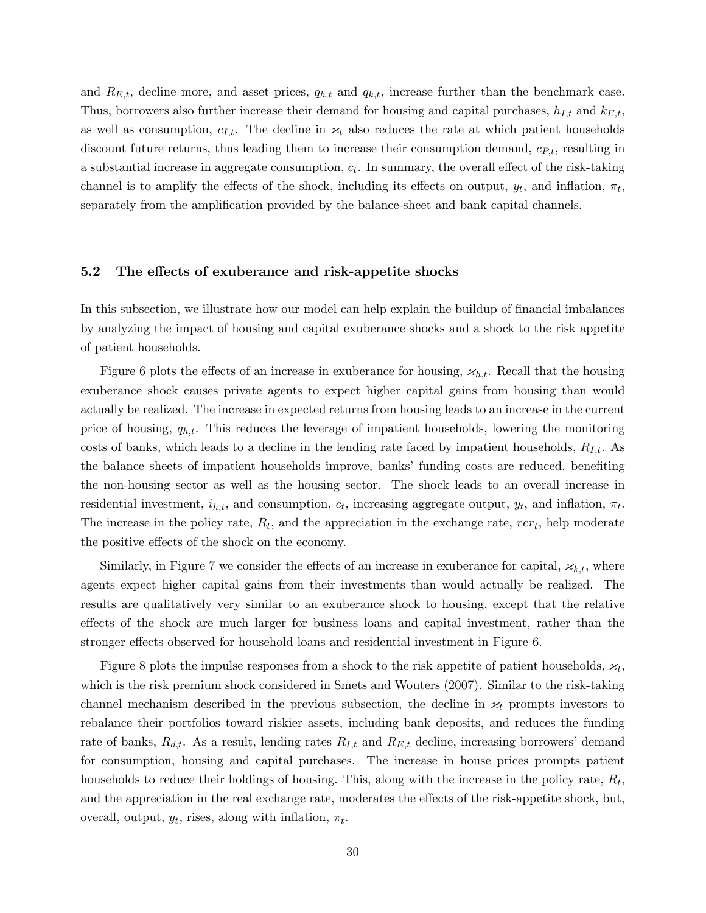and $R_{E,t}$, decline more, and asset prices, $q_{h,t}$ and $q_{k,t}$, increase further than the benchmark case. Thus, borrowers also further increase their demand for housing and capital purchases, $h_{I,t}$ and $k_{E,t}$, as well as consumption, $c_{I,t}$. The decline in $\varkappa_t$ also reduces the rate at which patient households discount future returns, thus leading them to increase their consumption demand, $c_{P,t}$, resulting in a substantial increase in aggregate consumption, $c_t$. In summary, the overall effect of the risk-taking channel is to amplify the effects of the shock, including its effects on output, $y_t$, and inflation, $\pi_t$, separately from the amplification provided by the balance-sheet and bank capital channels.

## 5.2 The effects of exuberance and risk-appetite shocks

In this subsection, we illustrate how our model can help explain the buildup of financial imbalances by analyzing the impact of housing and capital exuberance shocks and a shock to the risk appetite of patient households.

Figure 6 plots the effects of an increase in exuberance for housing, $\varkappa_{h,t}$. Recall that the housing exuberance shock causes private agents to expect higher capital gains from housing than would actually be realized. The increase in expected returns from housing leads to an increase in the current price of housing, $q_{h,t}$. This reduces the leverage of impatient households, lowering the monitoring costs of banks, which leads to a decline in the lending rate faced by impatient households, $R_{I,t}$. As the balance sheets of impatient households improve, banks' funding costs are reduced, benefiting the non-housing sector as well as the housing sector. The shock leads to an overall increase in residential investment, $i_{h,t}$, and consumption, $c_t$, increasing aggregate output, $y_t$, and inflation, $\pi_t$. The increase in the policy rate, $R_t$, and the appreciation in the exchange rate, $rer_t$, help moderate the positive effects of the shock on the economy.

Similarly, in Figure 7 we consider the effects of an increase in exuberance for capital, $\varkappa_{k,t}$, where agents expect higher capital gains from their investments than would actually be realized. The results are qualitatively very similar to an exuberance shock to housing, except that the relative effects of the shock are much larger for business loans and capital investment, rather than the stronger effects observed for household loans and residential investment in Figure 6.

Figure 8 plots the impulse responses from a shock to the risk appetite of patient households, $\varkappa_t$, which is the risk premium shock considered in Smets and Wouters (2007). Similar to the risk-taking channel mechanism described in the previous subsection, the decline in $\varkappa_t$ prompts investors to rebalance their portfolios toward riskier assets, including bank deposits, and reduces the funding rate of banks, $R_{d,t}$. As a result, lending rates $R_{I,t}$ and $R_{E,t}$ decline, increasing borrowers' demand for consumption, housing and capital purchases. The increase in house prices prompts patient households to reduce their holdings of housing. This, along with the increase in the policy rate, $R_t$, and the appreciation in the real exchange rate, moderates the effects of the risk-appetite shock, but, overall, output, $y_t$, rises, along with inflation, $\pi_t$.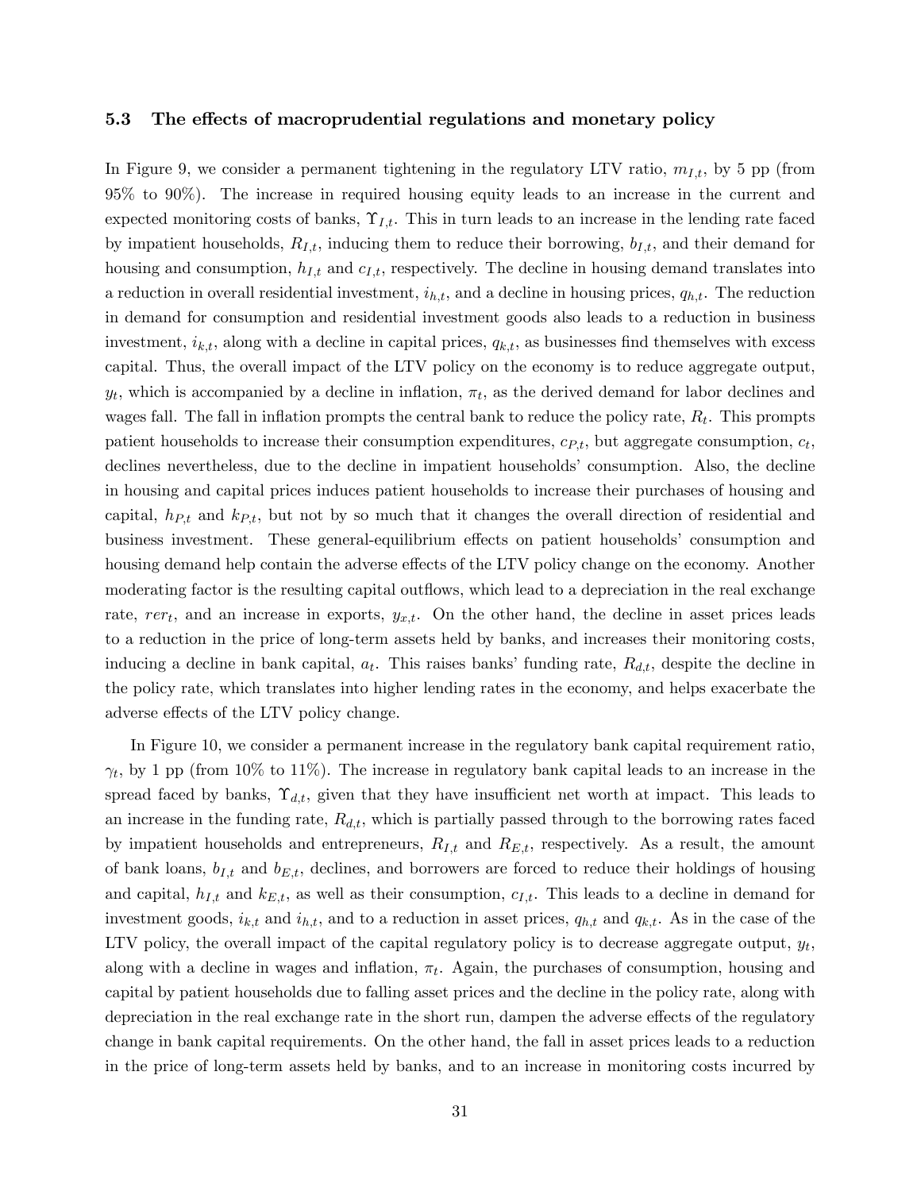### 5.3 The effects of macroprudential regulations and monetary policy

In Figure 9, we consider a permanent tightening in the regulatory LTV ratio, $m_{I,t}$, by 5 pp (from 95% to 90%). The increase in required housing equity leads to an increase in the current and expected monitoring costs of banks, $\Upsilon_{I,t}$. This in turn leads to an increase in the lending rate faced by impatient households, $R_{I,t}$, inducing them to reduce their borrowing, $b_{I,t}$, and their demand for housing and consumption, $h_{I,t}$ and $c_{I,t}$, respectively. The decline in housing demand translates into a reduction in overall residential investment, $i_{h,t}$, and a decline in housing prices, $q_{h,t}$. The reduction in demand for consumption and residential investment goods also leads to a reduction in business investment, $i_{k,t}$, along with a decline in capital prices, $q_{k,t}$, as businesses find themselves with excess capital. Thus, the overall impact of the LTV policy on the economy is to reduce aggregate output, $y_t$, which is accompanied by a decline in inflation, $\pi_t$, as the derived demand for labor declines and wages fall. The fall in inflation prompts the central bank to reduce the policy rate, $R_t$. This prompts patient households to increase their consumption expenditures, $c_{P,t}$, but aggregate consumption, $c_t$, declines nevertheless, due to the decline in impatient households' consumption. Also, the decline in housing and capital prices induces patient households to increase their purchases of housing and capital, $h_{P,t}$ and $k_{P,t}$, but not by so much that it changes the overall direction of residential and business investment. These general-equilibrium effects on patient households' consumption and housing demand help contain the adverse effects of the LTV policy change on the economy. Another moderating factor is the resulting capital outflows, which lead to a depreciation in the real exchange rate, $rer_t$, and an increase in exports, $y_{x,t}$. On the other hand, the decline in asset prices leads to a reduction in the price of long-term assets held by banks, and increases their monitoring costs, inducing a decline in bank capital, $a_t$. This raises banks' funding rate, $R_{d,t}$, despite the decline in the policy rate, which translates into higher lending rates in the economy, and helps exacerbate the adverse effects of the LTV policy change.

In Figure 10, we consider a permanent increase in the regulatory bank capital requirement ratio, $\gamma_t$, by 1 pp (from 10% to 11%). The increase in regulatory bank capital leads to an increase in the spread faced by banks, $\Upsilon_{d,t}$, given that they have insufficient net worth at impact. This leads to an increase in the funding rate, $R_{d,t}$, which is partially passed through to the borrowing rates faced by impatient households and entrepreneurs, $R_{I,t}$ and $R_{E,t}$, respectively. As a result, the amount of bank loans, $b_{I,t}$ and $b_{E,t}$, declines, and borrowers are forced to reduce their holdings of housing and capital, $h_{I,t}$ and $k_{E,t}$, as well as their consumption, $c_{I,t}$. This leads to a decline in demand for investment goods, $i_{k,t}$ and $i_{h,t}$, and to a reduction in asset prices, $q_{h,t}$ and $q_{k,t}$. As in the case of the LTV policy, the overall impact of the capital regulatory policy is to decrease aggregate output, $y_t$, along with a decline in wages and inflation, $\pi_t$. Again, the purchases of consumption, housing and capital by patient households due to falling asset prices and the decline in the policy rate, along with depreciation in the real exchange rate in the short run, dampen the adverse effects of the regulatory change in bank capital requirements. On the other hand, the fall in asset prices leads to a reduction in the price of long-term assets held by banks, and to an increase in monitoring costs incurred by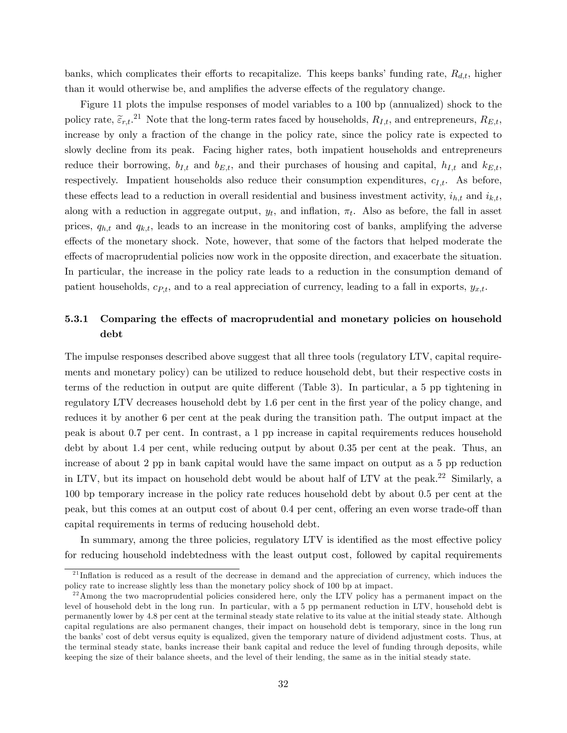banks, which complicates their efforts to recapitalize. This keeps banks' funding rate, $R_{d,t}$, higher than it would otherwise be, and amplifies the adverse effects of the regulatory change.

Figure 11 plots the impulse responses of model variables to a 100 bp (annualized) shock to the policy rate, $\widetilde{\varepsilon}_{r,t}$.[21] Note that the long-term rates faced by households, $R_{I,t}$, and entrepreneurs, $R_{E,t}$, increase by only a fraction of the change in the policy rate, since the policy rate is expected to slowly decline from its peak. Facing higher rates, both impatient households and entrepreneurs reduce their borrowing, $b_{I,t}$ and $b_{E,t}$, and their purchases of housing and capital, $h_{I,t}$ and $k_{E,t}$, respectively. Impatient households also reduce their consumption expenditures, $c_{I,t}$. As before, these effects lead to a reduction in overall residential and business investment activity, $i_{h,t}$ and $i_{k,t}$, along with a reduction in aggregate output, $y_t$, and inflation, $\pi_t$. Also as before, the fall in asset prices, $q_{h,t}$ and $q_{k,t}$, leads to an increase in the monitoring cost of banks, amplifying the adverse effects of the monetary shock. Note, however, that some of the factors that helped moderate the effects of macroprudential policies now work in the opposite direction, and exacerbate the situation. In particular, the increase in the policy rate leads to a reduction in the consumption demand of patient households, $c_{P,t}$, and to a real appreciation of currency, leading to a fall in exports, $y_{x,t}$.

### 5.3.1 Comparing the effects of macroprudential and monetary policies on household debt

The impulse responses described above suggest that all three tools (regulatory LTV, capital requirements and monetary policy) can be utilized to reduce household debt, but their respective costs in terms of the reduction in output are quite different (Table 3). In particular, a 5 pp tightening in regulatory LTV decreases household debt by 1.6 per cent in the first year of the policy change, and reduces it by another 6 per cent at the peak during the transition path. The output impact at the peak is about 0.7 per cent. In contrast, a 1 pp increase in capital requirements reduces household debt by about 1.4 per cent, while reducing output by about 0.35 per cent at the peak. Thus, an increase of about 2 pp in bank capital would have the same impact on output as a 5 pp reduction in LTV, but its impact on household debt would be about half of LTV at the peak.[22] Similarly, a 100 bp temporary increase in the policy rate reduces household debt by about 0.5 per cent at the peak, but this comes at an output cost of about 0.4 per cent, offering an even worse trade-off than capital requirements in terms of reducing household debt.

In summary, among the three policies, regulatory LTV is identified as the most effective policy for reducing household indebtedness with the least output cost, followed by capital requirements

[21] Inflation is reduced as a result of the decrease in demand and the appreciation of currency, which induces the policy rate to increase slightly less than the monetary policy shock of 100 bp at impact.

[22] Among the two macroprudential policies considered here, only the LTV policy has a permanent impact on the level of household debt in the long run. In particular, with a 5 pp permanent reduction in LTV, household debt is permanently lower by 4.8 per cent at the terminal steady state relative to its value at the initial steady state. Although capital regulations are also permanent changes, their impact on household debt is temporary, since in the long run the banks' cost of debt versus equity is equalized, given the temporary nature of dividend adjustment costs. Thus, at the terminal steady state, banks increase their bank capital and reduce the level of funding through deposits, while keeping the size of their balance sheets, and the level of their lending, the same as in the initial steady state.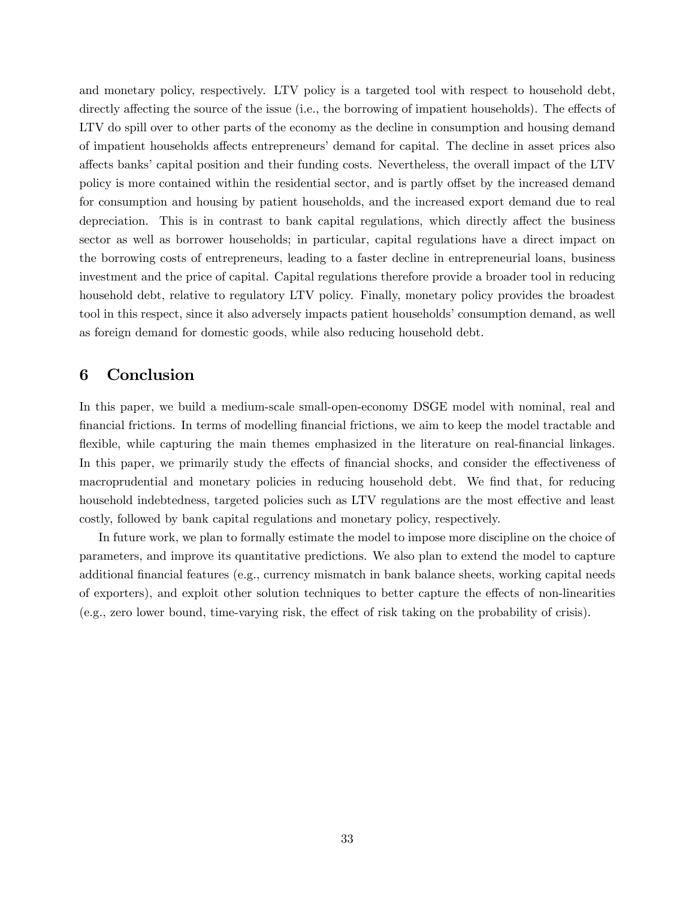and monetary policy, respectively. LTV policy is a targeted tool with respect to household debt, directly affecting the source of the issue (i.e., the borrowing of impatient households). The effects of LTV do spill over to other parts of the economy as the decline in consumption and housing demand of impatient households affects entrepreneurs' demand for capital. The decline in asset prices also affects banks' capital position and their funding costs. Nevertheless, the overall impact of the LTV policy is more contained within the residential sector, and is partly offset by the increased demand for consumption and housing by patient households, and the increased export demand due to real depreciation. This is in contrast to bank capital regulations, which directly affect the business sector as well as borrower households; in particular, capital regulations have a direct impact on the borrowing costs of entrepreneurs, leading to a faster decline in entrepreneurial loans, business investment and the price of capital. Capital regulations therefore provide a broader tool in reducing household debt, relative to regulatory LTV policy. Finally, monetary policy provides the broadest tool in this respect, since it also adversely impacts patient households' consumption demand, as well as foreign demand for domestic goods, while also reducing household debt.

# 6 Conclusion

In this paper, we build a medium-scale small-open-economy DSGE model with nominal, real and financial frictions. In terms of modelling financial frictions, we aim to keep the model tractable and flexible, while capturing the main themes emphasized in the literature on real-financial linkages. In this paper, we primarily study the effects of financial shocks, and consider the effectiveness of macroprudential and monetary policies in reducing household debt. We find that, for reducing household indebtedness, targeted policies such as LTV regulations are the most effective and least costly, followed by bank capital regulations and monetary policy, respectively.

In future work, we plan to formally estimate the model to impose more discipline on the choice of parameters, and improve its quantitative predictions. We also plan to extend the model to capture additional financial features (e.g., currency mismatch in bank balance sheets, working capital needs of exporters), and exploit other solution techniques to better capture the effects of non-linearities (e.g., zero lower bound, time-varying risk, the effect of risk taking on the probability of crisis).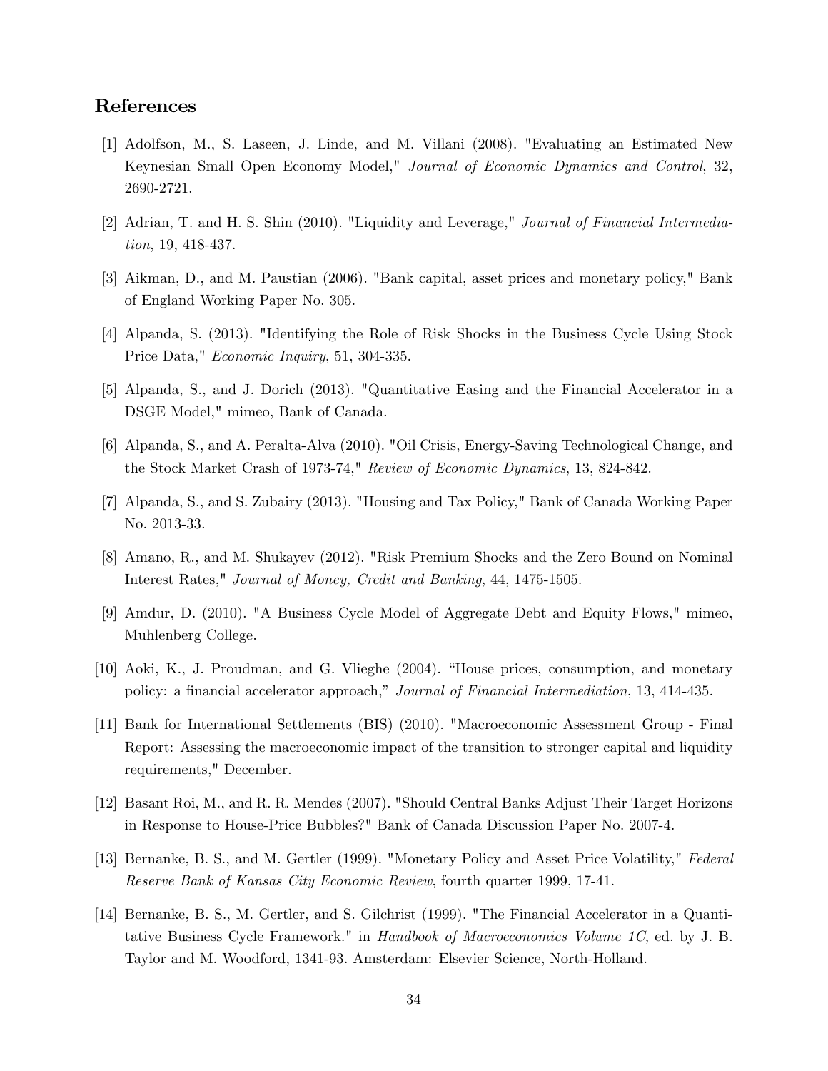## References

[1] Adolfson, M., S. Laseen, J. Linde, and M. Villani (2008). "Evaluating an Estimated New Keynesian Small Open Economy Model," *Journal of Economic Dynamics and Control*, 32, 2690-2721.

[2] Adrian, T. and H. S. Shin (2010). "Liquidity and Leverage," *Journal of Financial Intermediation*, 19, 418-437.

[3] Aikman, D., and M. Paustian (2006). "Bank capital, asset prices and monetary policy," Bank of England Working Paper No. 305.

[4] Alpanda, S. (2013). "Identifying the Role of Risk Shocks in the Business Cycle Using Stock Price Data," *Economic Inquiry*, 51, 304-335.

[5] Alpanda, S., and J. Dorich (2013). "Quantitative Easing and the Financial Accelerator in a DSGE Model," mimeo, Bank of Canada.

[6] Alpanda, S., and A. Peralta-Alva (2010). "Oil Crisis, Energy-Saving Technological Change, and the Stock Market Crash of 1973-74," *Review of Economic Dynamics*, 13, 824-842.

[7] Alpanda, S., and S. Zubairy (2013). "Housing and Tax Policy," Bank of Canada Working Paper No. 2013-33.

[8] Amano, R., and M. Shukayev (2012). "Risk Premium Shocks and the Zero Bound on Nominal Interest Rates," *Journal of Money, Credit and Banking*, 44, 1475-1505.

[9] Amdur, D. (2010). "A Business Cycle Model of Aggregate Debt and Equity Flows," mimeo, Muhlenberg College.

[10] Aoki, K., J. Proudman, and G. Vlieghe (2004). "House prices, consumption, and monetary policy: a financial accelerator approach," *Journal of Financial Intermediation*, 13, 414-435.

[11] Bank for International Settlements (BIS) (2010). "Macroeconomic Assessment Group - Final Report: Assessing the macroeconomic impact of the transition to stronger capital and liquidity requirements," December.

[12] Basant Roi, M., and R. R. Mendes (2007). "Should Central Banks Adjust Their Target Horizons in Response to House-Price Bubbles?" Bank of Canada Discussion Paper No. 2007-4.

[13] Bernanke, B. S., and M. Gertler (1999). "Monetary Policy and Asset Price Volatility," *Federal Reserve Bank of Kansas City Economic Review*, fourth quarter 1999, 17-41.

[14] Bernanke, B. S., M. Gertler, and S. Gilchrist (1999). "The Financial Accelerator in a Quantitative Business Cycle Framework." in *Handbook of Macroeconomics Volume 1C*, ed. by J. B. Taylor and M. Woodford, 1341-93. Amsterdam: Elsevier Science, North-Holland.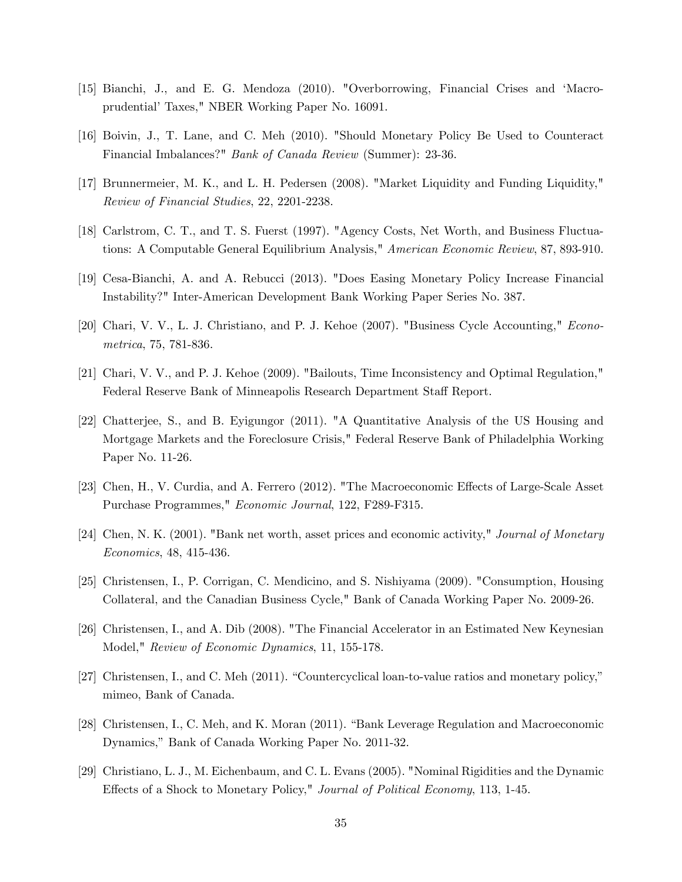[15] Bianchi, J., and E. G. Mendoza (2010). "Overborrowing, Financial Crises and 'Macro-prudential' Taxes," NBER Working Paper No. 16091.

[16] Boivin, J., T. Lane, and C. Meh (2010). "Should Monetary Policy Be Used to Counteract Financial Imbalances?" *Bank of Canada Review* (Summer): 23-36.

[17] Brunnermeier, M. K., and L. H. Pedersen (2008). "Market Liquidity and Funding Liquidity," *Review of Financial Studies*, 22, 2201-2238.

[18] Carlstrom, C. T., and T. S. Fuerst (1997). "Agency Costs, Net Worth, and Business Fluctuations: A Computable General Equilibrium Analysis," *American Economic Review*, 87, 893-910.

[19] Cesa-Bianchi, A. and A. Rebucci (2013). "Does Easing Monetary Policy Increase Financial Instability?" Inter-American Development Bank Working Paper Series No. 387.

[20] Chari, V. V., L. J. Christiano, and P. J. Kehoe (2007). "Business Cycle Accounting," *Econometrica*, 75, 781-836.

[21] Chari, V. V., and P. J. Kehoe (2009). "Bailouts, Time Inconsistency and Optimal Regulation," Federal Reserve Bank of Minneapolis Research Department Staff Report.

[22] Chatterjee, S., and B. Eyigungor (2011). "A Quantitative Analysis of the US Housing and Mortgage Markets and the Foreclosure Crisis," Federal Reserve Bank of Philadelphia Working Paper No. 11-26.

[23] Chen, H., V. Curdia, and A. Ferrero (2012). "The Macroeconomic Effects of Large-Scale Asset Purchase Programmes," *Economic Journal*, 122, F289-F315.

[24] Chen, N. K. (2001). "Bank net worth, asset prices and economic activity," *Journal of Monetary Economics*, 48, 415-436.

[25] Christensen, I., P. Corrigan, C. Mendicino, and S. Nishiyama (2009). "Consumption, Housing Collateral, and the Canadian Business Cycle," Bank of Canada Working Paper No. 2009-26.

[26] Christensen, I., and A. Dib (2008). "The Financial Accelerator in an Estimated New Keynesian Model," *Review of Economic Dynamics*, 11, 155-178.

[27] Christensen, I., and C. Meh (2011). "Countercyclical loan-to-value ratios and monetary policy," mimeo, Bank of Canada.

[28] Christensen, I., C. Meh, and K. Moran (2011). "Bank Leverage Regulation and Macroeconomic Dynamics," Bank of Canada Working Paper No. 2011-32.

[29] Christiano, L. J., M. Eichenbaum, and C. L. Evans (2005). "Nominal Rigidities and the Dynamic Effects of a Shock to Monetary Policy," *Journal of Political Economy*, 113, 1-45.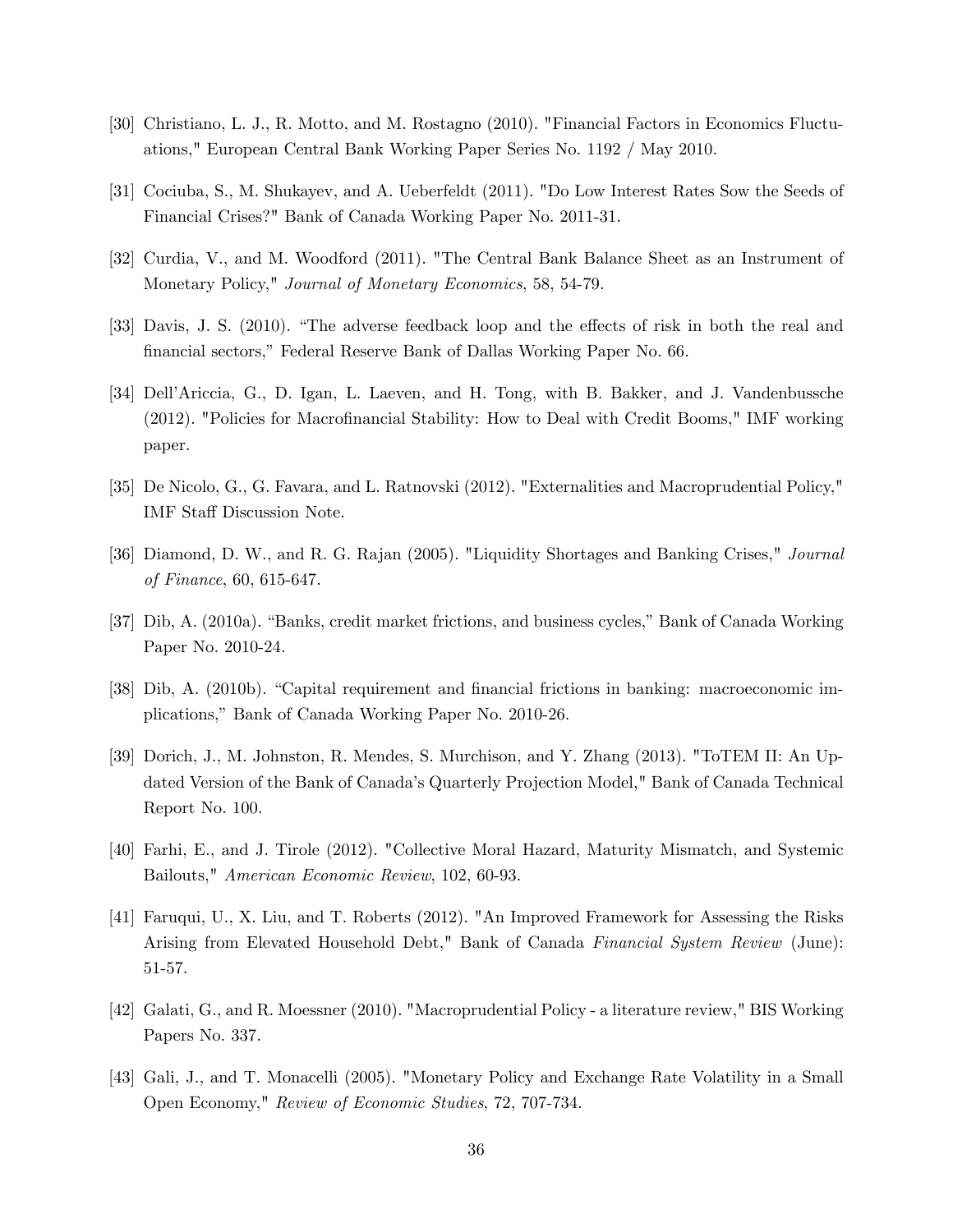[30] Christiano, L. J., R. Motto, and M. Rostagno (2010). "Financial Factors in Economics Fluctuations," European Central Bank Working Paper Series No. 1192 / May 2010.

[31] Cociuba, S., M. Shukayev, and A. Ueberfeldt (2011). "Do Low Interest Rates Sow the Seeds of Financial Crises?" Bank of Canada Working Paper No. 2011-31.

[32] Curdia, V., and M. Woodford (2011). "The Central Bank Balance Sheet as an Instrument of Monetary Policy," *Journal of Monetary Economics*, 58, 54-79.

[33] Davis, J. S. (2010). "The adverse feedback loop and the effects of risk in both the real and financial sectors," Federal Reserve Bank of Dallas Working Paper No. 66.

[34] Dell'Ariccia, G., D. Igan, L. Laeven, and H. Tong, with B. Bakker, and J. Vandenbussche (2012). "Policies for Macrofinancial Stability: How to Deal with Credit Booms," IMF working paper.

[35] De Nicolo, G., G. Favara, and L. Ratnovski (2012). "Externalities and Macroprudential Policy," IMF Staff Discussion Note.

[36] Diamond, D. W., and R. G. Rajan (2005). "Liquidity Shortages and Banking Crises," *Journal of Finance*, 60, 615-647.

[37] Dib, A. (2010a). "Banks, credit market frictions, and business cycles," Bank of Canada Working Paper No. 2010-24.

[38] Dib, A. (2010b). "Capital requirement and financial frictions in banking: macroeconomic implications," Bank of Canada Working Paper No. 2010-26.

[39] Dorich, J., M. Johnston, R. Mendes, S. Murchison, and Y. Zhang (2013). "ToTEM II: An Updated Version of the Bank of Canada's Quarterly Projection Model," Bank of Canada Technical Report No. 100.

[40] Farhi, E., and J. Tirole (2012). "Collective Moral Hazard, Maturity Mismatch, and Systemic Bailouts," *American Economic Review*, 102, 60-93.

[41] Faruqui, U., X. Liu, and T. Roberts (2012). "An Improved Framework for Assessing the Risks Arising from Elevated Household Debt," Bank of Canada *Financial System Review* (June): 51-57.

[42] Galati, G., and R. Moessner (2010). "Macroprudential Policy - a literature review," BIS Working Papers No. 337.

[43] Gali, J., and T. Monacelli (2005). "Monetary Policy and Exchange Rate Volatility in a Small Open Economy," *Review of Economic Studies*, 72, 707-734.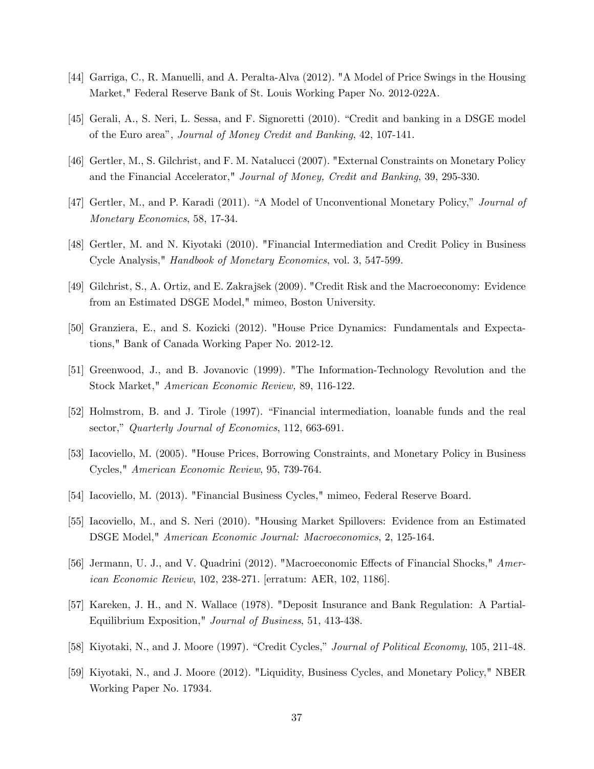[44] Garriga, C., R. Manuelli, and A. Peralta-Alva (2012). "A Model of Price Swings in the Housing Market," Federal Reserve Bank of St. Louis Working Paper No. 2012-022A.

[45] Gerali, A., S. Neri, L. Sessa, and F. Signoretti (2010). "Credit and banking in a DSGE model of the Euro area", *Journal of Money Credit and Banking*, 42, 107-141.

[46] Gertler, M., S. Gilchrist, and F. M. Natalucci (2007). "External Constraints on Monetary Policy and the Financial Accelerator," *Journal of Money, Credit and Banking*, 39, 295-330.

[47] Gertler, M., and P. Karadi (2011). "A Model of Unconventional Monetary Policy," *Journal of Monetary Economics*, 58, 17-34.

[48] Gertler, M. and N. Kiyotaki (2010). "Financial Intermediation and Credit Policy in Business Cycle Analysis," *Handbook of Monetary Economics*, vol. 3, 547-599.

[49] Gilchrist, S., A. Ortiz, and E. Zakrajšek (2009). "Credit Risk and the Macroeconomy: Evidence from an Estimated DSGE Model," mimeo, Boston University.

[50] Granziera, E., and S. Kozicki (2012). "House Price Dynamics: Fundamentals and Expectations," Bank of Canada Working Paper No. 2012-12.

[51] Greenwood, J., and B. Jovanovic (1999). "The Information-Technology Revolution and the Stock Market," *American Economic Review,* 89, 116-122.

[52] Holmstrom, B. and J. Tirole (1997). "Financial intermediation, loanable funds and the real sector," *Quarterly Journal of Economics*, 112, 663-691.

[53] Iacoviello, M. (2005). "House Prices, Borrowing Constraints, and Monetary Policy in Business Cycles," *American Economic Review*, 95, 739-764.

[54] Iacoviello, M. (2013). "Financial Business Cycles," mimeo, Federal Reserve Board.

[55] Iacoviello, M., and S. Neri (2010). "Housing Market Spillovers: Evidence from an Estimated DSGE Model," *American Economic Journal: Macroeconomics*, 2, 125-164.

[56] Jermann, U. J., and V. Quadrini (2012). "Macroeconomic Effects of Financial Shocks," *American Economic Review*, 102, 238-271. [erratum: AER, 102, 1186].

[57] Kareken, J. H., and N. Wallace (1978). "Deposit Insurance and Bank Regulation: A Partial-Equilibrium Exposition," *Journal of Business*, 51, 413-438.

[58] Kiyotaki, N., and J. Moore (1997). "Credit Cycles," *Journal of Political Economy*, 105, 211-48.

[59] Kiyotaki, N., and J. Moore (2012). "Liquidity, Business Cycles, and Monetary Policy," NBER Working Paper No. 17934.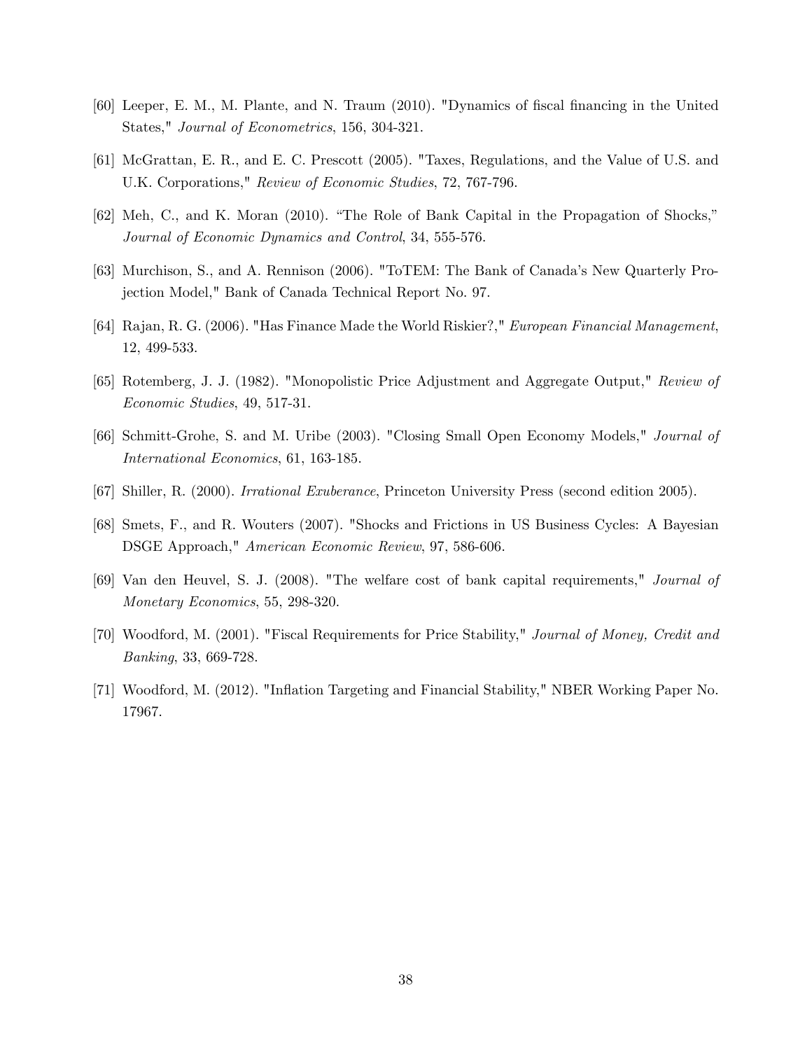[60] Leeper, E. M., M. Plante, and N. Traum (2010). "Dynamics of fiscal financing in the United States," *Journal of Econometrics*, 156, 304-321.

[61] McGrattan, E. R., and E. C. Prescott (2005). "Taxes, Regulations, and the Value of U.S. and U.K. Corporations," *Review of Economic Studies*, 72, 767-796.

[62] Meh, C., and K. Moran (2010). "The Role of Bank Capital in the Propagation of Shocks," *Journal of Economic Dynamics and Control*, 34, 555-576.

[63] Murchison, S., and A. Rennison (2006). "ToTEM: The Bank of Canada's New Quarterly Projection Model," Bank of Canada Technical Report No. 97.

[64] Rajan, R. G. (2006). "Has Finance Made the World Riskier?," *European Financial Management*, 12, 499-533.

[65] Rotemberg, J. J. (1982). "Monopolistic Price Adjustment and Aggregate Output," *Review of Economic Studies*, 49, 517-31.

[66] Schmitt-Grohe, S. and M. Uribe (2003). "Closing Small Open Economy Models," *Journal of International Economics*, 61, 163-185.

[67] Shiller, R. (2000). *Irrational Exuberance*, Princeton University Press (second edition 2005).

[68] Smets, F., and R. Wouters (2007). "Shocks and Frictions in US Business Cycles: A Bayesian DSGE Approach," *American Economic Review*, 97, 586-606.

[69] Van den Heuvel, S. J. (2008). "The welfare cost of bank capital requirements," *Journal of Monetary Economics*, 55, 298-320.

[70] Woodford, M. (2001). "Fiscal Requirements for Price Stability," *Journal of Money, Credit and Banking*, 33, 669-728.

[71] Woodford, M. (2012). "Inflation Targeting and Financial Stability," NBER Working Paper No. 17967.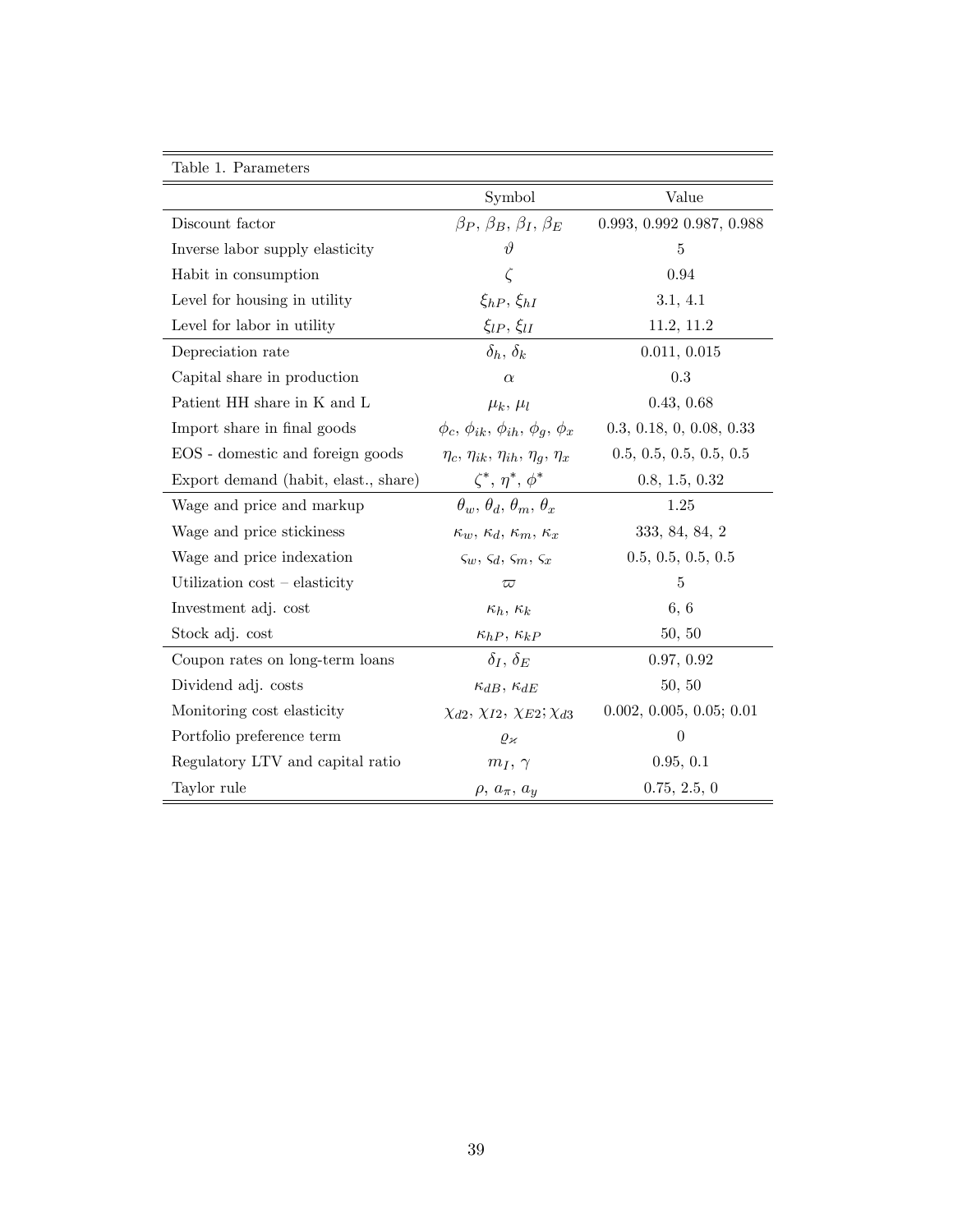Table 1. Parameters

| | Symbol | Value |
|---|---|---|
| Discount factor | $\beta_P$, $\beta_B$, $\beta_I$, $\beta_E$ | 0.993, 0.992 0.987, 0.988 |
| Inverse labor supply elasticity | $\vartheta$ | 5 |
| Habit in consumption | $\zeta$ | 0.94 |
| Level for housing in utility | $\xi_{hP}$, $\xi_{hI}$ | 3.1, 4.1 |
| Level for labor in utility | $\xi_{lP}$, $\xi_{lI}$ | 11.2, 11.2 |
| Depreciation rate | $\delta_h$, $\delta_k$ | 0.011, 0.015 |
| Capital share in production | $\alpha$ | 0.3 |
| Patient HH share in K and L | $\mu_k$, $\mu_l$ | 0.43, 0.68 |
| Import share in final goods | $\phi_c$, $\phi_{ik}$, $\phi_{ih}$, $\phi_g$, $\phi_x$ | 0.3, 0.18, 0, 0.08, 0.33 |
| EOS - domestic and foreign goods | $\eta_c$, $\eta_{ik}$, $\eta_{ih}$, $\eta_g$, $\eta_x$ | 0.5, 0.5, 0.5, 0.5, 0.5 |
| Export demand (habit, elast., share) | $\zeta^*$, $\eta^*$, $\phi^*$ | 0.8, 1.5, 0.32 |
| Wage and price and markup | $\theta_w$, $\theta_d$, $\theta_m$, $\theta_x$ | 1.25 |
| Wage and price stickiness | $\kappa_w$, $\kappa_d$, $\kappa_m$, $\kappa_x$ | 333, 84, 84, 2 |
| Wage and price indexation | $\varsigma_w$, $\varsigma_d$, $\varsigma_m$, $\varsigma_x$ | 0.5, 0.5, 0.5, 0.5 |
| Utilization cost – elasticity | $\varpi$ | 5 |
| Investment adj. cost | $\kappa_h$, $\kappa_k$ | 6, 6 |
| Stock adj. cost | $\kappa_{hP}$, $\kappa_{kP}$ | 50, 50 |
| Coupon rates on long-term loans | $\delta_I$, $\delta_E$ | 0.97, 0.92 |
| Dividend adj. costs | $\kappa_{dB}$, $\kappa_{dE}$ | 50, 50 |
| Monitoring cost elasticity | $\chi_{d2}$, $\chi_{I2}$, $\chi_{E2}$; $\chi_{d3}$ | 0.002, 0.005, 0.05; 0.01 |
| Portfolio preference term | $\varrho_{\varkappa}$ | 0 |
| Regulatory LTV and capital ratio | $m_I$, $\gamma$ | 0.95, 0.1 |
| Taylor rule | $\rho$, $a_\pi$, $a_y$ | 0.75, 2.5, 0 |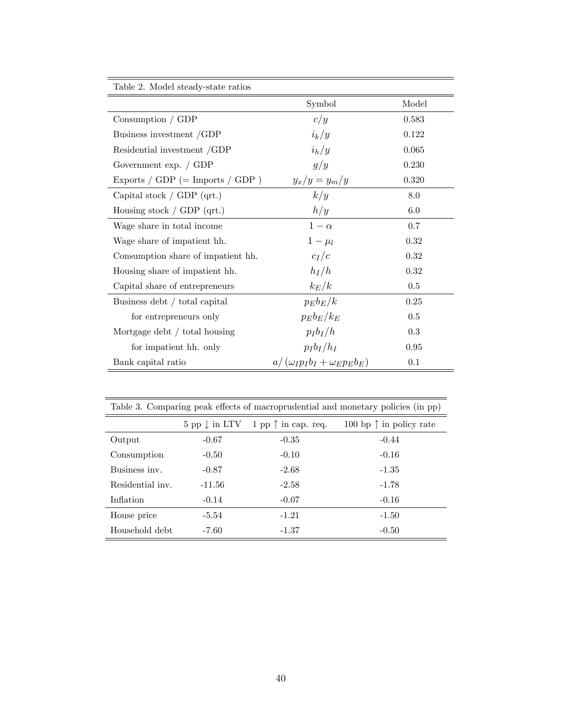Table 2. Model steady-state ratios

| | Symbol | Model |
|---|---|---|
| Consumption / GDP | $c/y$ | 0.583 |
| Business investment /GDP | $i_k/y$ | 0.122 |
| Residential investment /GDP | $i_h/y$ | 0.065 |
| Government exp. / GDP | $g/y$ | 0.230 |
| Exports / GDP (= Imports / GDP ) | $y_x/y = y_m/y$ | 0.320 |
| Capital stock / GDP (qrt.) | $k/y$ | 8.0 |
| Housing stock / GDP (qrt.) | $h/y$ | 6.0 |
| Wage share in total income | $1-\alpha$ | 0.7 |
| Wage share of impatient hh. | $1-\mu_l$ | 0.32 |
| Consumption share of impatient hh. | $c_I/c$ | 0.32 |
| Housing share of impatient hh. | $h_I/h$ | 0.32 |
| Capital share of entrepreneurs | $k_E/k$ | 0.5 |
| Business debt / total capital | $p_E b_E/k$ | 0.25 |
| for entrepreneurs only | $p_E b_E/k_E$ | 0.5 |
| Mortgage debt / total housing | $p_I b_I/h$ | 0.3 |
| for impatient hh. only | $p_I b_I/h_I$ | 0.95 |
| Bank capital ratio | $a/(\omega_I p_I b_I + \omega_E p_E b_E)$ | 0.1 |

Table 3. Comparing peak effects of macroprudential and monetary policies (in pp)

| | 5 pp $\downarrow$ in LTV | 1 pp $\uparrow$ in cap. req. | 100 bp $\uparrow$ in policy rate |
|---|---|---|---|
| Output | -0.67 | -0.35 | -0.44 |
| Consumption | -0.50 | -0.10 | -0.16 |
| Business inv. | -0.87 | -2.68 | -1.35 |
| Residential inv. | -11.56 | -2.58 | -1.78 |
| Inflation | -0.14 | -0.07 | -0.16 |
| House price | -5.54 | -1.21 | -1.50 |
| Household debt | -7.60 | -1.37 | -0.50 |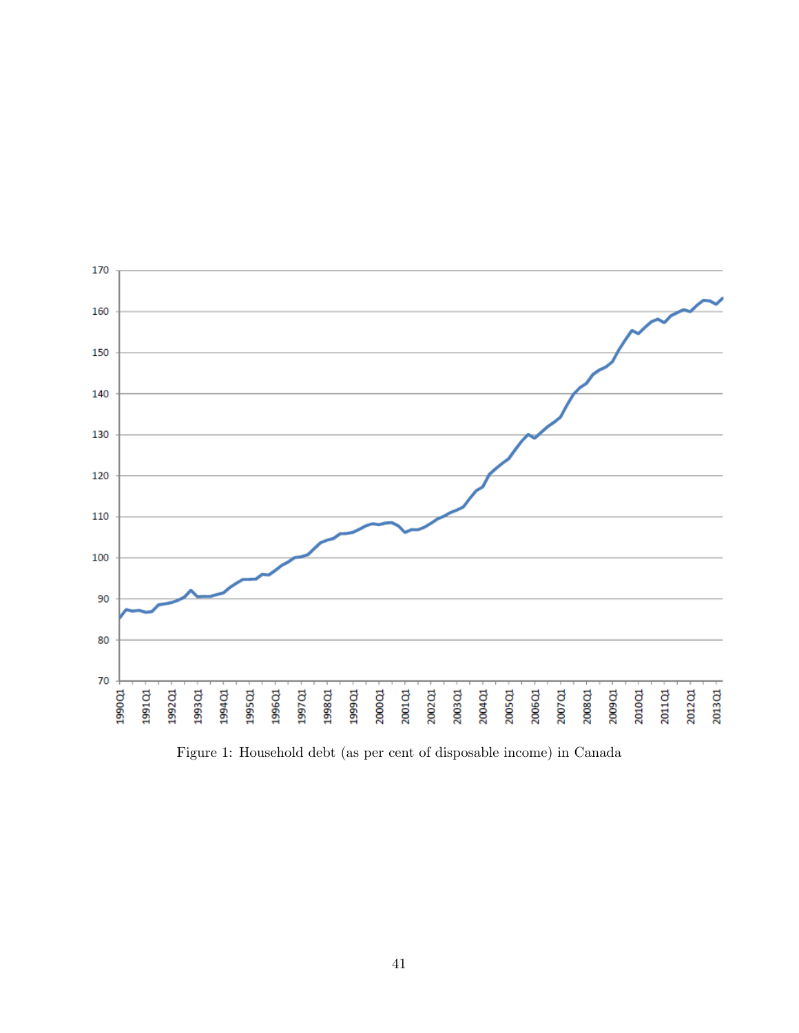Figure 1: Household debt (as per cent of disposable income) in Canada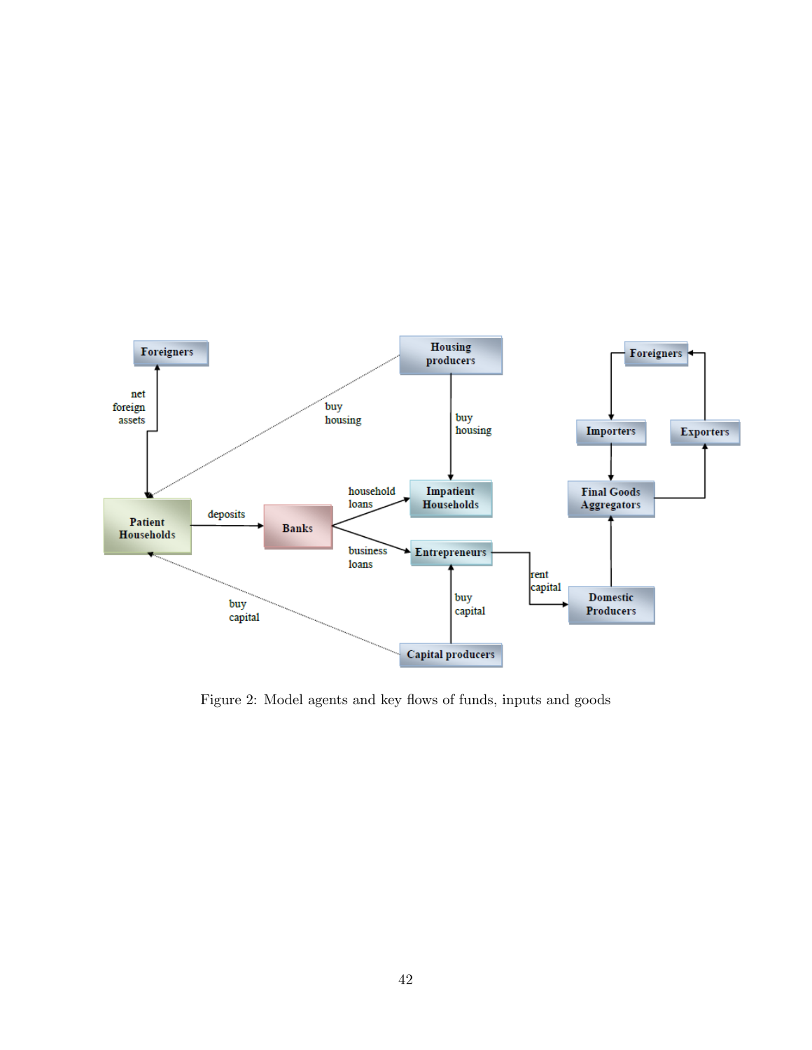Figure 2: Model agents and key flows of funds, inputs and goods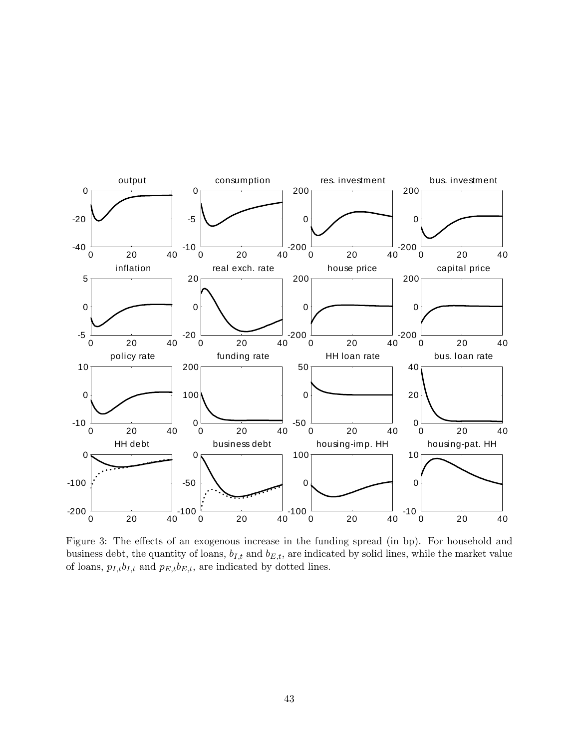Figure 3: The effects of an exogenous increase in the funding spread (in bp). For household and business debt, the quantity of loans, $b_{I,t}$ and $b_{E,t}$, are indicated by solid lines, while the market value of loans, $p_{I,t}b_{I,t}$ and $p_{E,t}b_{E,t}$, are indicated by dotted lines.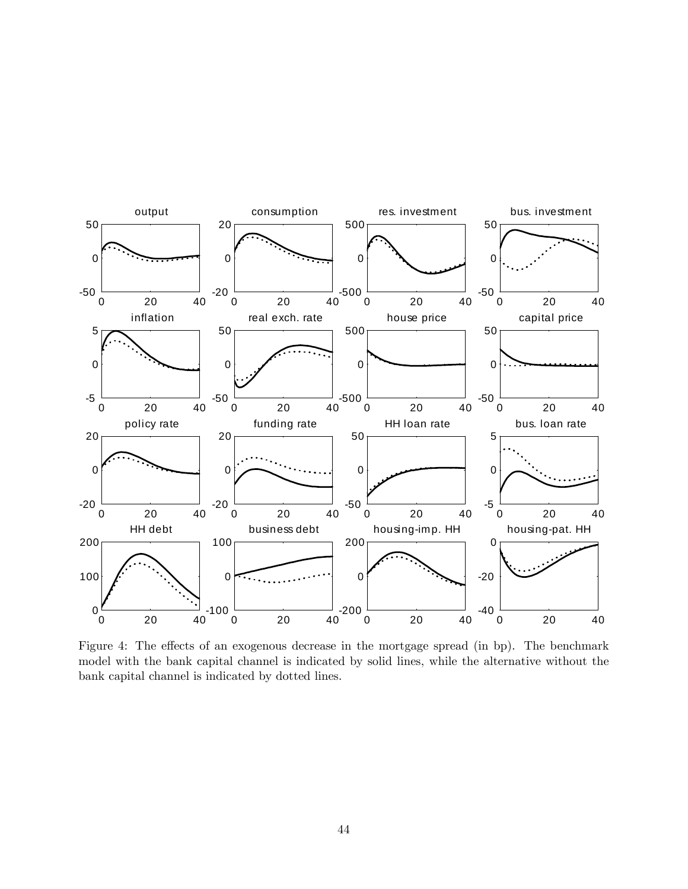Figure 4: The effects of an exogenous decrease in the mortgage spread (in bp). The benchmark model with the bank capital channel is indicated by solid lines, while the alternative without the bank capital channel is indicated by dotted lines.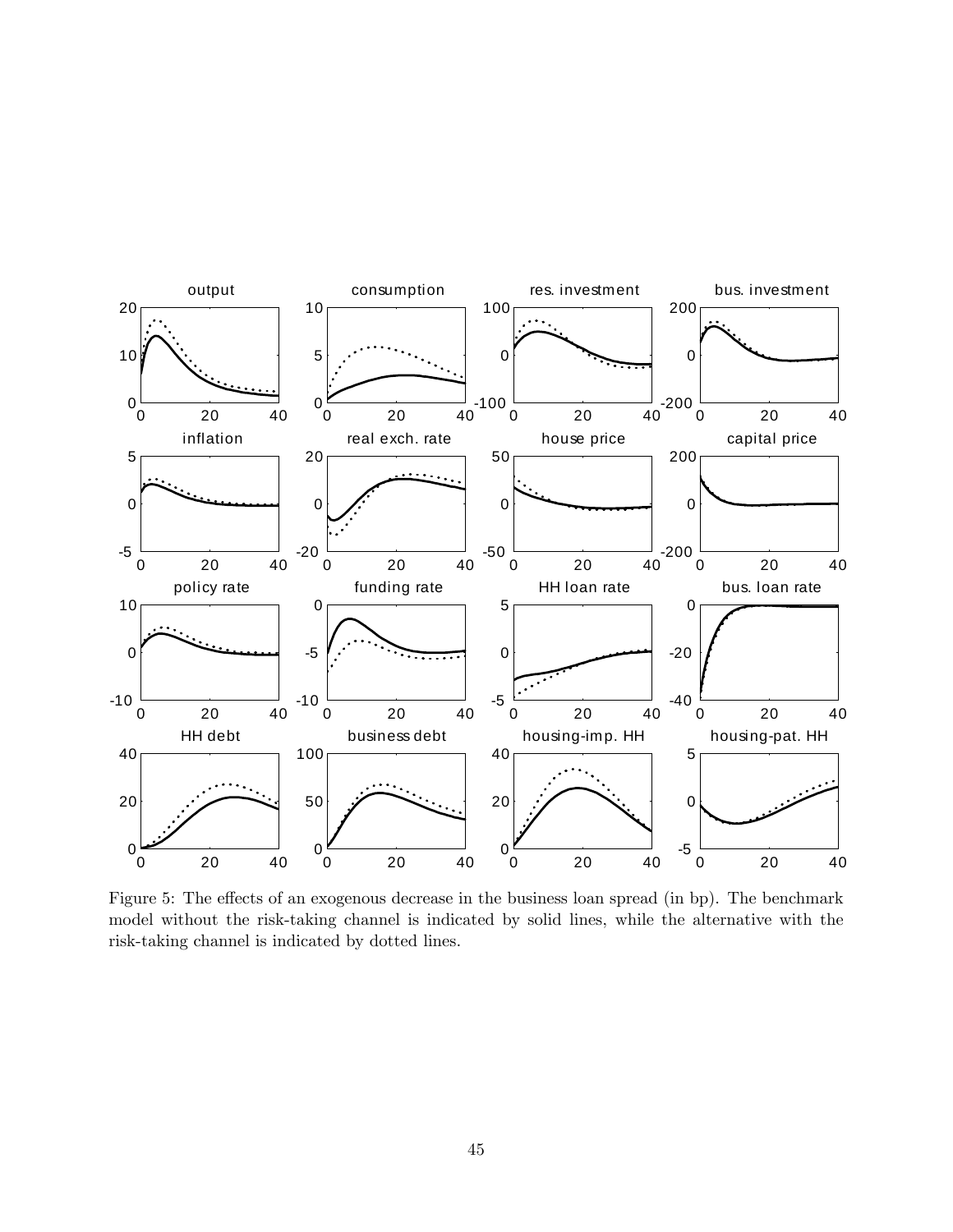Figure 5: The effects of an exogenous decrease in the business loan spread (in bp). The benchmark model without the risk-taking channel is indicated by solid lines, while the alternative with the risk-taking channel is indicated by dotted lines.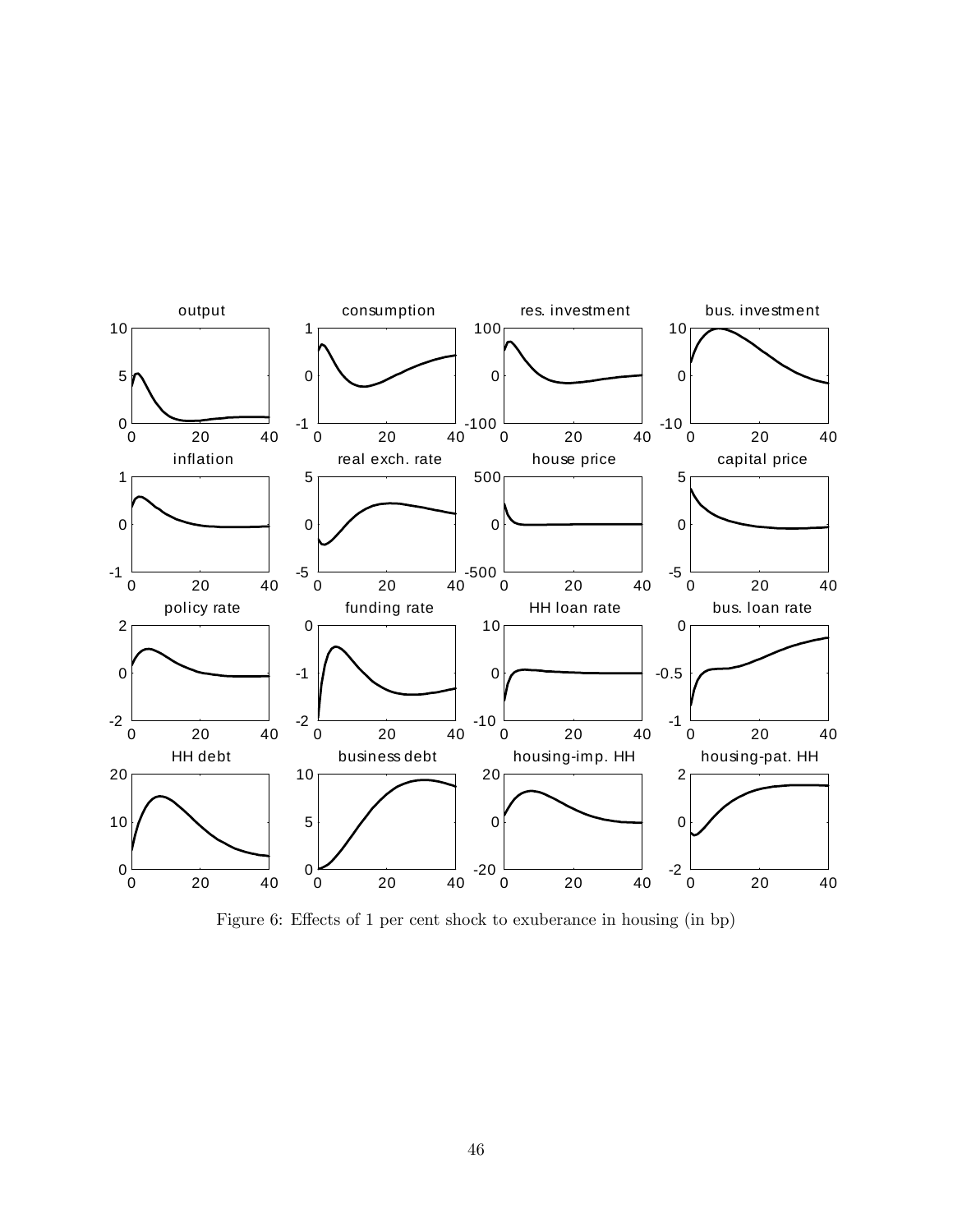Figure 6: Effects of 1 per cent shock to exuberance in housing (in bp)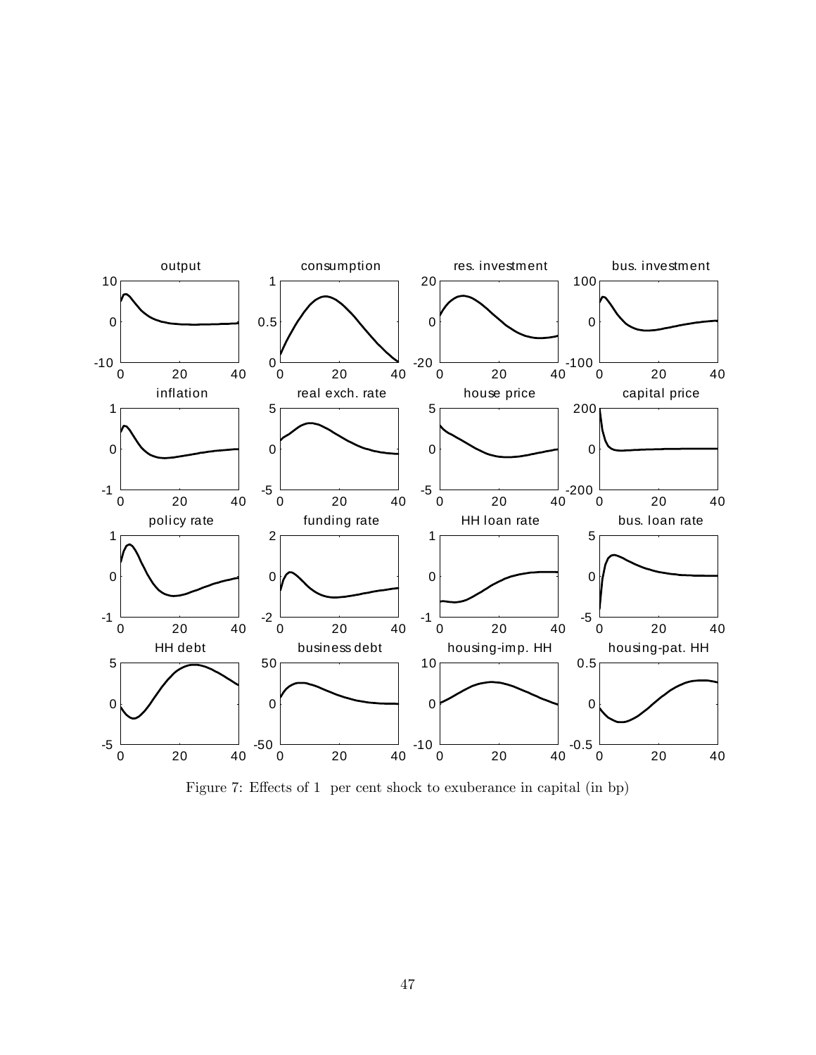Figure 7: Effects of 1 per cent shock to exuberance in capital (in bp)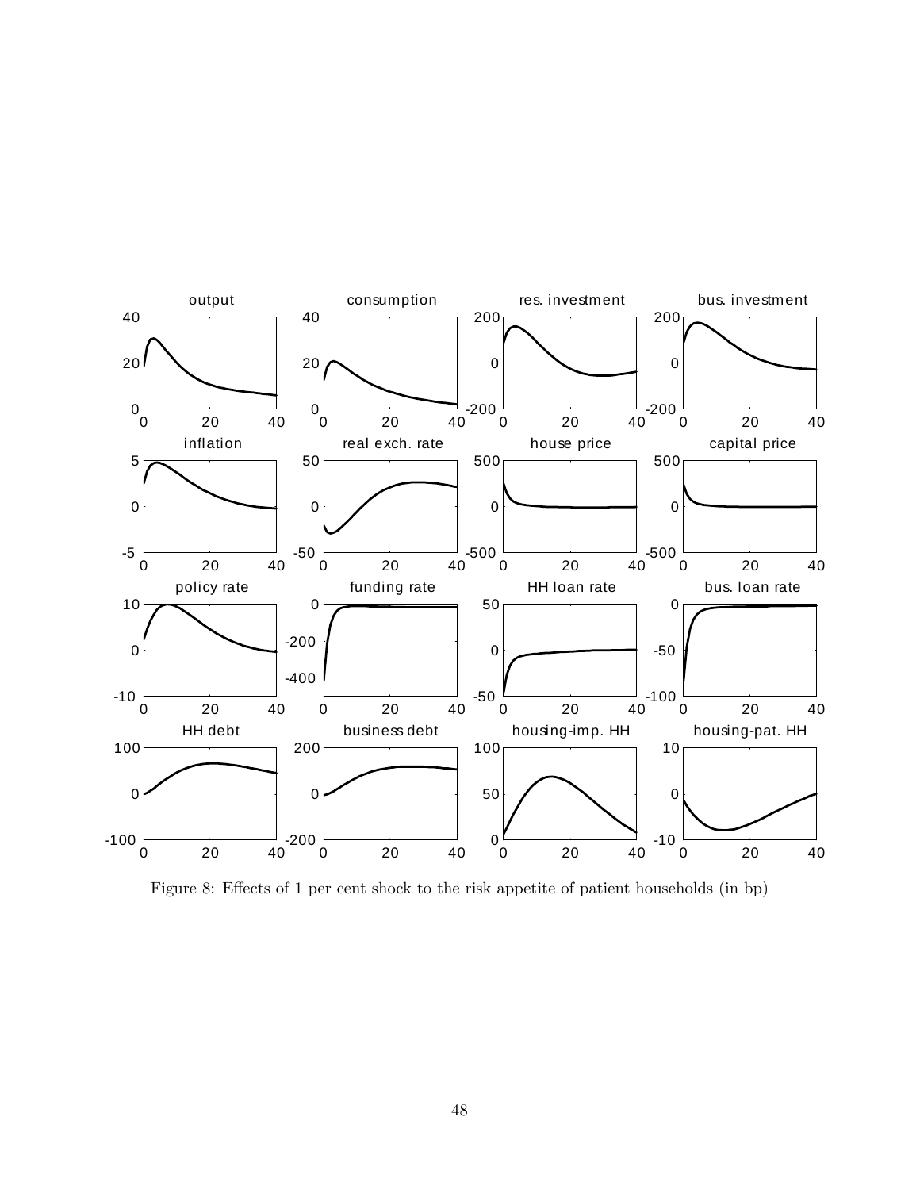Figure 8: Effects of 1 per cent shock to the risk appetite of patient households (in bp)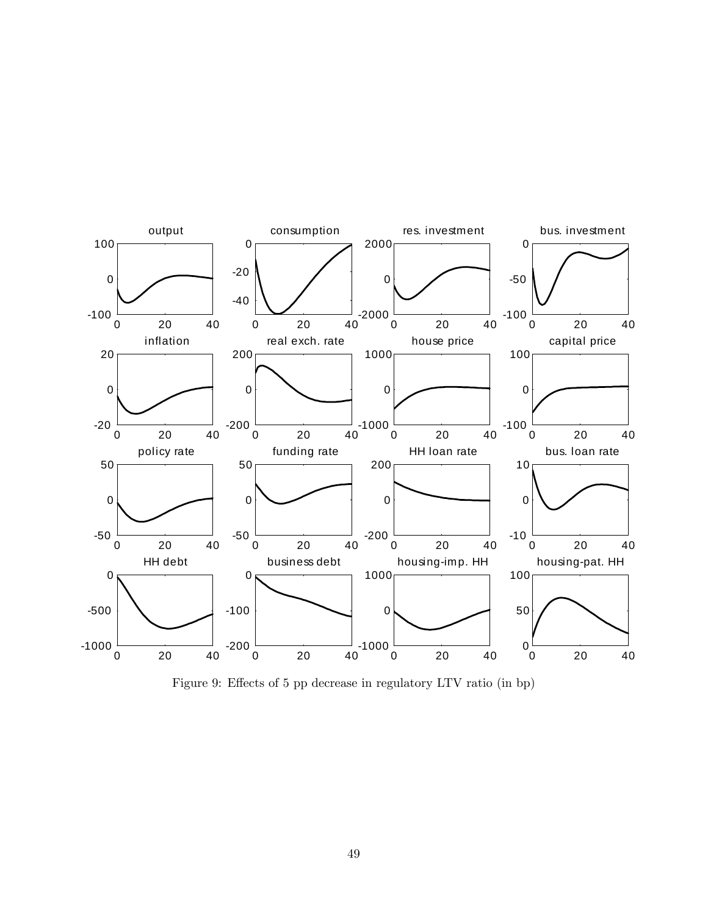Figure 9: Effects of 5 pp decrease in regulatory LTV ratio (in bp)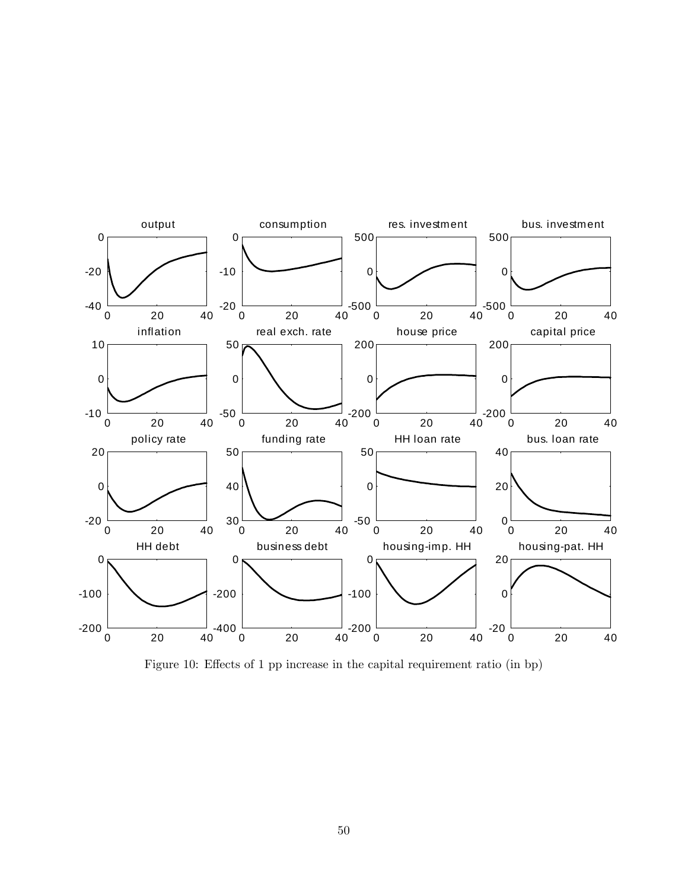Figure 10: Effects of 1 pp increase in the capital requirement ratio (in bp)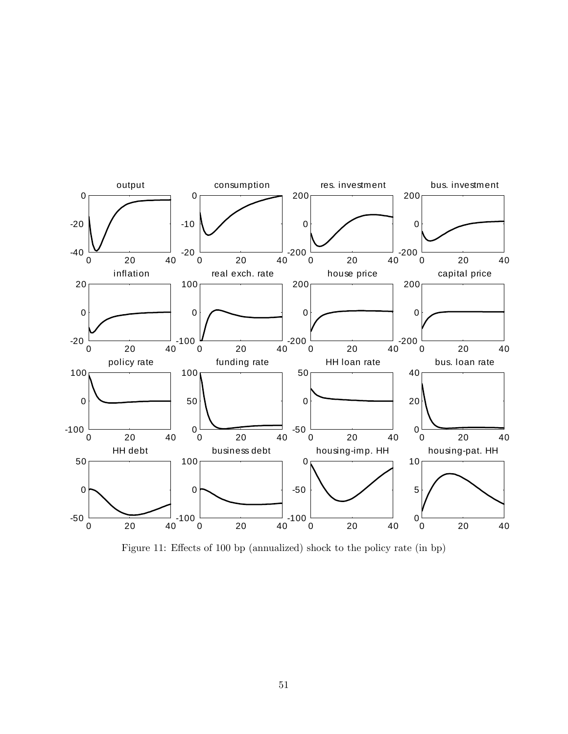output
0
-20
-40
0 20 40

consumption
0
-10
-20
0 20 40

res. investment
200
0
-200
0 20 40

bus. investment
200
0
-200
0 20 40

inflation
20
0
-20
0 20 40

real exch. rate
100
0
-100
0 20 40

house price
200
0
-200
0 20 40

capital price
200
0
-200
0 20 40

policy rate
100
0
-100
0 20 40

funding rate
100
50
0
0 20 40

HH loan rate
50
0
-50
0 20 40

bus. loan rate
40
20
0
0 20 40

HH debt
50
0
-50
0 20 40

business debt
100
0
-100
0 20 40

housing-imp. HH
0
-50
-100
0 20 40

housing-pat. HH
10
5
0
0 20 40

Figure 11: Effects of 100 bp (annualized) shock to the policy rate (in bp)